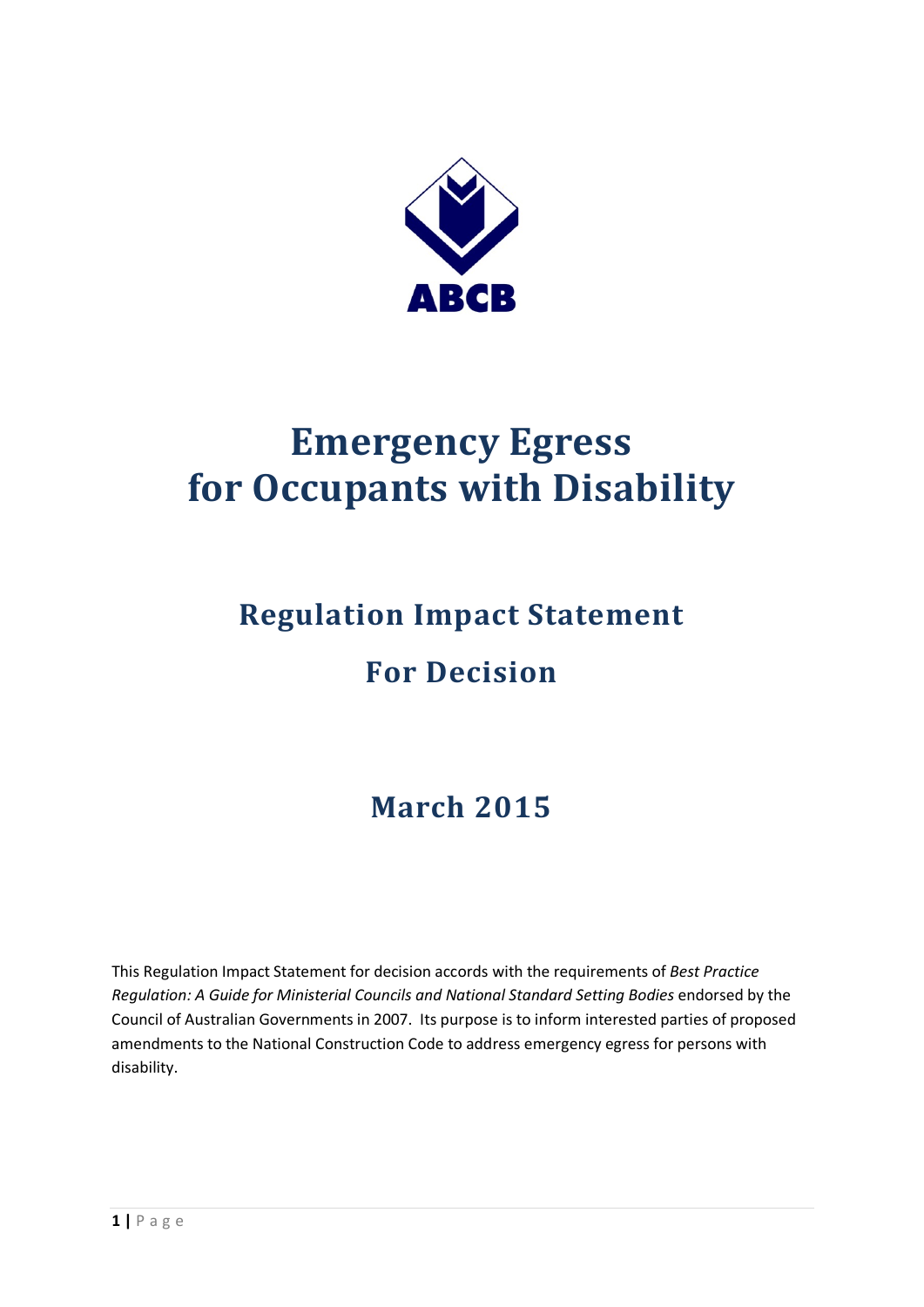ABCB

# Emergency Egress for Occupants with Disability

## Regulation Impact Statement

## For Decision

## March 2015

This Regulation Impact Statement for decision accords with the requirements of *Best Practice Regulation: A Guide for Ministerial Councils and National Standard Setting Bodies* endorsed by the Council of Australian Governments in 2007. Its purpose is to inform interested parties of proposed amendments to the National Construction Code to address emergency egress for persons with disability.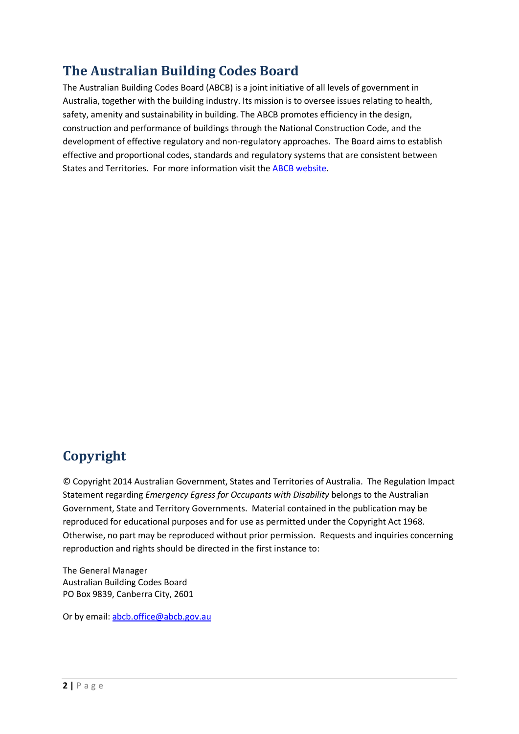## The Australian Building Codes Board

The Australian Building Codes Board (ABCB) is a joint initiative of all levels of government in Australia, together with the building industry. Its mission is to oversee issues relating to health, safety, amenity and sustainability in building. The ABCB promotes efficiency in the design, construction and performance of buildings through the National Construction Code, and the development of effective regulatory and non-regulatory approaches. The Board aims to establish effective and proportional codes, standards and regulatory systems that are consistent between States and Territories. For more information visit the ABCB website.

## Copyright

© Copyright 2014 Australian Government, States and Territories of Australia. The Regulation Impact Statement regarding *Emergency Egress for Occupants with Disability* belongs to the Australian Government, State and Territory Governments. Material contained in the publication may be reproduced for educational purposes and for use as permitted under the Copyright Act 1968. Otherwise, no part may be reproduced without prior permission. Requests and inquiries concerning reproduction and rights should be directed in the first instance to:

The General Manager
Australian Building Codes Board
PO Box 9839, Canberra City, 2601

Or by email: abcb.office@abcb.gov.au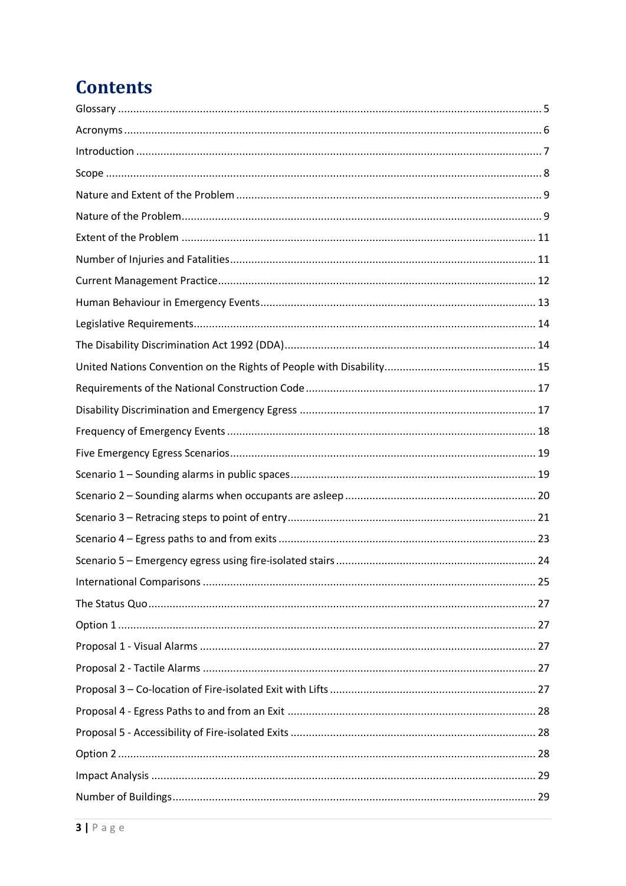# Contents

Glossary ........ 5

Acronyms ........ 6

Introduction ........ 7

Scope ........ 8

Nature and Extent of the Problem ........ 9

Nature of the Problem ........ 9

Extent of the Problem ........ 11

Number of Injuries and Fatalities ........ 11

Current Management Practice ........ 12

Human Behaviour in Emergency Events ........ 13

Legislative Requirements ........ 14

The Disability Discrimination Act 1992 (DDA) ........ 14

United Nations Convention on the Rights of People with Disability ........ 15

Requirements of the National Construction Code ........ 17

Disability Discrimination and Emergency Egress ........ 17

Frequency of Emergency Events ........ 18

Five Emergency Egress Scenarios ........ 19

Scenario 1 – Sounding alarms in public spaces ........ 19

Scenario 2 – Sounding alarms when occupants are asleep ........ 20

Scenario 3 – Retracing steps to point of entry ........ 21

Scenario 4 – Egress paths to and from exits ........ 23

Scenario 5 – Emergency egress using fire-isolated stairs ........ 24

International Comparisons ........ 25

The Status Quo ........ 27

Option 1 ........ 27

Proposal 1 - Visual Alarms ........ 27

Proposal 2 - Tactile Alarms ........ 27

Proposal 3 – Co-location of Fire-isolated Exit with Lifts ........ 27

Proposal 4 - Egress Paths to and from an Exit ........ 28

Proposal 5 - Accessibility of Fire-isolated Exits ........ 28

Option 2 ........ 28

Impact Analysis ........ 29

Number of Buildings ........ 29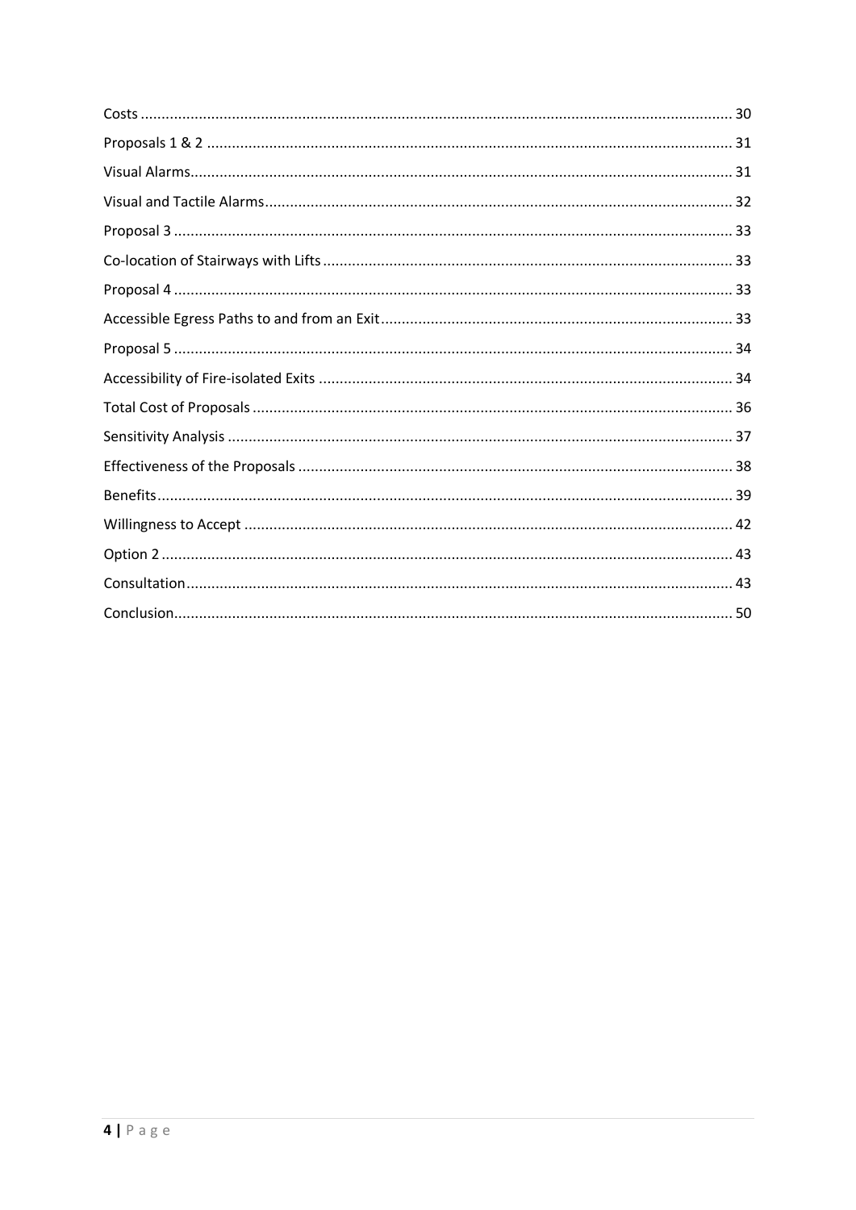Costs ........ 30
Proposals 1 & 2 ........ 31
Visual Alarms ........ 31
Visual and Tactile Alarms ........ 32
Proposal 3 ........ 33
Co-location of Stairways with Lifts ........ 33
Proposal 4 ........ 33
Accessible Egress Paths to and from an Exit ........ 33
Proposal 5 ........ 34
Accessibility of Fire-isolated Exits ........ 34
Total Cost of Proposals ........ 36
Sensitivity Analysis ........ 37
Effectiveness of the Proposals ........ 38
Benefits ........ 39
Willingness to Accept ........ 42
Option 2 ........ 43
Consultation ........ 43
Conclusion ........ 50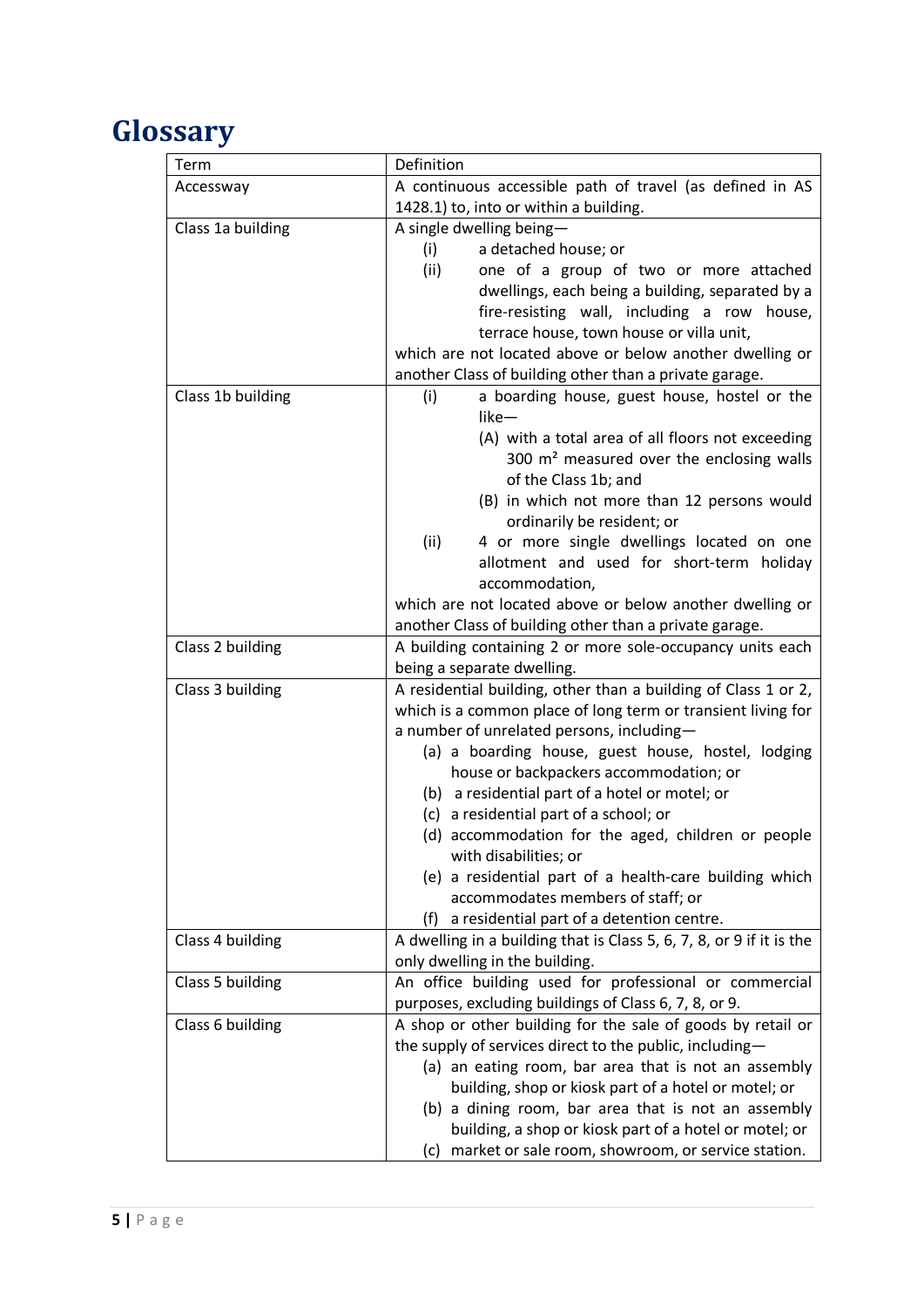# Glossary

| Term | Definition |
|---|---|
| Accessway | A continuous accessible path of travel (as defined in AS 1428.1) to, into or within a building. |
| Class 1a building | A single dwelling being— (i) a detached house; or (ii) one of a group of two or more attached dwellings, each being a building, separated by a fire-resisting wall, including a row house, terrace house, town house or villa unit, which are not located above or below another dwelling or another Class of building other than a private garage. |
| Class 1b building | (i) a boarding house, guest house, hostel or the like— (A) with a total area of all floors not exceeding 300 m² measured over the enclosing walls of the Class 1b; and (B) in which not more than 12 persons would ordinarily be resident; or (ii) 4 or more single dwellings located on one allotment and used for short-term holiday accommodation, which are not located above or below another dwelling or another Class of building other than a private garage. |
| Class 2 building | A building containing 2 or more sole-occupancy units each being a separate dwelling. |
| Class 3 building | A residential building, other than a building of Class 1 or 2, which is a common place of long term or transient living for a number of unrelated persons, including— (a) a boarding house, guest house, hostel, lodging house or backpackers accommodation; or (b) a residential part of a hotel or motel; or (c) a residential part of a school; or (d) accommodation for the aged, children or people with disabilities; or (e) a residential part of a health-care building which accommodates members of staff; or (f) a residential part of a detention centre. |
| Class 4 building | A dwelling in a building that is Class 5, 6, 7, 8, or 9 if it is the only dwelling in the building. |
| Class 5 building | An office building used for professional or commercial purposes, excluding buildings of Class 6, 7, 8, or 9. |
| Class 6 building | A shop or other building for the sale of goods by retail or the supply of services direct to the public, including— (a) an eating room, bar area that is not an assembly building, shop or kiosk part of a hotel or motel; or (b) a dining room, bar area that is not an assembly building, a shop or kiosk part of a hotel or motel; or (c) market or sale room, showroom, or service station. |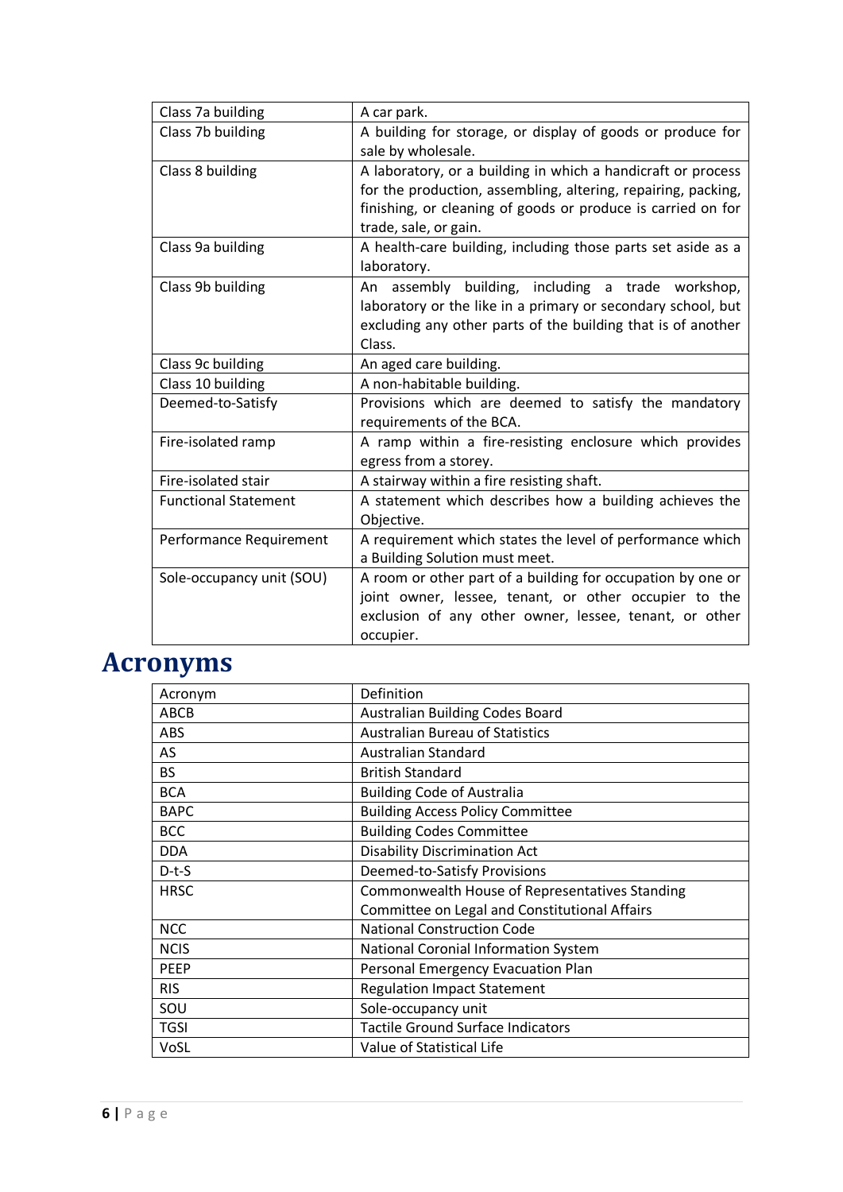| | |
|---|---|
| Class 7a building | A car park. |
| Class 7b building | A building for storage, or display of goods or produce for sale by wholesale. |
| Class 8 building | A laboratory, or a building in which a handicraft or process for the production, assembling, altering, repairing, packing, finishing, or cleaning of goods or produce is carried on for trade, sale, or gain. |
| Class 9a building | A health-care building, including those parts set aside as a laboratory. |
| Class 9b building | An assembly building, including a trade workshop, laboratory or the like in a primary or secondary school, but excluding any other parts of the building that is of another Class. |
| Class 9c building | An aged care building. |
| Class 10 building | A non-habitable building. |
| Deemed-to-Satisfy | Provisions which are deemed to satisfy the mandatory requirements of the BCA. |
| Fire-isolated ramp | A ramp within a fire-resisting enclosure which provides egress from a storey. |
| Fire-isolated stair | A stairway within a fire resisting shaft. |
| Functional Statement | A statement which describes how a building achieves the Objective. |
| Performance Requirement | A requirement which states the level of performance which a Building Solution must meet. |
| Sole-occupancy unit (SOU) | A room or other part of a building for occupation by one or joint owner, lessee, tenant, or other occupier to the exclusion of any other owner, lessee, tenant, or other occupier. |

# Acronyms

| Acronym | Definition |
|---|---|
| ABCB | Australian Building Codes Board |
| ABS | Australian Bureau of Statistics |
| AS | Australian Standard |
| BS | British Standard |
| BCA | Building Code of Australia |
| BAPC | Building Access Policy Committee |
| BCC | Building Codes Committee |
| DDA | Disability Discrimination Act |
| D-t-S | Deemed-to-Satisfy Provisions |
| HRSC | Commonwealth House of Representatives Standing Committee on Legal and Constitutional Affairs |
| NCC | National Construction Code |
| NCIS | National Coronial Information System |
| PEEP | Personal Emergency Evacuation Plan |
| RIS | Regulation Impact Statement |
| SOU | Sole-occupancy unit |
| TGSI | Tactile Ground Surface Indicators |
| VoSL | Value of Statistical Life |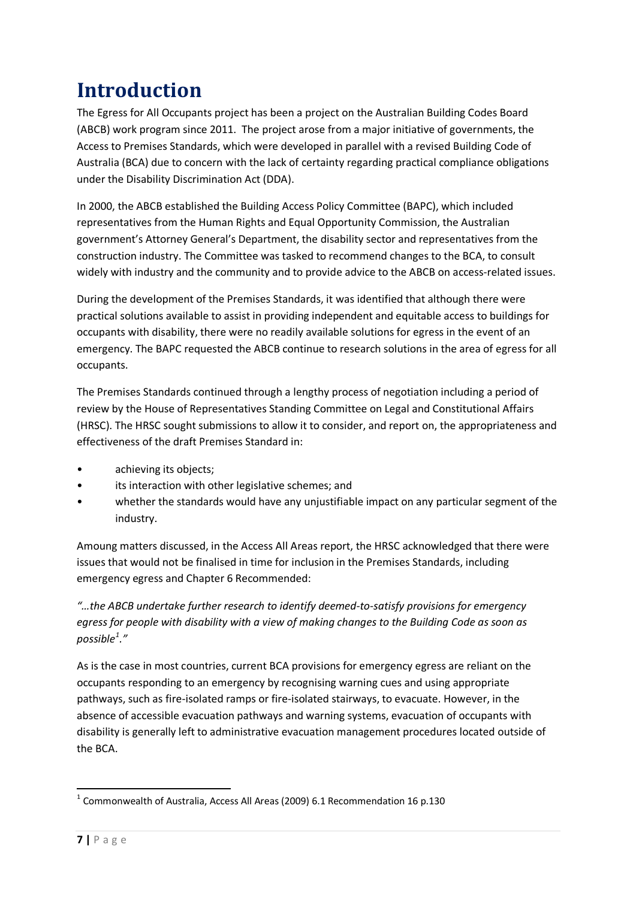# Introduction

The Egress for All Occupants project has been a project on the Australian Building Codes Board (ABCB) work program since 2011. The project arose from a major initiative of governments, the Access to Premises Standards, which were developed in parallel with a revised Building Code of Australia (BCA) due to concern with the lack of certainty regarding practical compliance obligations under the Disability Discrimination Act (DDA).

In 2000, the ABCB established the Building Access Policy Committee (BAPC), which included representatives from the Human Rights and Equal Opportunity Commission, the Australian government's Attorney General's Department, the disability sector and representatives from the construction industry. The Committee was tasked to recommend changes to the BCA, to consult widely with industry and the community and to provide advice to the ABCB on access-related issues.

During the development of the Premises Standards, it was identified that although there were practical solutions available to assist in providing independent and equitable access to buildings for occupants with disability, there were no readily available solutions for egress in the event of an emergency. The BAPC requested the ABCB continue to research solutions in the area of egress for all occupants.

The Premises Standards continued through a lengthy process of negotiation including a period of review by the House of Representatives Standing Committee on Legal and Constitutional Affairs (HRSC). The HRSC sought submissions to allow it to consider, and report on, the appropriateness and effectiveness of the draft Premises Standard in:

- achieving its objects;
- its interaction with other legislative schemes; and
- whether the standards would have any unjustifiable impact on any particular segment of the industry.

Amoung matters discussed, in the Access All Areas report, the HRSC acknowledged that there were issues that would not be finalised in time for inclusion in the Premises Standards, including emergency egress and Chapter 6 Recommended:

*"…the ABCB undertake further research to identify deemed-to-satisfy provisions for emergency egress for people with disability with a view of making changes to the Building Code as soon as possible[1]."*

As is the case in most countries, current BCA provisions for emergency egress are reliant on the occupants responding to an emergency by recognising warning cues and using appropriate pathways, such as fire-isolated ramps or fire-isolated stairways, to evacuate. However, in the absence of accessible evacuation pathways and warning systems, evacuation of occupants with disability is generally left to administrative evacuation management procedures located outside of the BCA.

[1] Commonwealth of Australia, Access All Areas (2009) 6.1 Recommendation 16 p.130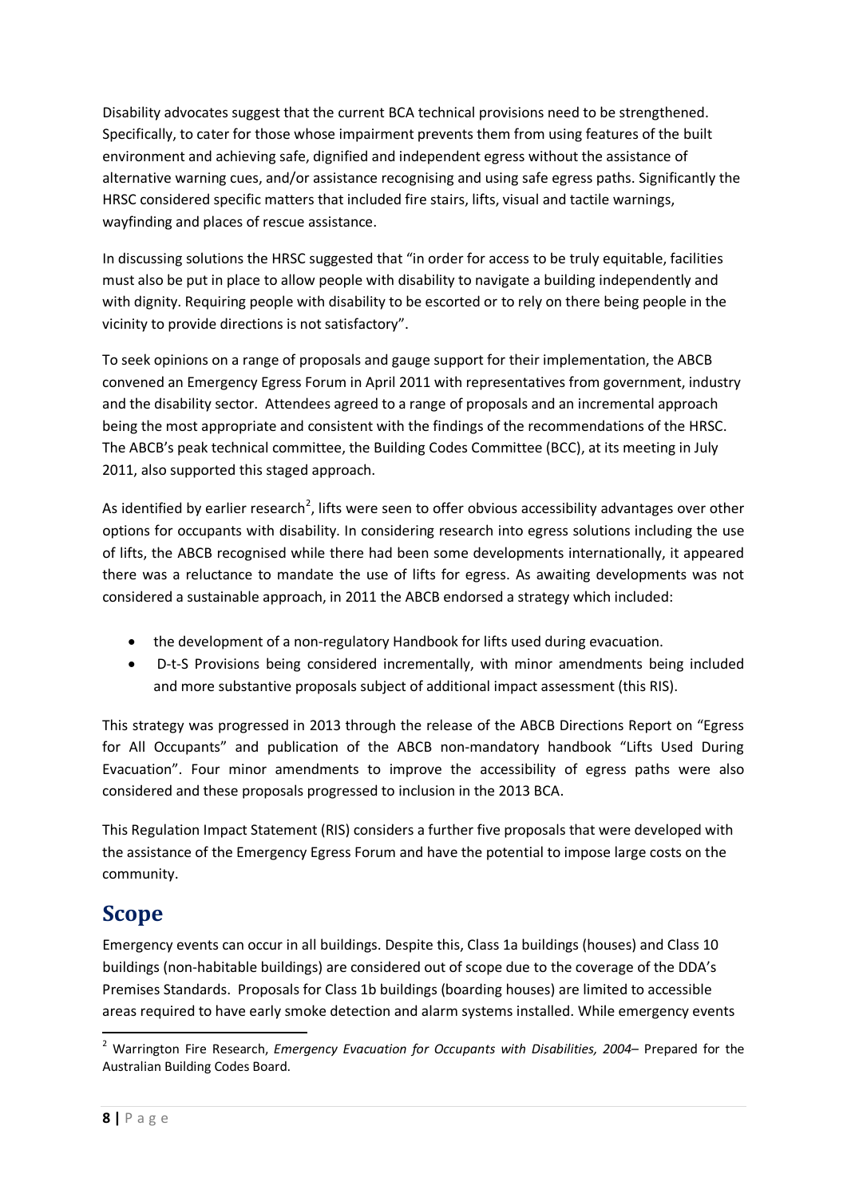Disability advocates suggest that the current BCA technical provisions need to be strengthened. Specifically, to cater for those whose impairment prevents them from using features of the built environment and achieving safe, dignified and independent egress without the assistance of alternative warning cues, and/or assistance recognising and using safe egress paths. Significantly the HRSC considered specific matters that included fire stairs, lifts, visual and tactile warnings, wayfinding and places of rescue assistance.

In discussing solutions the HRSC suggested that "in order for access to be truly equitable, facilities must also be put in place to allow people with disability to navigate a building independently and with dignity. Requiring people with disability to be escorted or to rely on there being people in the vicinity to provide directions is not satisfactory".

To seek opinions on a range of proposals and gauge support for their implementation, the ABCB convened an Emergency Egress Forum in April 2011 with representatives from government, industry and the disability sector. Attendees agreed to a range of proposals and an incremental approach being the most appropriate and consistent with the findings of the recommendations of the HRSC. The ABCB's peak technical committee, the Building Codes Committee (BCC), at its meeting in July 2011, also supported this staged approach.

As identified by earlier research[2], lifts were seen to offer obvious accessibility advantages over other options for occupants with disability. In considering research into egress solutions including the use of lifts, the ABCB recognised while there had been some developments internationally, it appeared there was a reluctance to mandate the use of lifts for egress. As awaiting developments was not considered a sustainable approach, in 2011 the ABCB endorsed a strategy which included:

- the development of a non-regulatory Handbook for lifts used during evacuation.
- D-t-S Provisions being considered incrementally, with minor amendments being included and more substantive proposals subject of additional impact assessment (this RIS).

This strategy was progressed in 2013 through the release of the ABCB Directions Report on "Egress for All Occupants" and publication of the ABCB non-mandatory handbook "Lifts Used During Evacuation". Four minor amendments to improve the accessibility of egress paths were also considered and these proposals progressed to inclusion in the 2013 BCA.

This Regulation Impact Statement (RIS) considers a further five proposals that were developed with the assistance of the Emergency Egress Forum and have the potential to impose large costs on the community.

## Scope

Emergency events can occur in all buildings. Despite this, Class 1a buildings (houses) and Class 10 buildings (non-habitable buildings) are considered out of scope due to the coverage of the DDA's Premises Standards. Proposals for Class 1b buildings (boarding houses) are limited to accessible areas required to have early smoke detection and alarm systems installed. While emergency events

[2] Warrington Fire Research, *Emergency Evacuation for Occupants with Disabilities, 2004*– Prepared for the Australian Building Codes Board.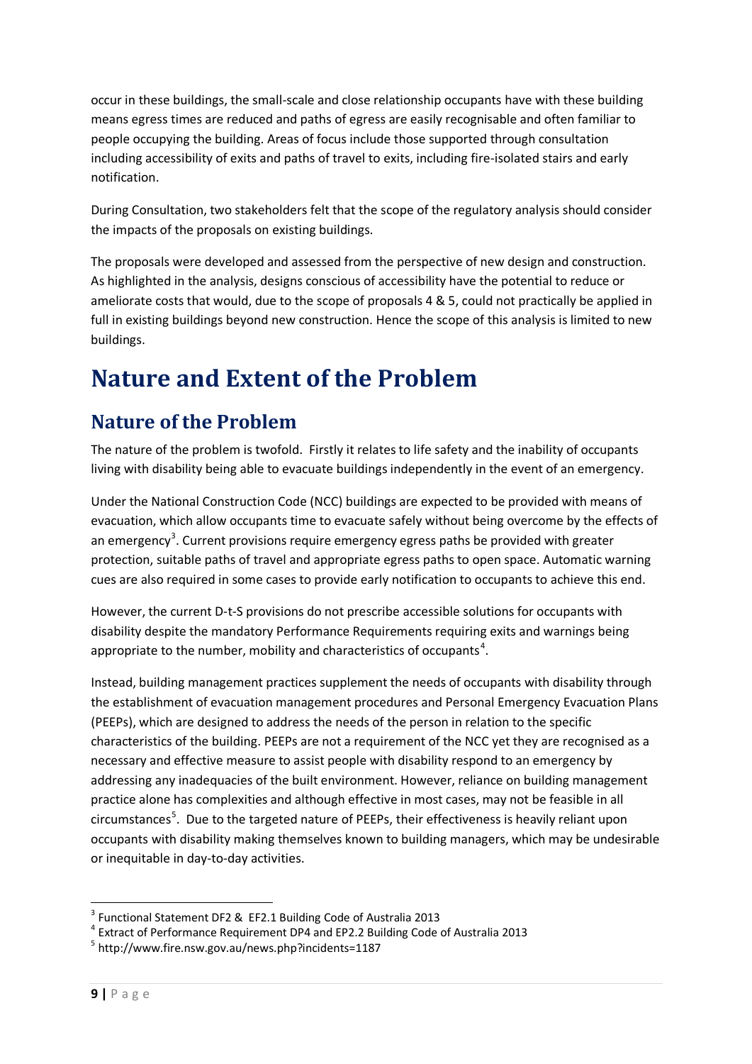occur in these buildings, the small-scale and close relationship occupants have with these building means egress times are reduced and paths of egress are easily recognisable and often familiar to people occupying the building. Areas of focus include those supported through consultation including accessibility of exits and paths of travel to exits, including fire-isolated stairs and early notification.

During Consultation, two stakeholders felt that the scope of the regulatory analysis should consider the impacts of the proposals on existing buildings.

The proposals were developed and assessed from the perspective of new design and construction. As highlighted in the analysis, designs conscious of accessibility have the potential to reduce or ameliorate costs that would, due to the scope of proposals 4 & 5, could not practically be applied in full in existing buildings beyond new construction. Hence the scope of this analysis is limited to new buildings.

# Nature and Extent of the Problem

## Nature of the Problem

The nature of the problem is twofold. Firstly it relates to life safety and the inability of occupants living with disability being able to evacuate buildings independently in the event of an emergency.

Under the National Construction Code (NCC) buildings are expected to be provided with means of evacuation, which allow occupants time to evacuate safely without being overcome by the effects of an emergency[3]. Current provisions require emergency egress paths be provided with greater protection, suitable paths of travel and appropriate egress paths to open space. Automatic warning cues are also required in some cases to provide early notification to occupants to achieve this end.

However, the current D-t-S provisions do not prescribe accessible solutions for occupants with disability despite the mandatory Performance Requirements requiring exits and warnings being appropriate to the number, mobility and characteristics of occupants[4].

Instead, building management practices supplement the needs of occupants with disability through the establishment of evacuation management procedures and Personal Emergency Evacuation Plans (PEEPs), which are designed to address the needs of the person in relation to the specific characteristics of the building. PEEPs are not a requirement of the NCC yet they are recognised as a necessary and effective measure to assist people with disability respond to an emergency by addressing any inadequacies of the built environment. However, reliance on building management practice alone has complexities and although effective in most cases, may not be feasible in all circumstances[5]. Due to the targeted nature of PEEPs, their effectiveness is heavily reliant upon occupants with disability making themselves known to building managers, which may be undesirable or inequitable in day-to-day activities.

[3] Functional Statement DF2 & EF2.1 Building Code of Australia 2013
[4] Extract of Performance Requirement DP4 and EP2.2 Building Code of Australia 2013
[5] http://www.fire.nsw.gov.au/news.php?incidents=1187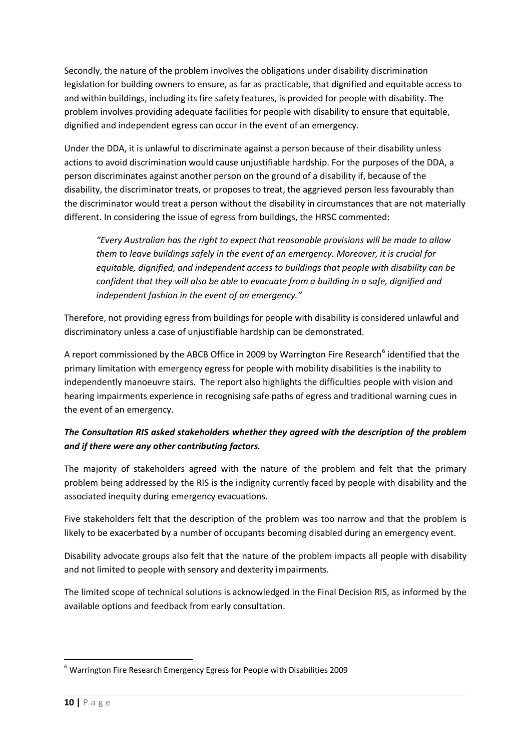Secondly, the nature of the problem involves the obligations under disability discrimination legislation for building owners to ensure, as far as practicable, that dignified and equitable access to and within buildings, including its fire safety features, is provided for people with disability. The problem involves providing adequate facilities for people with disability to ensure that equitable, dignified and independent egress can occur in the event of an emergency.

Under the DDA, it is unlawful to discriminate against a person because of their disability unless actions to avoid discrimination would cause unjustifiable hardship. For the purposes of the DDA, a person discriminates against another person on the ground of a disability if, because of the disability, the discriminator treats, or proposes to treat, the aggrieved person less favourably than the discriminator would treat a person without the disability in circumstances that are not materially different. In considering the issue of egress from buildings, the HRSC commented:

> *"Every Australian has the right to expect that reasonable provisions will be made to allow them to leave buildings safely in the event of an emergency. Moreover, it is crucial for equitable, dignified, and independent access to buildings that people with disability can be confident that they will also be able to evacuate from a building in a safe, dignified and independent fashion in the event of an emergency."*

Therefore, not providing egress from buildings for people with disability is considered unlawful and discriminatory unless a case of unjustifiable hardship can be demonstrated.

A report commissioned by the ABCB Office in 2009 by Warrington Fire Research[6] identified that the primary limitation with emergency egress for people with mobility disabilities is the inability to independently manoeuvre stairs. The report also highlights the difficulties people with vision and hearing impairments experience in recognising safe paths of egress and traditional warning cues in the event of an emergency.

***The Consultation RIS asked stakeholders whether they agreed with the description of the problem and if there were any other contributing factors.***

The majority of stakeholders agreed with the nature of the problem and felt that the primary problem being addressed by the RIS is the indignity currently faced by people with disability and the associated inequity during emergency evacuations.

Five stakeholders felt that the description of the problem was too narrow and that the problem is likely to be exacerbated by a number of occupants becoming disabled during an emergency event.

Disability advocate groups also felt that the nature of the problem impacts all people with disability and not limited to people with sensory and dexterity impairments.

The limited scope of technical solutions is acknowledged in the Final Decision RIS, as informed by the available options and feedback from early consultation.

---

[6] Warrington Fire Research Emergency Egress for People with Disabilities 2009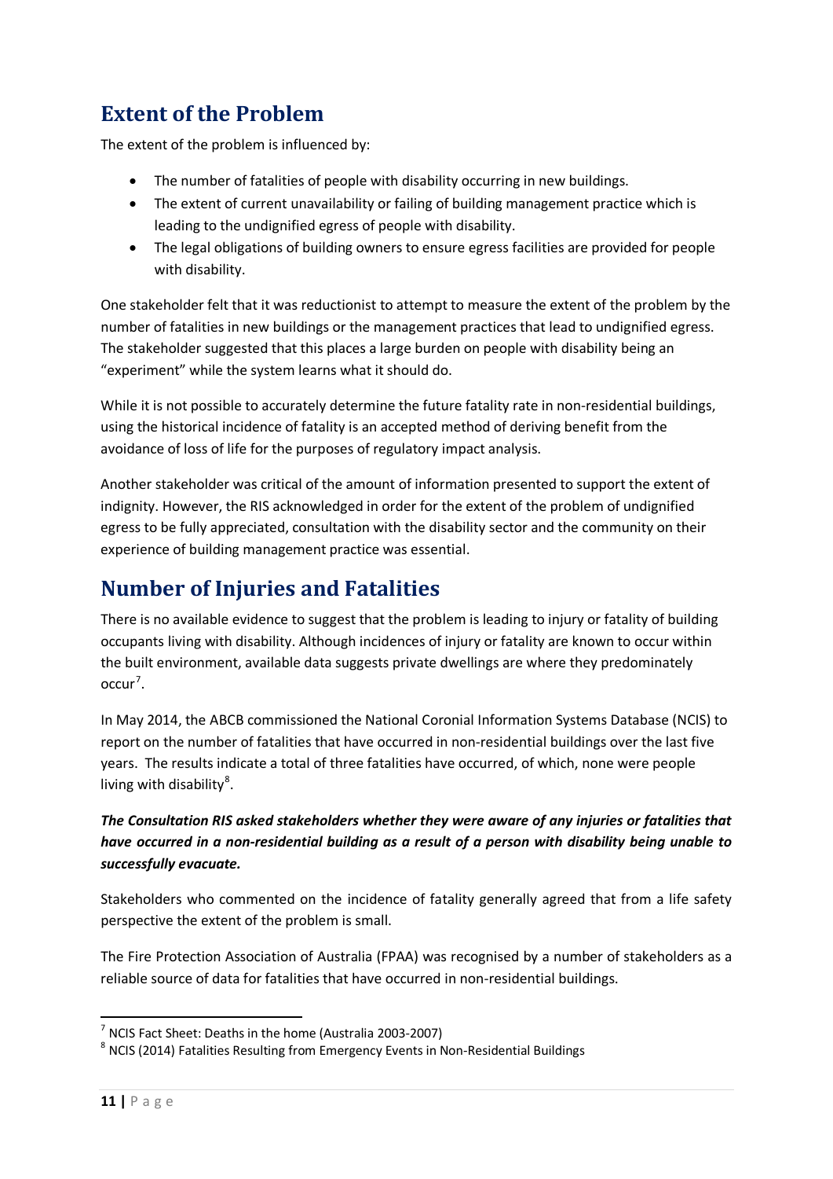## Extent of the Problem

The extent of the problem is influenced by:

- The number of fatalities of people with disability occurring in new buildings.
- The extent of current unavailability or failing of building management practice which is leading to the undignified egress of people with disability.
- The legal obligations of building owners to ensure egress facilities are provided for people with disability.

One stakeholder felt that it was reductionist to attempt to measure the extent of the problem by the number of fatalities in new buildings or the management practices that lead to undignified egress. The stakeholder suggested that this places a large burden on people with disability being an "experiment" while the system learns what it should do.

While it is not possible to accurately determine the future fatality rate in non-residential buildings, using the historical incidence of fatality is an accepted method of deriving benefit from the avoidance of loss of life for the purposes of regulatory impact analysis.

Another stakeholder was critical of the amount of information presented to support the extent of indignity. However, the RIS acknowledged in order for the extent of the problem of undignified egress to be fully appreciated, consultation with the disability sector and the community on their experience of building management practice was essential.

## Number of Injuries and Fatalities

There is no available evidence to suggest that the problem is leading to injury or fatality of building occupants living with disability. Although incidences of injury or fatality are known to occur within the built environment, available data suggests private dwellings are where they predominately occur[7].

In May 2014, the ABCB commissioned the National Coronial Information Systems Database (NCIS) to report on the number of fatalities that have occurred in non-residential buildings over the last five years. The results indicate a total of three fatalities have occurred, of which, none were people living with disability[8].

***The Consultation RIS asked stakeholders whether they were aware of any injuries or fatalities that have occurred in a non-residential building as a result of a person with disability being unable to successfully evacuate.***

Stakeholders who commented on the incidence of fatality generally agreed that from a life safety perspective the extent of the problem is small.

The Fire Protection Association of Australia (FPAA) was recognised by a number of stakeholders as a reliable source of data for fatalities that have occurred in non-residential buildings.

[7] NCIS Fact Sheet: Deaths in the home (Australia 2003-2007)

[8] NCIS (2014) Fatalities Resulting from Emergency Events in Non-Residential Buildings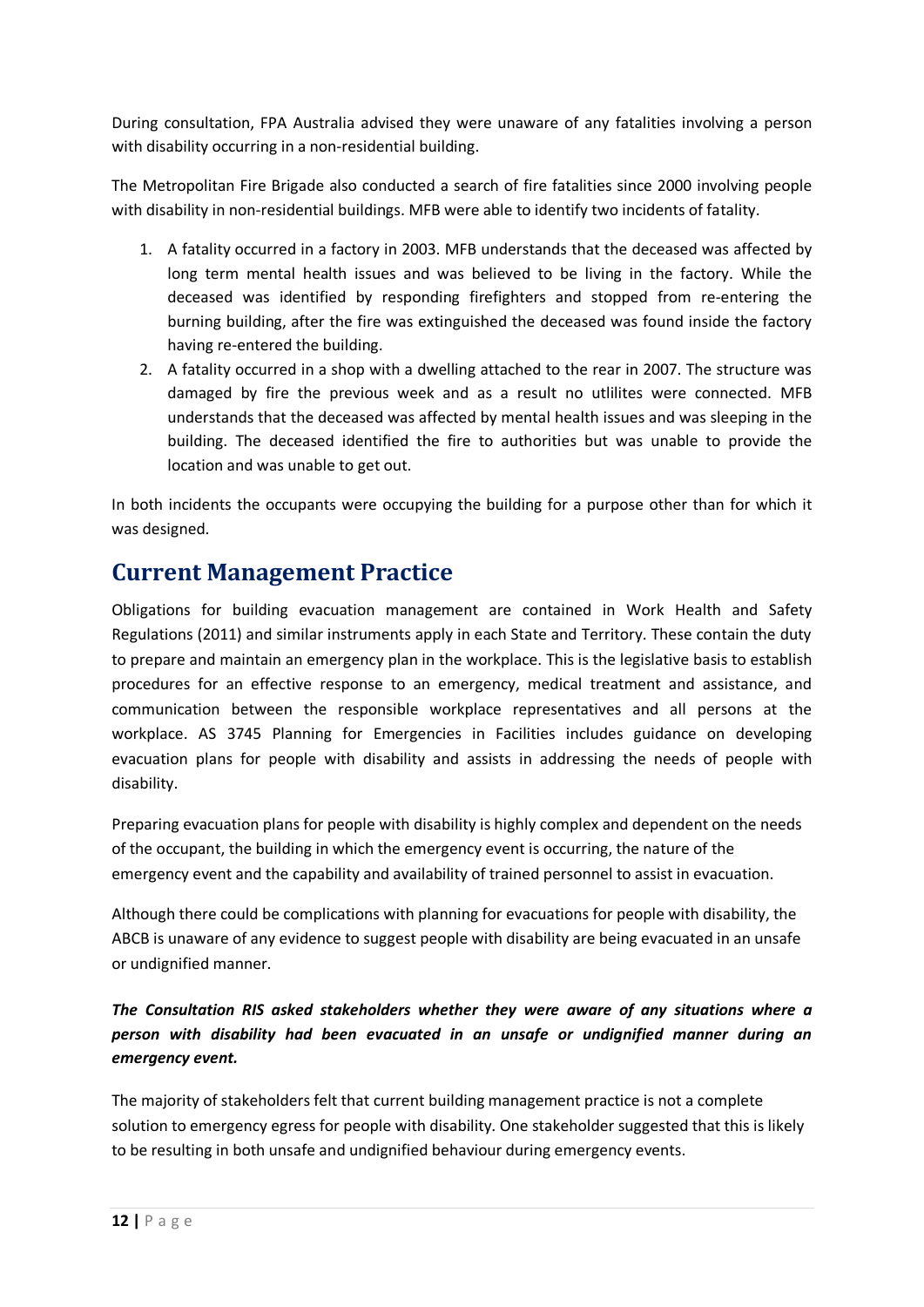During consultation, FPA Australia advised they were unaware of any fatalities involving a person with disability occurring in a non-residential building.

The Metropolitan Fire Brigade also conducted a search of fire fatalities since 2000 involving people with disability in non-residential buildings. MFB were able to identify two incidents of fatality.

1. A fatality occurred in a factory in 2003. MFB understands that the deceased was affected by long term mental health issues and was believed to be living in the factory. While the deceased was identified by responding firefighters and stopped from re-entering the burning building, after the fire was extinguished the deceased was found inside the factory having re-entered the building.
2. A fatality occurred in a shop with a dwelling attached to the rear in 2007. The structure was damaged by fire the previous week and as a result no utlilites were connected. MFB understands that the deceased was affected by mental health issues and was sleeping in the building. The deceased identified the fire to authorities but was unable to provide the location and was unable to get out.

In both incidents the occupants were occupying the building for a purpose other than for which it was designed.

## Current Management Practice

Obligations for building evacuation management are contained in Work Health and Safety Regulations (2011) and similar instruments apply in each State and Territory. These contain the duty to prepare and maintain an emergency plan in the workplace. This is the legislative basis to establish procedures for an effective response to an emergency, medical treatment and assistance, and communication between the responsible workplace representatives and all persons at the workplace. AS 3745 Planning for Emergencies in Facilities includes guidance on developing evacuation plans for people with disability and assists in addressing the needs of people with disability.

Preparing evacuation plans for people with disability is highly complex and dependent on the needs of the occupant, the building in which the emergency event is occurring, the nature of the emergency event and the capability and availability of trained personnel to assist in evacuation.

Although there could be complications with planning for evacuations for people with disability, the ABCB is unaware of any evidence to suggest people with disability are being evacuated in an unsafe or undignified manner.

***The Consultation RIS asked stakeholders whether they were aware of any situations where a person with disability had been evacuated in an unsafe or undignified manner during an emergency event.***

The majority of stakeholders felt that current building management practice is not a complete solution to emergency egress for people with disability. One stakeholder suggested that this is likely to be resulting in both unsafe and undignified behaviour during emergency events.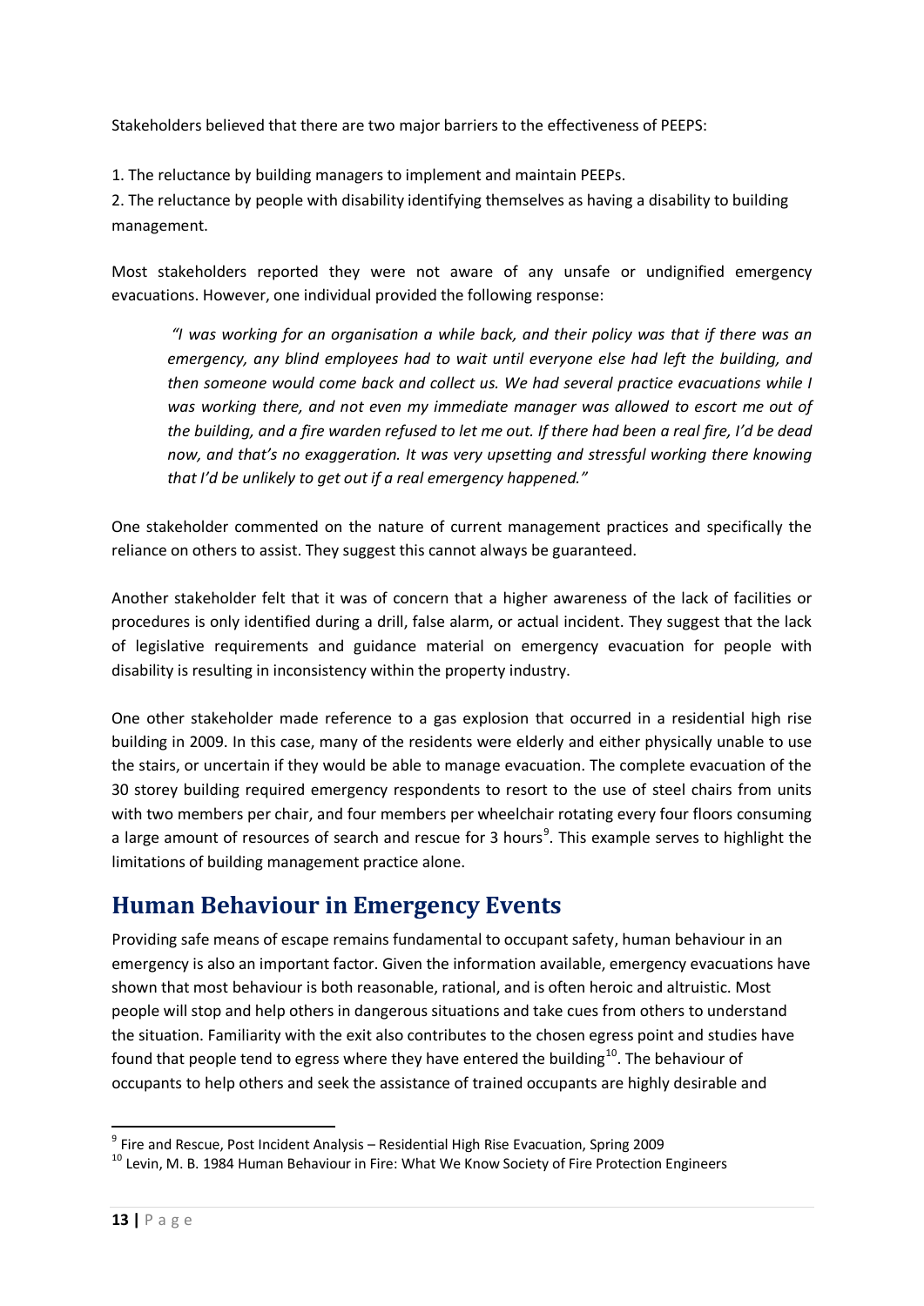Stakeholders believed that there are two major barriers to the effectiveness of PEEPS:

1. The reluctance by building managers to implement and maintain PEEPs.
2. The reluctance by people with disability identifying themselves as having a disability to building management.

Most stakeholders reported they were not aware of any unsafe or undignified emergency evacuations. However, one individual provided the following response:

> *"I was working for an organisation a while back, and their policy was that if there was an emergency, any blind employees had to wait until everyone else had left the building, and then someone would come back and collect us. We had several practice evacuations while I was working there, and not even my immediate manager was allowed to escort me out of the building, and a fire warden refused to let me out. If there had been a real fire, I'd be dead now, and that's no exaggeration. It was very upsetting and stressful working there knowing that I'd be unlikely to get out if a real emergency happened."*

One stakeholder commented on the nature of current management practices and specifically the reliance on others to assist. They suggest this cannot always be guaranteed.

Another stakeholder felt that it was of concern that a higher awareness of the lack of facilities or procedures is only identified during a drill, false alarm, or actual incident. They suggest that the lack of legislative requirements and guidance material on emergency evacuation for people with disability is resulting in inconsistency within the property industry.

One other stakeholder made reference to a gas explosion that occurred in a residential high rise building in 2009. In this case, many of the residents were elderly and either physically unable to use the stairs, or uncertain if they would be able to manage evacuation. The complete evacuation of the 30 storey building required emergency respondents to resort to the use of steel chairs from units with two members per chair, and four members per wheelchair rotating every four floors consuming a large amount of resources of search and rescue for 3 hours[9]. This example serves to highlight the limitations of building management practice alone.

## Human Behaviour in Emergency Events

Providing safe means of escape remains fundamental to occupant safety, human behaviour in an emergency is also an important factor. Given the information available, emergency evacuations have shown that most behaviour is both reasonable, rational, and is often heroic and altruistic. Most people will stop and help others in dangerous situations and take cues from others to understand the situation. Familiarity with the exit also contributes to the chosen egress point and studies have found that people tend to egress where they have entered the building[10]. The behaviour of occupants to help others and seek the assistance of trained occupants are highly desirable and

---

[9] Fire and Rescue, Post Incident Analysis – Residential High Rise Evacuation, Spring 2009

[10] Levin, M. B. 1984 Human Behaviour in Fire: What We Know Society of Fire Protection Engineers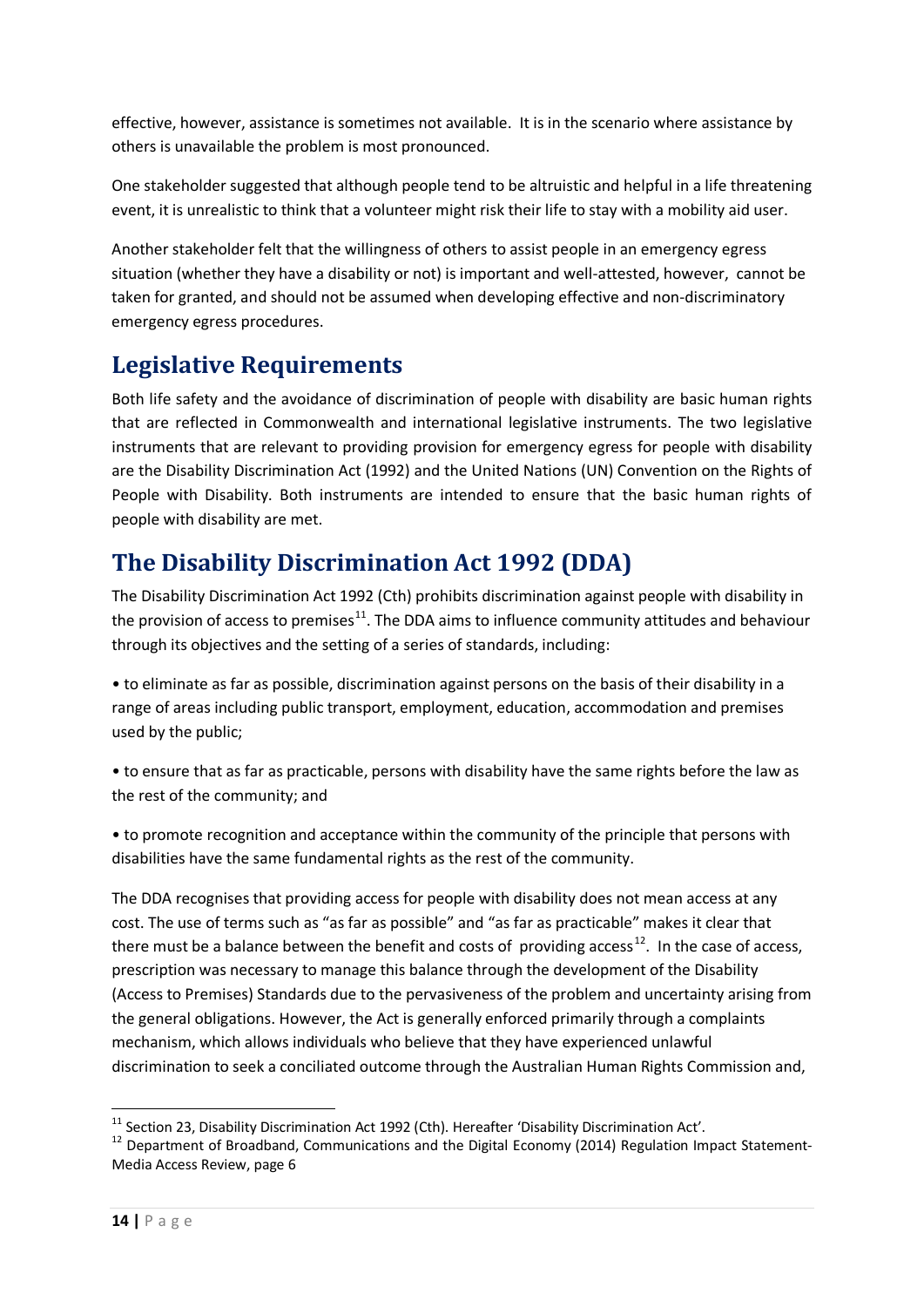effective, however, assistance is sometimes not available. It is in the scenario where assistance by others is unavailable the problem is most pronounced.

One stakeholder suggested that although people tend to be altruistic and helpful in a life threatening event, it is unrealistic to think that a volunteer might risk their life to stay with a mobility aid user.

Another stakeholder felt that the willingness of others to assist people in an emergency egress situation (whether they have a disability or not) is important and well-attested, however, cannot be taken for granted, and should not be assumed when developing effective and non-discriminatory emergency egress procedures.

## Legislative Requirements

Both life safety and the avoidance of discrimination of people with disability are basic human rights that are reflected in Commonwealth and international legislative instruments. The two legislative instruments that are relevant to providing provision for emergency egress for people with disability are the Disability Discrimination Act (1992) and the United Nations (UN) Convention on the Rights of People with Disability. Both instruments are intended to ensure that the basic human rights of people with disability are met.

## The Disability Discrimination Act 1992 (DDA)

The Disability Discrimination Act 1992 (Cth) prohibits discrimination against people with disability in the provision of access to premises[11]. The DDA aims to influence community attitudes and behaviour through its objectives and the setting of a series of standards, including:

• to eliminate as far as possible, discrimination against persons on the basis of their disability in a range of areas including public transport, employment, education, accommodation and premises used by the public;

• to ensure that as far as practicable, persons with disability have the same rights before the law as the rest of the community; and

• to promote recognition and acceptance within the community of the principle that persons with disabilities have the same fundamental rights as the rest of the community.

The DDA recognises that providing access for people with disability does not mean access at any cost. The use of terms such as "as far as possible" and "as far as practicable" makes it clear that there must be a balance between the benefit and costs of providing access[12]. In the case of access, prescription was necessary to manage this balance through the development of the Disability (Access to Premises) Standards due to the pervasiveness of the problem and uncertainty arising from the general obligations. However, the Act is generally enforced primarily through a complaints mechanism, which allows individuals who believe that they have experienced unlawful discrimination to seek a conciliated outcome through the Australian Human Rights Commission and,

---

[11] Section 23, Disability Discrimination Act 1992 (Cth). Hereafter 'Disability Discrimination Act'.

[12] Department of Broadband, Communications and the Digital Economy (2014) Regulation Impact Statement-Media Access Review, page 6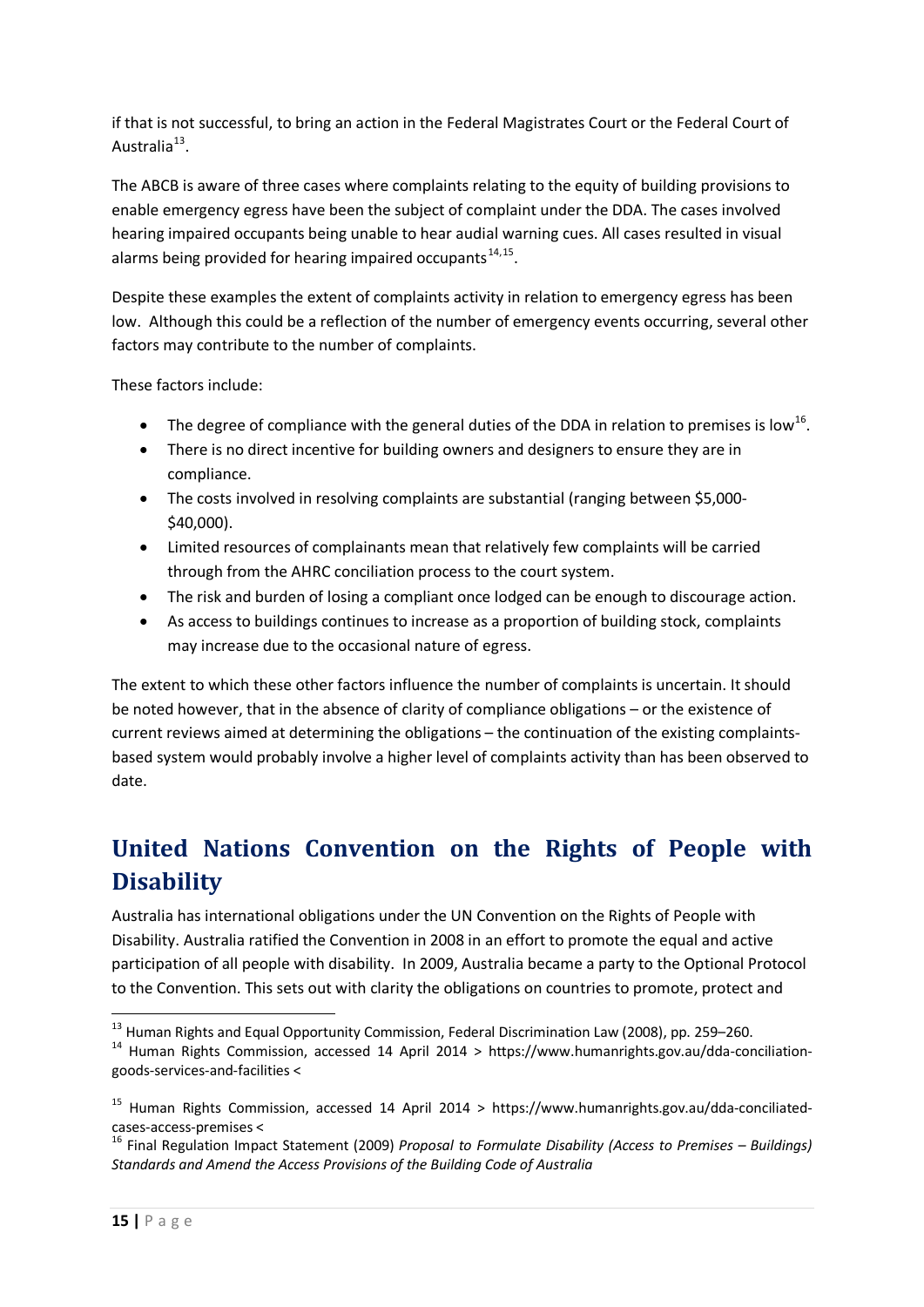if that is not successful, to bring an action in the Federal Magistrates Court or the Federal Court of Australia[13].

The ABCB is aware of three cases where complaints relating to the equity of building provisions to enable emergency egress have been the subject of complaint under the DDA. The cases involved hearing impaired occupants being unable to hear audial warning cues. All cases resulted in visual alarms being provided for hearing impaired occupants[14,15].

Despite these examples the extent of complaints activity in relation to emergency egress has been low. Although this could be a reflection of the number of emergency events occurring, several other factors may contribute to the number of complaints.

These factors include:

- The degree of compliance with the general duties of the DDA in relation to premises is low[16].
- There is no direct incentive for building owners and designers to ensure they are in compliance.
- The costs involved in resolving complaints are substantial (ranging between $5,000-$40,000).
- Limited resources of complainants mean that relatively few complaints will be carried through from the AHRC conciliation process to the court system.
- The risk and burden of losing a compliant once lodged can be enough to discourage action.
- As access to buildings continues to increase as a proportion of building stock, complaints may increase due to the occasional nature of egress.

The extent to which these other factors influence the number of complaints is uncertain. It should be noted however, that in the absence of clarity of compliance obligations – or the existence of current reviews aimed at determining the obligations – the continuation of the existing complaints-based system would probably involve a higher level of complaints activity than has been observed to date.

## United Nations Convention on the Rights of People with Disability

Australia has international obligations under the UN Convention on the Rights of People with Disability. Australia ratified the Convention in 2008 in an effort to promote the equal and active participation of all people with disability. In 2009, Australia became a party to the Optional Protocol to the Convention. This sets out with clarity the obligations on countries to promote, protect and

---

[13] Human Rights and Equal Opportunity Commission, Federal Discrimination Law (2008), pp. 259–260.

[14] Human Rights Commission, accessed 14 April 2014 > https://www.humanrights.gov.au/dda-conciliation-goods-services-and-facilities <

[15] Human Rights Commission, accessed 14 April 2014 > https://www.humanrights.gov.au/dda-conciliated-cases-access-premises <

[16] Final Regulation Impact Statement (2009) *Proposal to Formulate Disability (Access to Premises – Buildings) Standards and Amend the Access Provisions of the Building Code of Australia*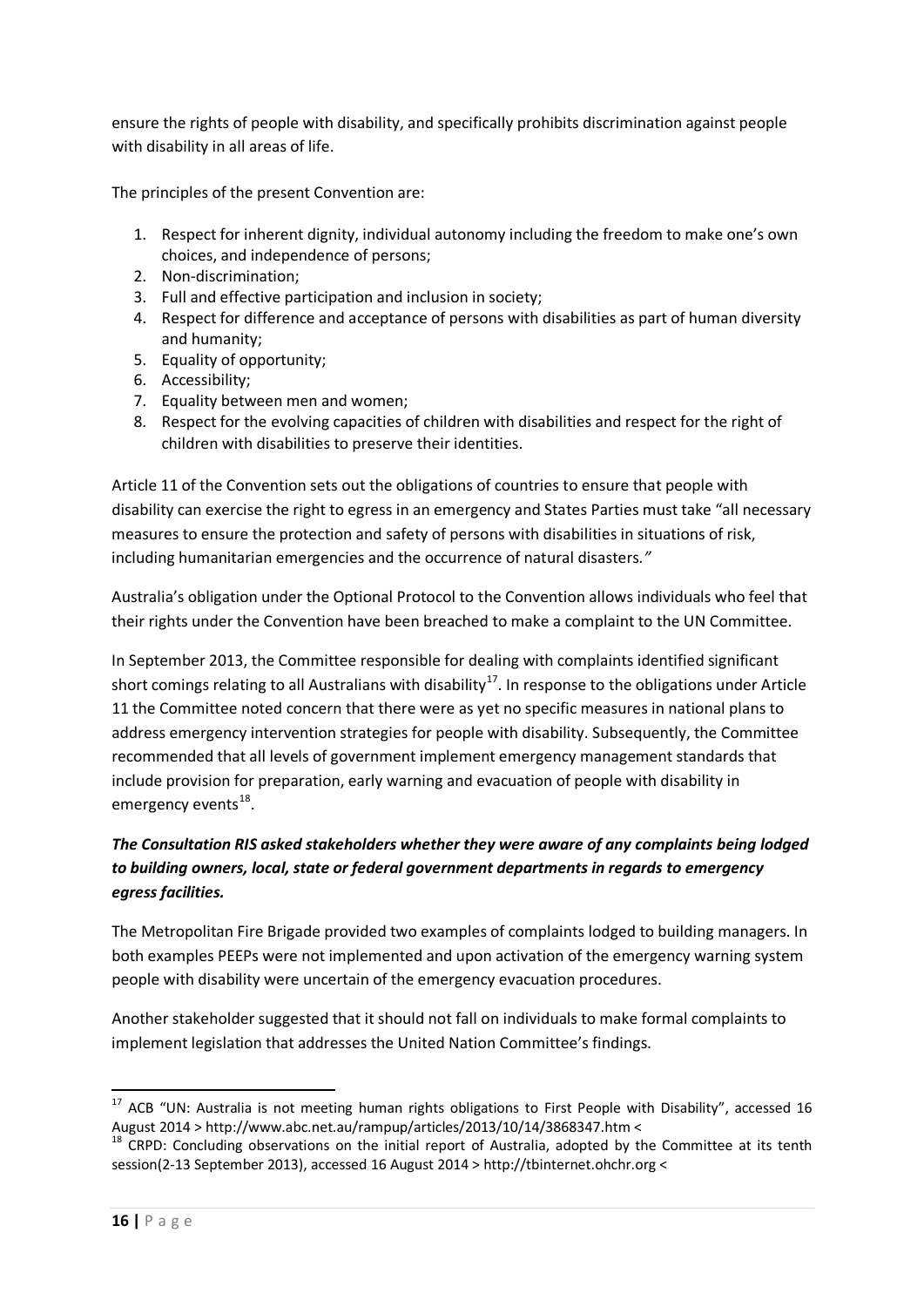ensure the rights of people with disability, and specifically prohibits discrimination against people with disability in all areas of life.

The principles of the present Convention are:

1. Respect for inherent dignity, individual autonomy including the freedom to make one's own choices, and independence of persons;
2. Non-discrimination;
3. Full and effective participation and inclusion in society;
4. Respect for difference and acceptance of persons with disabilities as part of human diversity and humanity;
5. Equality of opportunity;
6. Accessibility;
7. Equality between men and women;
8. Respect for the evolving capacities of children with disabilities and respect for the right of children with disabilities to preserve their identities.

Article 11 of the Convention sets out the obligations of countries to ensure that people with disability can exercise the right to egress in an emergency and States Parties must take "all necessary measures to ensure the protection and safety of persons with disabilities in situations of risk, including humanitarian emergencies and the occurrence of natural disasters*."*

Australia's obligation under the Optional Protocol to the Convention allows individuals who feel that their rights under the Convention have been breached to make a complaint to the UN Committee.

In September 2013, the Committee responsible for dealing with complaints identified significant short comings relating to all Australians with disability[17]. In response to the obligations under Article 11 the Committee noted concern that there were as yet no specific measures in national plans to address emergency intervention strategies for people with disability. Subsequently, the Committee recommended that all levels of government implement emergency management standards that include provision for preparation, early warning and evacuation of people with disability in emergency events[18].

***The Consultation RIS asked stakeholders whether they were aware of any complaints being lodged to building owners, local, state or federal government departments in regards to emergency egress facilities.***

The Metropolitan Fire Brigade provided two examples of complaints lodged to building managers. In both examples PEEPs were not implemented and upon activation of the emergency warning system people with disability were uncertain of the emergency evacuation procedures.

Another stakeholder suggested that it should not fall on individuals to make formal complaints to implement legislation that addresses the United Nation Committee's findings.

---

[17] ACB "UN: Australia is not meeting human rights obligations to First People with Disability", accessed 16 August 2014 > http://www.abc.net.au/rampup/articles/2013/10/14/3868347.htm <

[18] CRPD: Concluding observations on the initial report of Australia, adopted by the Committee at its tenth session(2-13 September 2013), accessed 16 August 2014 > http://tbinternet.ohchr.org <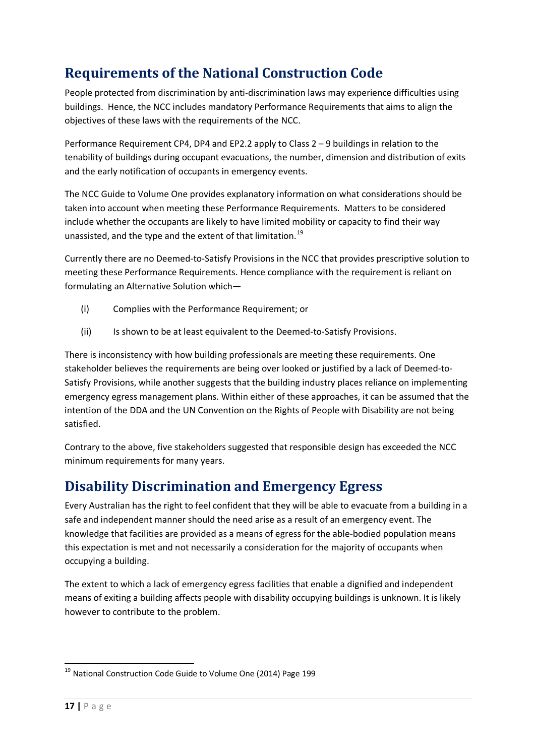## Requirements of the National Construction Code

People protected from discrimination by anti-discrimination laws may experience difficulties using buildings. Hence, the NCC includes mandatory Performance Requirements that aims to align the objectives of these laws with the requirements of the NCC.

Performance Requirement CP4, DP4 and EP2.2 apply to Class 2 – 9 buildings in relation to the tenability of buildings during occupant evacuations, the number, dimension and distribution of exits and the early notification of occupants in emergency events.

The NCC Guide to Volume One provides explanatory information on what considerations should be taken into account when meeting these Performance Requirements. Matters to be considered include whether the occupants are likely to have limited mobility or capacity to find their way unassisted, and the type and the extent of that limitation.[19]

Currently there are no Deemed-to-Satisfy Provisions in the NCC that provides prescriptive solution to meeting these Performance Requirements. Hence compliance with the requirement is reliant on formulating an Alternative Solution which—

(i) Complies with the Performance Requirement; or

(ii) Is shown to be at least equivalent to the Deemed-to-Satisfy Provisions.

There is inconsistency with how building professionals are meeting these requirements. One stakeholder believes the requirements are being over looked or justified by a lack of Deemed-to-Satisfy Provisions, while another suggests that the building industry places reliance on implementing emergency egress management plans. Within either of these approaches, it can be assumed that the intention of the DDA and the UN Convention on the Rights of People with Disability are not being satisfied.

Contrary to the above, five stakeholders suggested that responsible design has exceeded the NCC minimum requirements for many years.

## Disability Discrimination and Emergency Egress

Every Australian has the right to feel confident that they will be able to evacuate from a building in a safe and independent manner should the need arise as a result of an emergency event. The knowledge that facilities are provided as a means of egress for the able-bodied population means this expectation is met and not necessarily a consideration for the majority of occupants when occupying a building.

The extent to which a lack of emergency egress facilities that enable a dignified and independent means of exiting a building affects people with disability occupying buildings is unknown. It is likely however to contribute to the problem.

[19] National Construction Code Guide to Volume One (2014) Page 199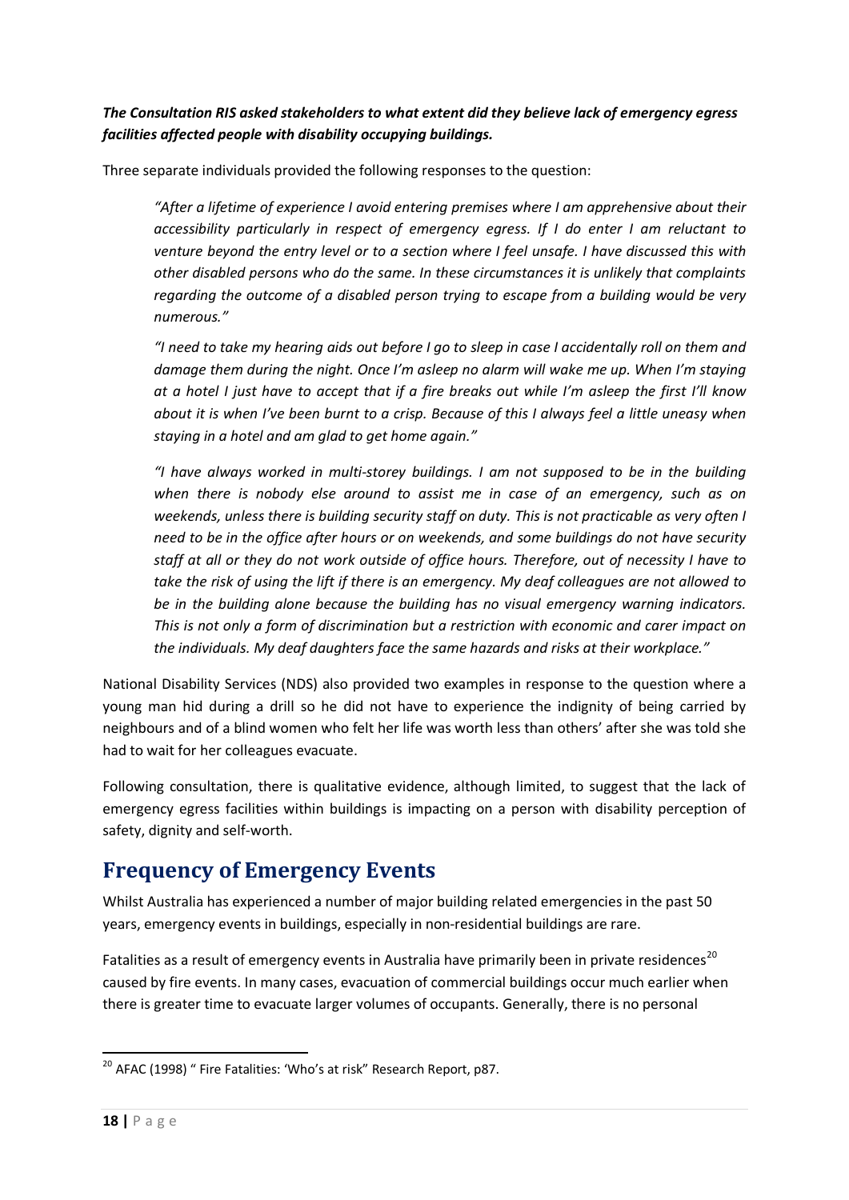***The Consultation RIS asked stakeholders to what extent did they believe lack of emergency egress facilities affected people with disability occupying buildings.***

Three separate individuals provided the following responses to the question:

> *"After a lifetime of experience I avoid entering premises where I am apprehensive about their accessibility particularly in respect of emergency egress. If I do enter I am reluctant to venture beyond the entry level or to a section where I feel unsafe. I have discussed this with other disabled persons who do the same. In these circumstances it is unlikely that complaints regarding the outcome of a disabled person trying to escape from a building would be very numerous."*
>
> *"I need to take my hearing aids out before I go to sleep in case I accidentally roll on them and damage them during the night. Once I'm asleep no alarm will wake me up. When I'm staying at a hotel I just have to accept that if a fire breaks out while I'm asleep the first I'll know about it is when I've been burnt to a crisp. Because of this I always feel a little uneasy when staying in a hotel and am glad to get home again."*
>
> *"I have always worked in multi-storey buildings. I am not supposed to be in the building when there is nobody else around to assist me in case of an emergency, such as on weekends, unless there is building security staff on duty. This is not practicable as very often I need to be in the office after hours or on weekends, and some buildings do not have security staff at all or they do not work outside of office hours. Therefore, out of necessity I have to take the risk of using the lift if there is an emergency. My deaf colleagues are not allowed to be in the building alone because the building has no visual emergency warning indicators. This is not only a form of discrimination but a restriction with economic and carer impact on the individuals. My deaf daughters face the same hazards and risks at their workplace."*

National Disability Services (NDS) also provided two examples in response to the question where a young man hid during a drill so he did not have to experience the indignity of being carried by neighbours and of a blind women who felt her life was worth less than others' after she was told she had to wait for her colleagues evacuate.

Following consultation, there is qualitative evidence, although limited, to suggest that the lack of emergency egress facilities within buildings is impacting on a person with disability perception of safety, dignity and self-worth.

# Frequency of Emergency Events

Whilst Australia has experienced a number of major building related emergencies in the past 50 years, emergency events in buildings, especially in non-residential buildings are rare.

Fatalities as a result of emergency events in Australia have primarily been in private residences[20] caused by fire events. In many cases, evacuation of commercial buildings occur much earlier when there is greater time to evacuate larger volumes of occupants. Generally, there is no personal

[20] AFAC (1998) " Fire Fatalities: 'Who's at risk" Research Report, p87.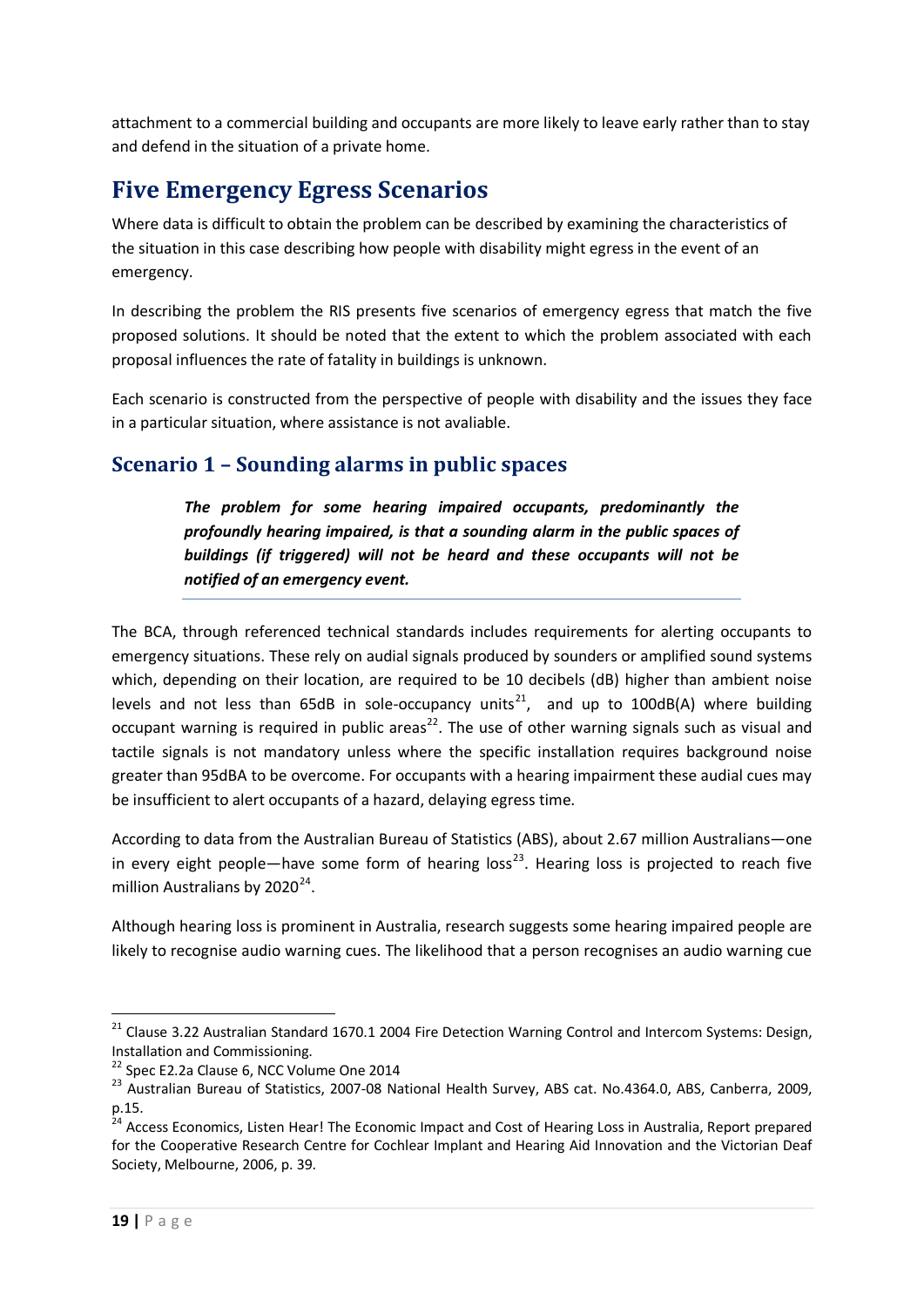attachment to a commercial building and occupants are more likely to leave early rather than to stay and defend in the situation of a private home.

## Five Emergency Egress Scenarios

Where data is difficult to obtain the problem can be described by examining the characteristics of the situation in this case describing how people with disability might egress in the event of an emergency.

In describing the problem the RIS presents five scenarios of emergency egress that match the five proposed solutions. It should be noted that the extent to which the problem associated with each proposal influences the rate of fatality in buildings is unknown.

Each scenario is constructed from the perspective of people with disability and the issues they face in a particular situation, where assistance is not avaliable.

### Scenario 1 – Sounding alarms in public spaces

> ***The problem for some hearing impaired occupants, predominantly the profoundly hearing impaired, is that a sounding alarm in the public spaces of buildings (if triggered) will not be heard and these occupants will not be notified of an emergency event.***

The BCA, through referenced technical standards includes requirements for alerting occupants to emergency situations. These rely on audial signals produced by sounders or amplified sound systems which, depending on their location, are required to be 10 decibels (dB) higher than ambient noise levels and not less than 65dB in sole-occupancy units[21], and up to 100dB(A) where building occupant warning is required in public areas[22]. The use of other warning signals such as visual and tactile signals is not mandatory unless where the specific installation requires background noise greater than 95dBA to be overcome. For occupants with a hearing impairment these audial cues may be insufficient to alert occupants of a hazard, delaying egress time.

According to data from the Australian Bureau of Statistics (ABS), about 2.67 million Australians—one in every eight people—have some form of hearing loss[23]. Hearing loss is projected to reach five million Australians by 2020[24].

Although hearing loss is prominent in Australia, research suggests some hearing impaired people are likely to recognise audio warning cues. The likelihood that a person recognises an audio warning cue

---

[21] Clause 3.22 Australian Standard 1670.1 2004 Fire Detection Warning Control and Intercom Systems: Design, Installation and Commissioning.

[22] Spec E2.2a Clause 6, NCC Volume One 2014

[23] Australian Bureau of Statistics, 2007-08 National Health Survey, ABS cat. No.4364.0, ABS, Canberra, 2009, p.15.

[24] Access Economics, Listen Hear! The Economic Impact and Cost of Hearing Loss in Australia, Report prepared for the Cooperative Research Centre for Cochlear Implant and Hearing Aid Innovation and the Victorian Deaf Society, Melbourne, 2006, p. 39.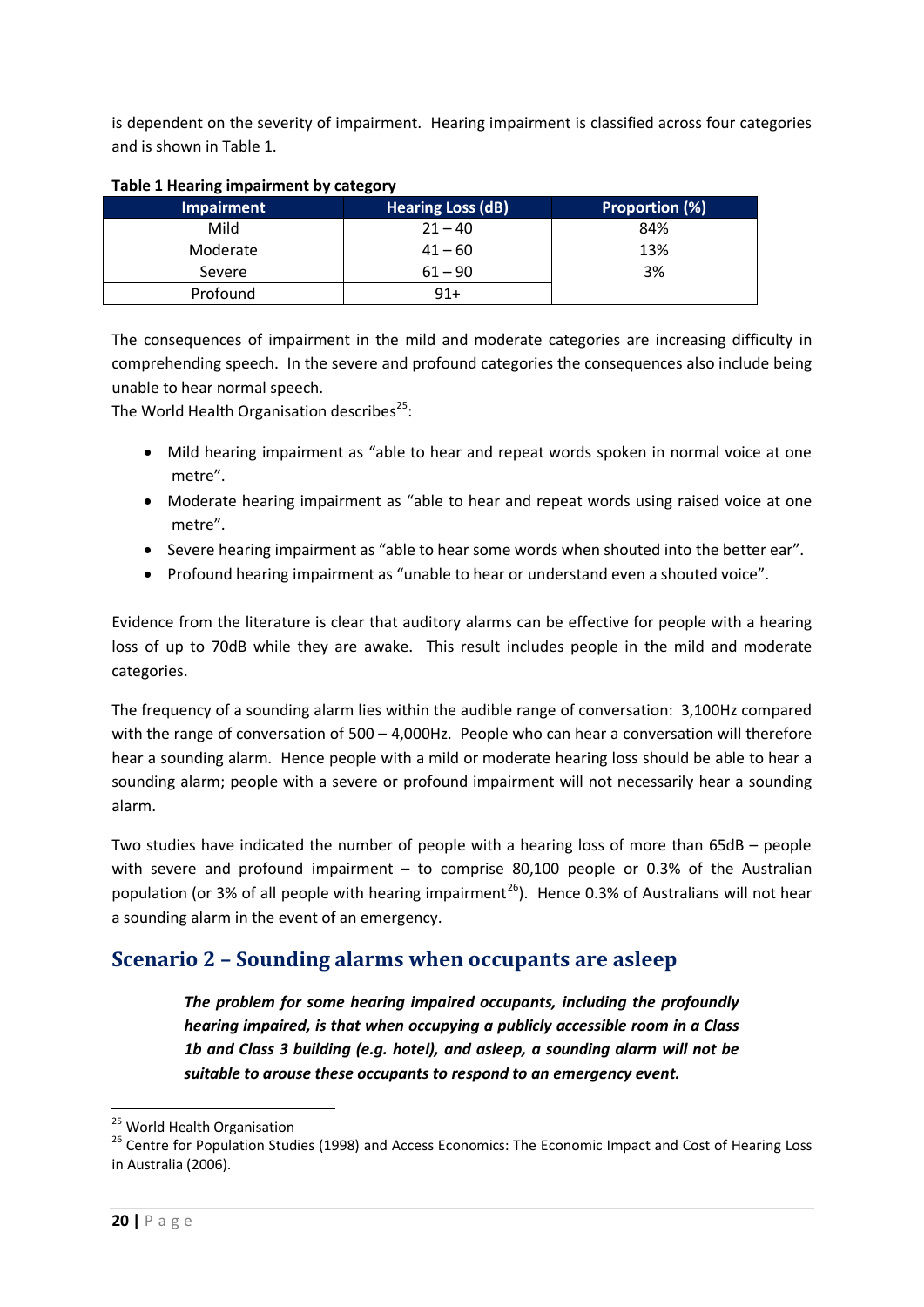is dependent on the severity of impairment. Hearing impairment is classified across four categories and is shown in Table 1.

**Table 1 Hearing impairment by category**

| Impairment | Hearing Loss (dB) | Proportion (%) |
|---|---|---|
| Mild | 21 – 40 | 84% |
| Moderate | 41 – 60 | 13% |
| Severe | 61 – 90 | 3% |
| Profound | 91+ | |

The consequences of impairment in the mild and moderate categories are increasing difficulty in comprehending speech. In the severe and profound categories the consequences also include being unable to hear normal speech.

The World Health Organisation describes[25]:

- Mild hearing impairment as "able to hear and repeat words spoken in normal voice at one metre".
- Moderate hearing impairment as "able to hear and repeat words using raised voice at one metre".
- Severe hearing impairment as "able to hear some words when shouted into the better ear".
- Profound hearing impairment as "unable to hear or understand even a shouted voice".

Evidence from the literature is clear that auditory alarms can be effective for people with a hearing loss of up to 70dB while they are awake. This result includes people in the mild and moderate categories.

The frequency of a sounding alarm lies within the audible range of conversation: 3,100Hz compared with the range of conversation of 500 – 4,000Hz. People who can hear a conversation will therefore hear a sounding alarm. Hence people with a mild or moderate hearing loss should be able to hear a sounding alarm; people with a severe or profound impairment will not necessarily hear a sounding alarm.

Two studies have indicated the number of people with a hearing loss of more than 65dB – people with severe and profound impairment – to comprise 80,100 people or 0.3% of the Australian population (or 3% of all people with hearing impairment[26]). Hence 0.3% of Australians will not hear a sounding alarm in the event of an emergency.

## Scenario 2 – Sounding alarms when occupants are asleep

> ***The problem for some hearing impaired occupants, including the profoundly hearing impaired, is that when occupying a publicly accessible room in a Class 1b and Class 3 building (e.g. hotel), and asleep, a sounding alarm will not be suitable to arouse these occupants to respond to an emergency event.***

---

[25] World Health Organisation

[26] Centre for Population Studies (1998) and Access Economics: The Economic Impact and Cost of Hearing Loss in Australia (2006).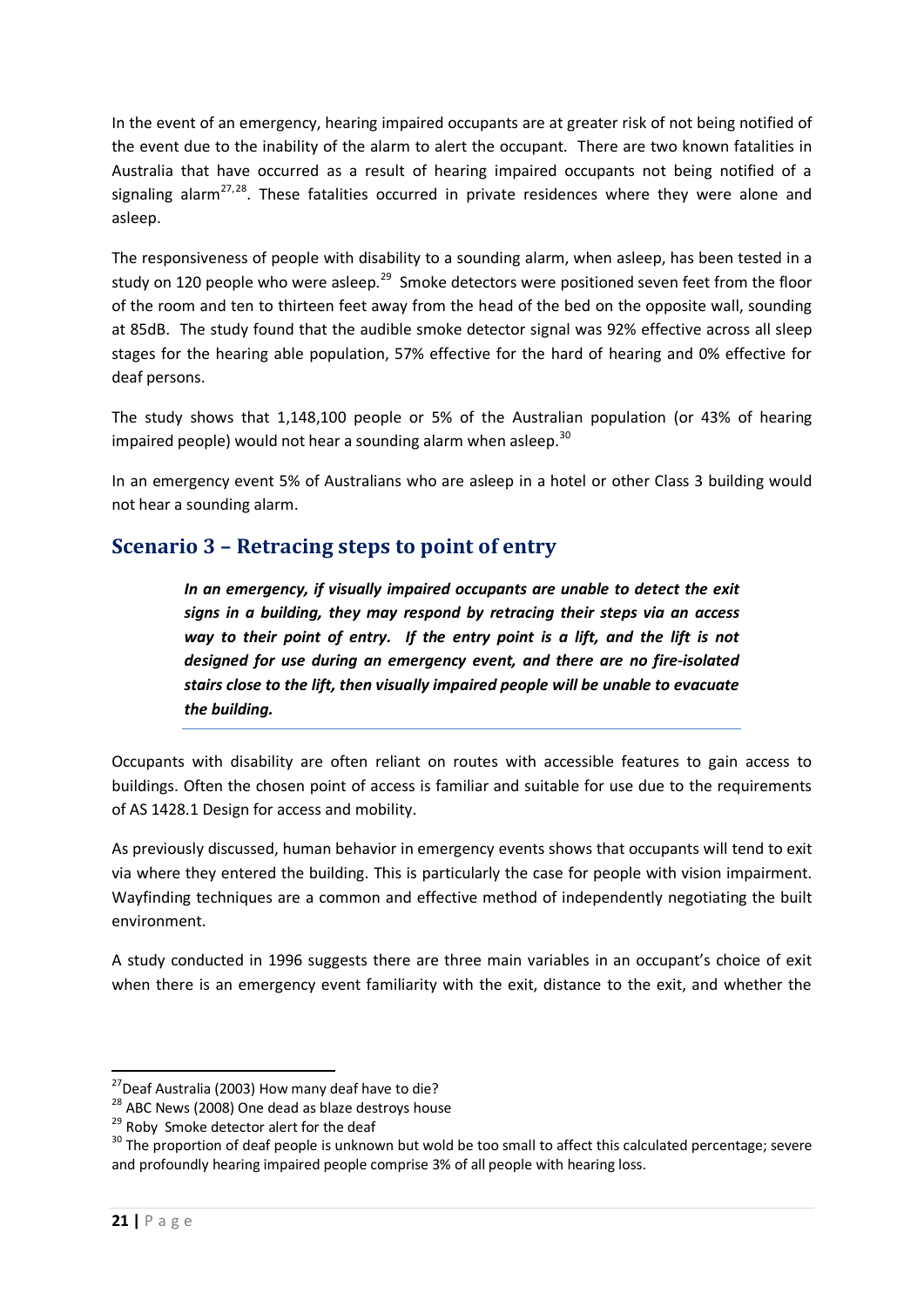In the event of an emergency, hearing impaired occupants are at greater risk of not being notified of the event due to the inability of the alarm to alert the occupant. There are two known fatalities in Australia that have occurred as a result of hearing impaired occupants not being notified of a signaling alarm[27,28]. These fatalities occurred in private residences where they were alone and asleep.

The responsiveness of people with disability to a sounding alarm, when asleep, has been tested in a study on 120 people who were asleep.[29] Smoke detectors were positioned seven feet from the floor of the room and ten to thirteen feet away from the head of the bed on the opposite wall, sounding at 85dB. The study found that the audible smoke detector signal was 92% effective across all sleep stages for the hearing able population, 57% effective for the hard of hearing and 0% effective for deaf persons.

The study shows that 1,148,100 people or 5% of the Australian population (or 43% of hearing impaired people) would not hear a sounding alarm when asleep.[30]

In an emergency event 5% of Australians who are asleep in a hotel or other Class 3 building would not hear a sounding alarm.

## Scenario 3 – Retracing steps to point of entry

> ***In an emergency, if visually impaired occupants are unable to detect the exit signs in a building, they may respond by retracing their steps via an access way to their point of entry. If the entry point is a lift, and the lift is not designed for use during an emergency event, and there are no fire-isolated stairs close to the lift, then visually impaired people will be unable to evacuate the building.***

Occupants with disability are often reliant on routes with accessible features to gain access to buildings. Often the chosen point of access is familiar and suitable for use due to the requirements of AS 1428.1 Design for access and mobility.

As previously discussed, human behavior in emergency events shows that occupants will tend to exit via where they entered the building. This is particularly the case for people with vision impairment. Wayfinding techniques are a common and effective method of independently negotiating the built environment.

A study conducted in 1996 suggests there are three main variables in an occupant's choice of exit when there is an emergency event familiarity with the exit, distance to the exit, and whether the

---

[27] Deaf Australia (2003) How many deaf have to die?

[28] ABC News (2008) One dead as blaze destroys house

[29] Roby Smoke detector alert for the deaf

[30] The proportion of deaf people is unknown but wold be too small to affect this calculated percentage; severe and profoundly hearing impaired people comprise 3% of all people with hearing loss.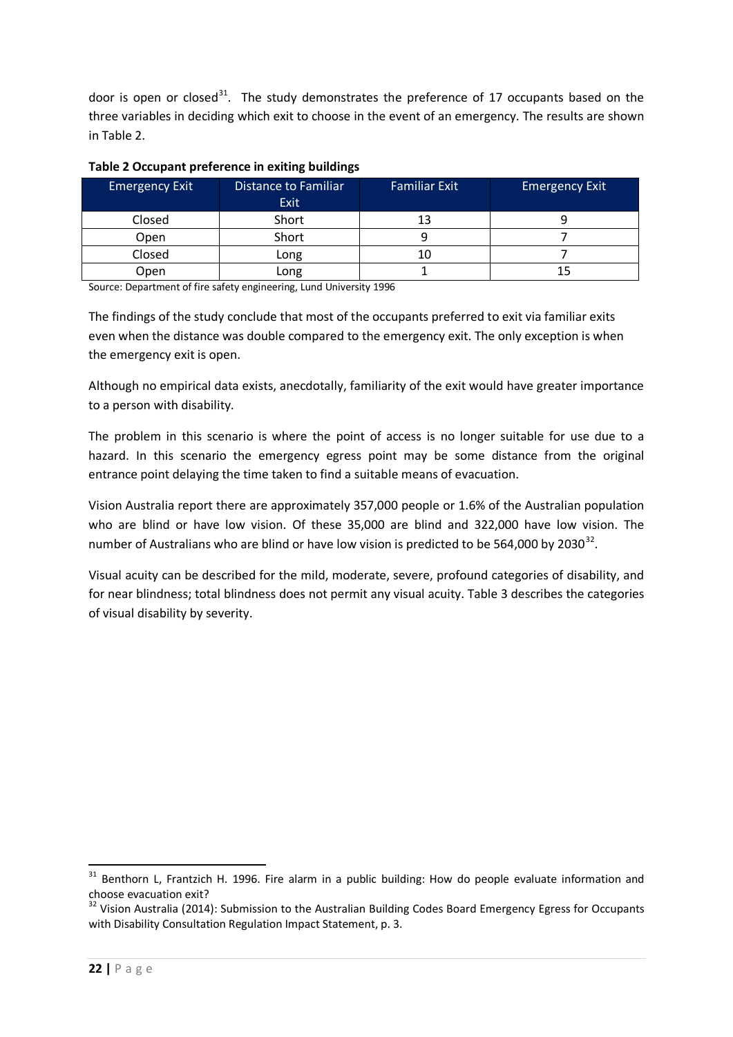door is open or closed[31]. The study demonstrates the preference of 17 occupants based on the three variables in deciding which exit to choose in the event of an emergency. The results are shown in Table 2.

**Table 2 Occupant preference in exiting buildings**

| Emergency Exit | Distance to Familiar Exit | Familiar Exit | Emergency Exit |
|---|---|---|---|
| Closed | Short | 13 | 9 |
| Open | Short | 9 | 7 |
| Closed | Long | 10 | 7 |
| Open | Long | 1 | 15 |

Source: Department of fire safety engineering, Lund University 1996

The findings of the study conclude that most of the occupants preferred to exit via familiar exits even when the distance was double compared to the emergency exit. The only exception is when the emergency exit is open.

Although no empirical data exists, anecdotally, familiarity of the exit would have greater importance to a person with disability.

The problem in this scenario is where the point of access is no longer suitable for use due to a hazard. In this scenario the emergency egress point may be some distance from the original entrance point delaying the time taken to find a suitable means of evacuation.

Vision Australia report there are approximately 357,000 people or 1.6% of the Australian population who are blind or have low vision. Of these 35,000 are blind and 322,000 have low vision. The number of Australians who are blind or have low vision is predicted to be 564,000 by 2030[32].

Visual acuity can be described for the mild, moderate, severe, profound categories of disability, and for near blindness; total blindness does not permit any visual acuity. Table 3 describes the categories of visual disability by severity.

[31] Benthorn L, Frantzich H. 1996. Fire alarm in a public building: How do people evaluate information and choose evacuation exit?

[32] Vision Australia (2014): Submission to the Australian Building Codes Board Emergency Egress for Occupants with Disability Consultation Regulation Impact Statement, p. 3.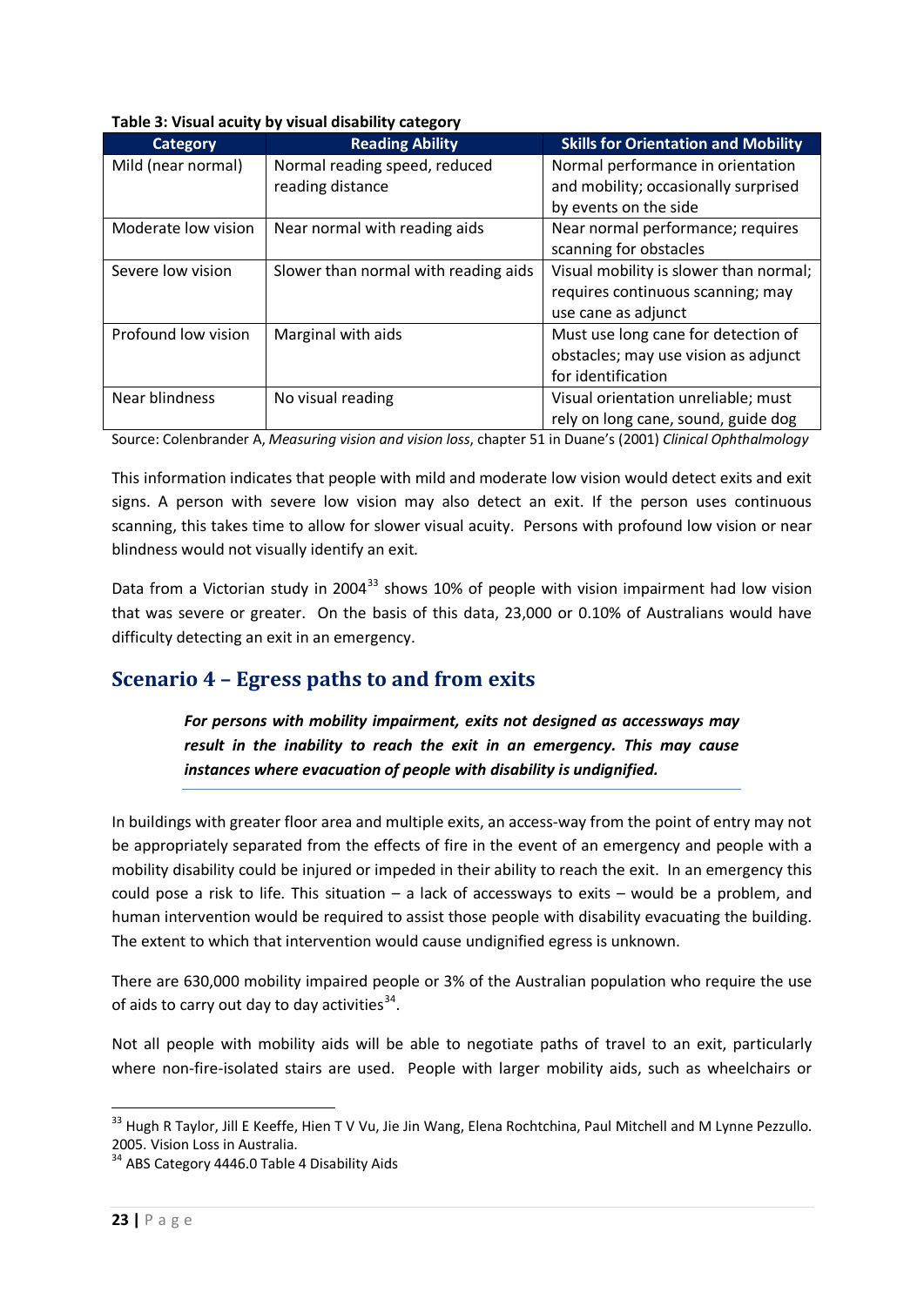**Table 3: Visual acuity by visual disability category**

| Category | Reading Ability | Skills for Orientation and Mobility |
|---|---|---|
| Mild (near normal) | Normal reading speed, reduced reading distance | Normal performance in orientation and mobility; occasionally surprised by events on the side |
| Moderate low vision | Near normal with reading aids | Near normal performance; requires scanning for obstacles |
| Severe low vision | Slower than normal with reading aids | Visual mobility is slower than normal; requires continuous scanning; may use cane as adjunct |
| Profound low vision | Marginal with aids | Must use long cane for detection of obstacles; may use vision as adjunct for identification |
| Near blindness | No visual reading | Visual orientation unreliable; must rely on long cane, sound, guide dog |

Source: Colenbrander A, *Measuring vision and vision loss*, chapter 51 in Duane's (2001) *Clinical Ophthalmology*

This information indicates that people with mild and moderate low vision would detect exits and exit signs. A person with severe low vision may also detect an exit. If the person uses continuous scanning, this takes time to allow for slower visual acuity. Persons with profound low vision or near blindness would not visually identify an exit.

Data from a Victorian study in 2004[33] shows 10% of people with vision impairment had low vision that was severe or greater. On the basis of this data, 23,000 or 0.10% of Australians would have difficulty detecting an exit in an emergency.

## Scenario 4 – Egress paths to and from exits

> ***For persons with mobility impairment, exits not designed as accessways may result in the inability to reach the exit in an emergency. This may cause instances where evacuation of people with disability is undignified.***

In buildings with greater floor area and multiple exits, an access-way from the point of entry may not be appropriately separated from the effects of fire in the event of an emergency and people with a mobility disability could be injured or impeded in their ability to reach the exit. In an emergency this could pose a risk to life. This situation – a lack of accessways to exits – would be a problem, and human intervention would be required to assist those people with disability evacuating the building. The extent to which that intervention would cause undignified egress is unknown.

There are 630,000 mobility impaired people or 3% of the Australian population who require the use of aids to carry out day to day activities[34].

Not all people with mobility aids will be able to negotiate paths of travel to an exit, particularly where non-fire-isolated stairs are used. People with larger mobility aids, such as wheelchairs or

---

[33] Hugh R Taylor, Jill E Keeffe, Hien T V Vu, Jie Jin Wang, Elena Rochtchina, Paul Mitchell and M Lynne Pezzullo. 2005. Vision Loss in Australia.

[34] ABS Category 4446.0 Table 4 Disability Aids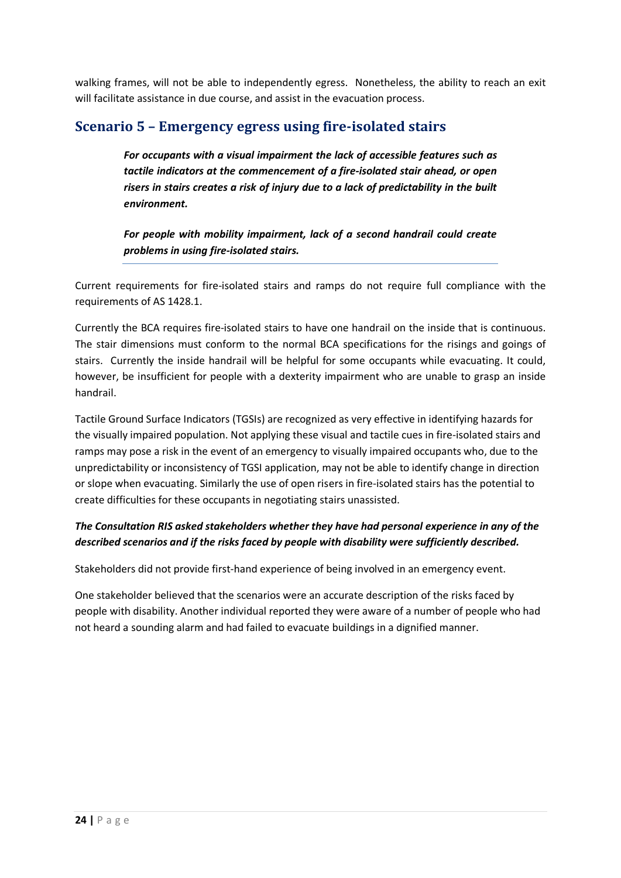walking frames, will not be able to independently egress. Nonetheless, the ability to reach an exit will facilitate assistance in due course, and assist in the evacuation process.

## Scenario 5 – Emergency egress using fire-isolated stairs

> ***For occupants with a visual impairment the lack of accessible features such as tactile indicators at the commencement of a fire-isolated stair ahead, or open risers in stairs creates a risk of injury due to a lack of predictability in the built environment.***
>
> ***For people with mobility impairment, lack of a second handrail could create problems in using fire-isolated stairs.***

Current requirements for fire-isolated stairs and ramps do not require full compliance with the requirements of AS 1428.1.

Currently the BCA requires fire-isolated stairs to have one handrail on the inside that is continuous. The stair dimensions must conform to the normal BCA specifications for the risings and goings of stairs. Currently the inside handrail will be helpful for some occupants while evacuating. It could, however, be insufficient for people with a dexterity impairment who are unable to grasp an inside handrail.

Tactile Ground Surface Indicators (TGSIs) are recognized as very effective in identifying hazards for the visually impaired population. Not applying these visual and tactile cues in fire-isolated stairs and ramps may pose a risk in the event of an emergency to visually impaired occupants who, due to the unpredictability or inconsistency of TGSI application, may not be able to identify change in direction or slope when evacuating. Similarly the use of open risers in fire-isolated stairs has the potential to create difficulties for these occupants in negotiating stairs unassisted.

***The Consultation RIS asked stakeholders whether they have had personal experience in any of the described scenarios and if the risks faced by people with disability were sufficiently described.***

Stakeholders did not provide first-hand experience of being involved in an emergency event.

One stakeholder believed that the scenarios were an accurate description of the risks faced by people with disability. Another individual reported they were aware of a number of people who had not heard a sounding alarm and had failed to evacuate buildings in a dignified manner.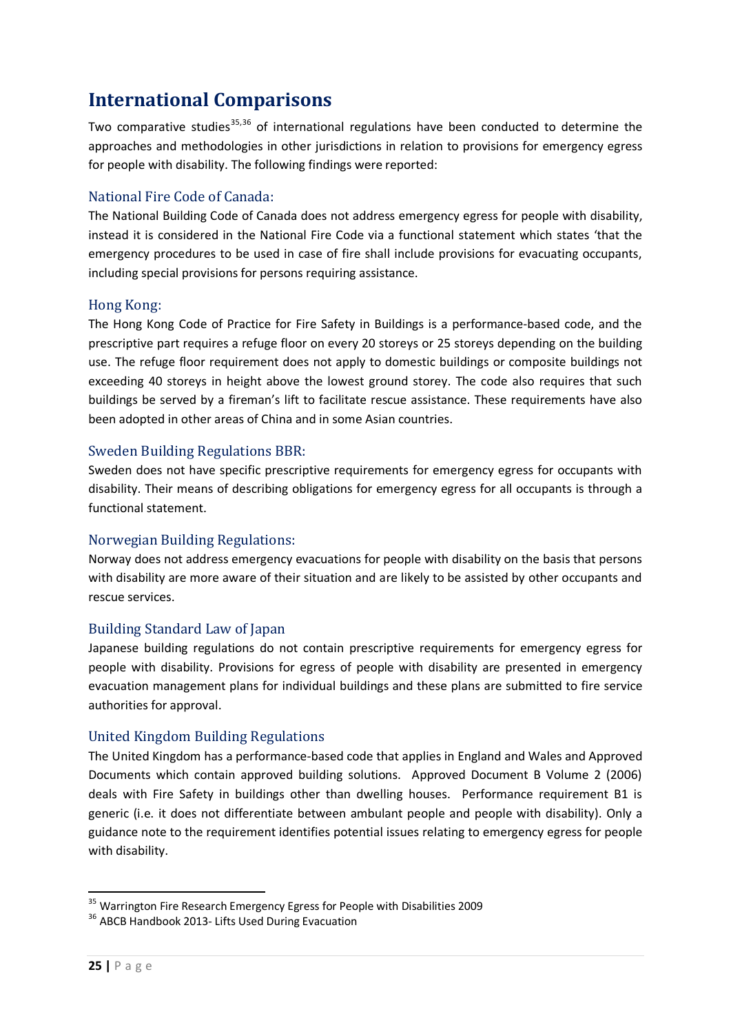# International Comparisons

Two comparative studies[35,36] of international regulations have been conducted to determine the approaches and methodologies in other jurisdictions in relation to provisions for emergency egress for people with disability. The following findings were reported:

## National Fire Code of Canada:

The National Building Code of Canada does not address emergency egress for people with disability, instead it is considered in the National Fire Code via a functional statement which states 'that the emergency procedures to be used in case of fire shall include provisions for evacuating occupants, including special provisions for persons requiring assistance.

## Hong Kong:

The Hong Kong Code of Practice for Fire Safety in Buildings is a performance-based code, and the prescriptive part requires a refuge floor on every 20 storeys or 25 storeys depending on the building use. The refuge floor requirement does not apply to domestic buildings or composite buildings not exceeding 40 storeys in height above the lowest ground storey. The code also requires that such buildings be served by a fireman's lift to facilitate rescue assistance. These requirements have also been adopted in other areas of China and in some Asian countries.

## Sweden Building Regulations BBR:

Sweden does not have specific prescriptive requirements for emergency egress for occupants with disability. Their means of describing obligations for emergency egress for all occupants is through a functional statement.

## Norwegian Building Regulations:

Norway does not address emergency evacuations for people with disability on the basis that persons with disability are more aware of their situation and are likely to be assisted by other occupants and rescue services.

## Building Standard Law of Japan

Japanese building regulations do not contain prescriptive requirements for emergency egress for people with disability. Provisions for egress of people with disability are presented in emergency evacuation management plans for individual buildings and these plans are submitted to fire service authorities for approval.

## United Kingdom Building Regulations

The United Kingdom has a performance-based code that applies in England and Wales and Approved Documents which contain approved building solutions. Approved Document B Volume 2 (2006) deals with Fire Safety in buildings other than dwelling houses. Performance requirement B1 is generic (i.e. it does not differentiate between ambulant people and people with disability). Only a guidance note to the requirement identifies potential issues relating to emergency egress for people with disability.

---

[35] Warrington Fire Research Emergency Egress for People with Disabilities 2009

[36] ABCB Handbook 2013- Lifts Used During Evacuation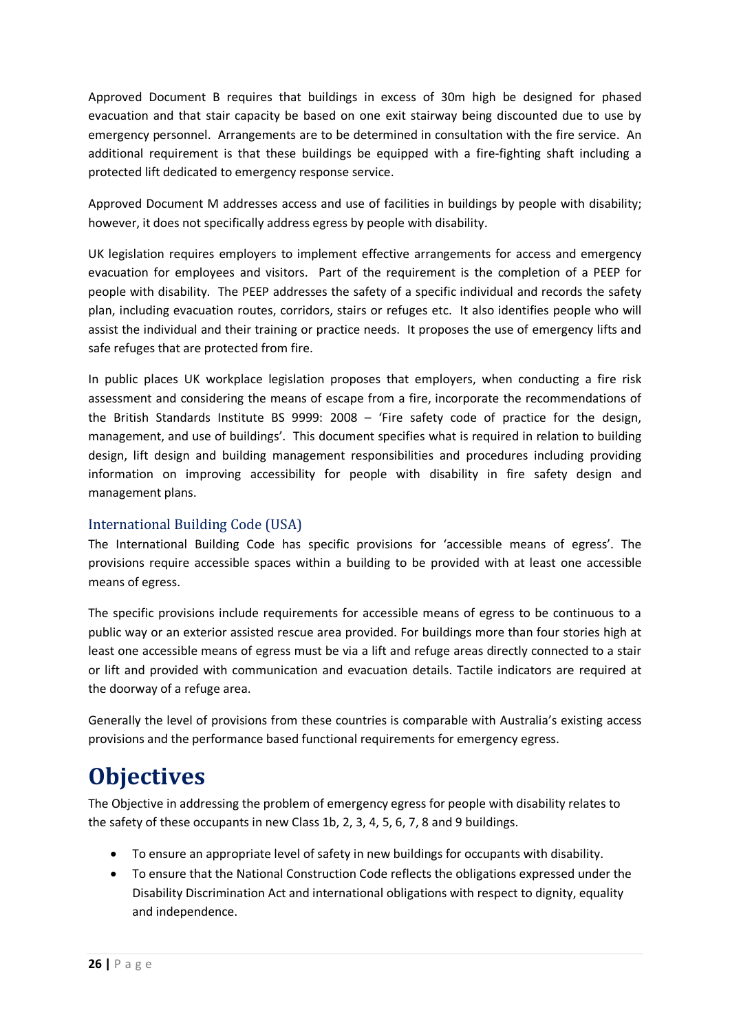Approved Document B requires that buildings in excess of 30m high be designed for phased evacuation and that stair capacity be based on one exit stairway being discounted due to use by emergency personnel. Arrangements are to be determined in consultation with the fire service. An additional requirement is that these buildings be equipped with a fire-fighting shaft including a protected lift dedicated to emergency response service.

Approved Document M addresses access and use of facilities in buildings by people with disability; however, it does not specifically address egress by people with disability.

UK legislation requires employers to implement effective arrangements for access and emergency evacuation for employees and visitors. Part of the requirement is the completion of a PEEP for people with disability. The PEEP addresses the safety of a specific individual and records the safety plan, including evacuation routes, corridors, stairs or refuges etc. It also identifies people who will assist the individual and their training or practice needs. It proposes the use of emergency lifts and safe refuges that are protected from fire.

In public places UK workplace legislation proposes that employers, when conducting a fire risk assessment and considering the means of escape from a fire, incorporate the recommendations of the British Standards Institute BS 9999: 2008 – 'Fire safety code of practice for the design, management, and use of buildings'. This document specifies what is required in relation to building design, lift design and building management responsibilities and procedures including providing information on improving accessibility for people with disability in fire safety design and management plans.

### International Building Code (USA)

The International Building Code has specific provisions for 'accessible means of egress'. The provisions require accessible spaces within a building to be provided with at least one accessible means of egress.

The specific provisions include requirements for accessible means of egress to be continuous to a public way or an exterior assisted rescue area provided. For buildings more than four stories high at least one accessible means of egress must be via a lift and refuge areas directly connected to a stair or lift and provided with communication and evacuation details. Tactile indicators are required at the doorway of a refuge area.

Generally the level of provisions from these countries is comparable with Australia's existing access provisions and the performance based functional requirements for emergency egress.

# Objectives

The Objective in addressing the problem of emergency egress for people with disability relates to the safety of these occupants in new Class 1b, 2, 3, 4, 5, 6, 7, 8 and 9 buildings.

- To ensure an appropriate level of safety in new buildings for occupants with disability.
- To ensure that the National Construction Code reflects the obligations expressed under the Disability Discrimination Act and international obligations with respect to dignity, equality and independence.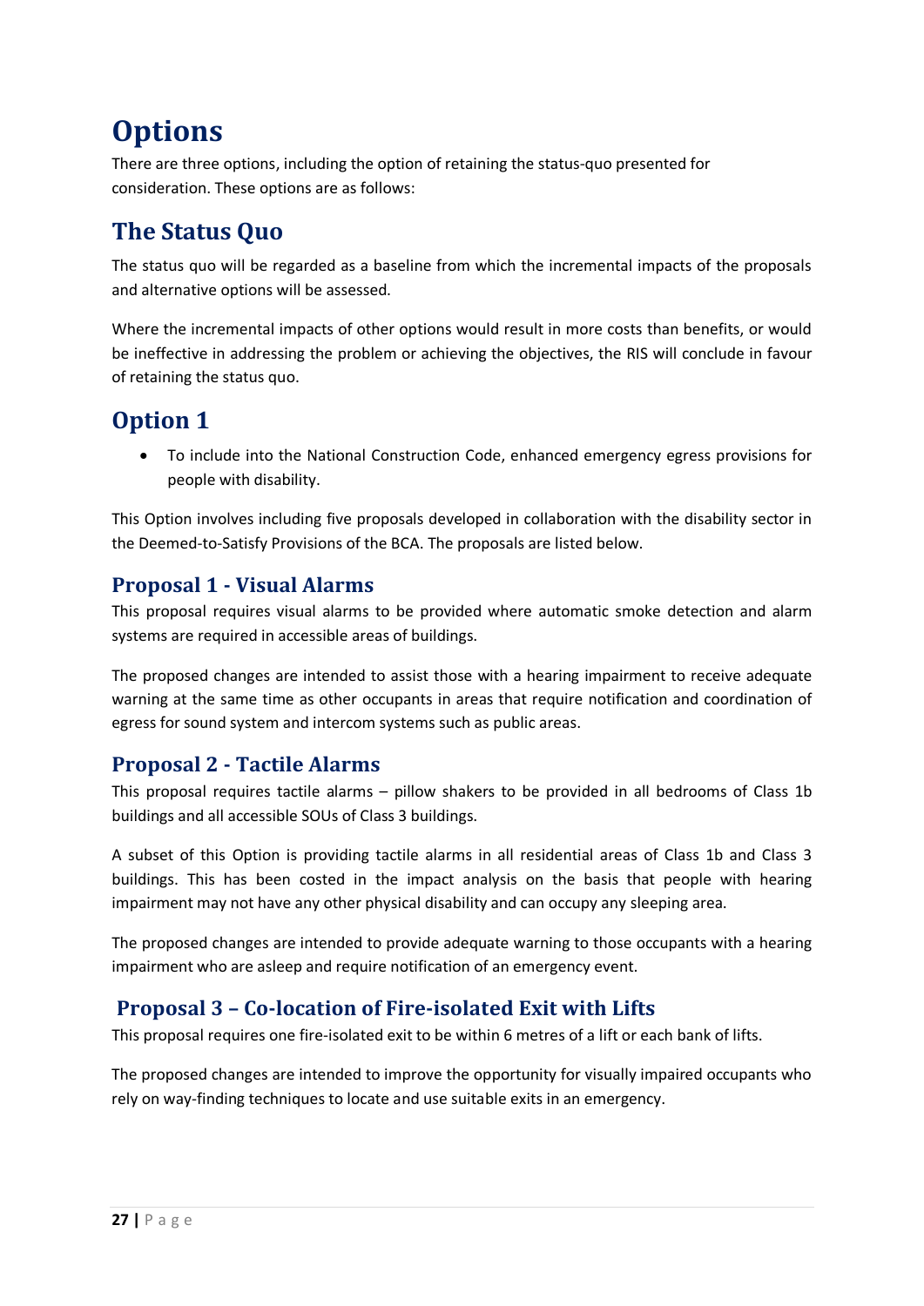# Options

There are three options, including the option of retaining the status-quo presented for consideration. These options are as follows:

## The Status Quo

The status quo will be regarded as a baseline from which the incremental impacts of the proposals and alternative options will be assessed.

Where the incremental impacts of other options would result in more costs than benefits, or would be ineffective in addressing the problem or achieving the objectives, the RIS will conclude in favour of retaining the status quo.

## Option 1

- To include into the National Construction Code, enhanced emergency egress provisions for people with disability.

This Option involves including five proposals developed in collaboration with the disability sector in the Deemed-to-Satisfy Provisions of the BCA. The proposals are listed below.

### Proposal 1 - Visual Alarms

This proposal requires visual alarms to be provided where automatic smoke detection and alarm systems are required in accessible areas of buildings.

The proposed changes are intended to assist those with a hearing impairment to receive adequate warning at the same time as other occupants in areas that require notification and coordination of egress for sound system and intercom systems such as public areas.

### Proposal 2 - Tactile Alarms

This proposal requires tactile alarms – pillow shakers to be provided in all bedrooms of Class 1b buildings and all accessible SOUs of Class 3 buildings.

A subset of this Option is providing tactile alarms in all residential areas of Class 1b and Class 3 buildings. This has been costed in the impact analysis on the basis that people with hearing impairment may not have any other physical disability and can occupy any sleeping area.

The proposed changes are intended to provide adequate warning to those occupants with a hearing impairment who are asleep and require notification of an emergency event.

### Proposal 3 – Co-location of Fire-isolated Exit with Lifts

This proposal requires one fire-isolated exit to be within 6 metres of a lift or each bank of lifts.

The proposed changes are intended to improve the opportunity for visually impaired occupants who rely on way-finding techniques to locate and use suitable exits in an emergency.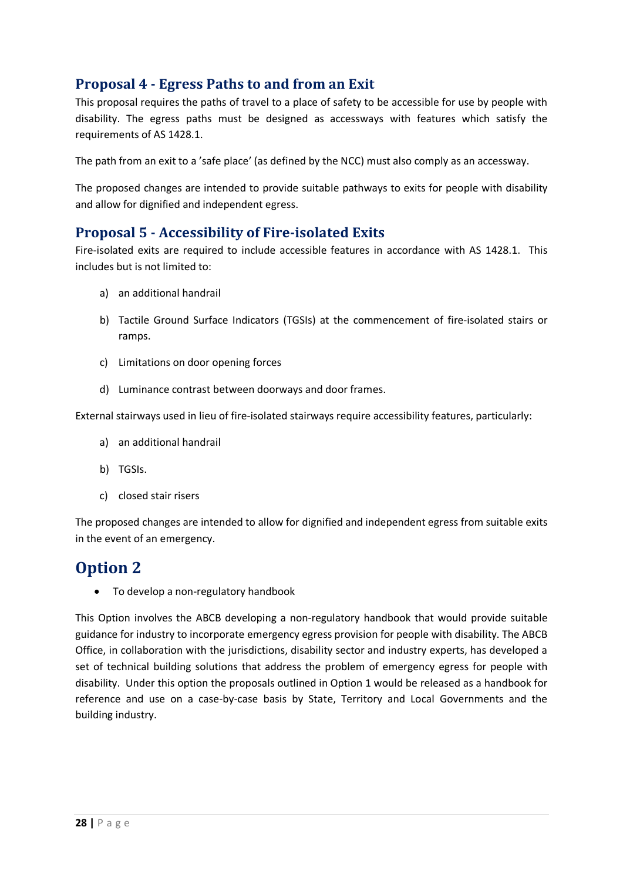## Proposal 4 - Egress Paths to and from an Exit

This proposal requires the paths of travel to a place of safety to be accessible for use by people with disability. The egress paths must be designed as accessways with features which satisfy the requirements of AS 1428.1.

The path from an exit to a 'safe place' (as defined by the NCC) must also comply as an accessway.

The proposed changes are intended to provide suitable pathways to exits for people with disability and allow for dignified and independent egress.

## Proposal 5 - Accessibility of Fire-isolated Exits

Fire-isolated exits are required to include accessible features in accordance with AS 1428.1. This includes but is not limited to:

a) an additional handrail

b) Tactile Ground Surface Indicators (TGSIs) at the commencement of fire-isolated stairs or ramps.

c) Limitations on door opening forces

d) Luminance contrast between doorways and door frames.

External stairways used in lieu of fire-isolated stairways require accessibility features, particularly:

a) an additional handrail

b) TGSIs.

c) closed stair risers

The proposed changes are intended to allow for dignified and independent egress from suitable exits in the event of an emergency.

# Option 2

- To develop a non-regulatory handbook

This Option involves the ABCB developing a non-regulatory handbook that would provide suitable guidance for industry to incorporate emergency egress provision for people with disability. The ABCB Office, in collaboration with the jurisdictions, disability sector and industry experts, has developed a set of technical building solutions that address the problem of emergency egress for people with disability. Under this option the proposals outlined in Option 1 would be released as a handbook for reference and use on a case-by-case basis by State, Territory and Local Governments and the building industry.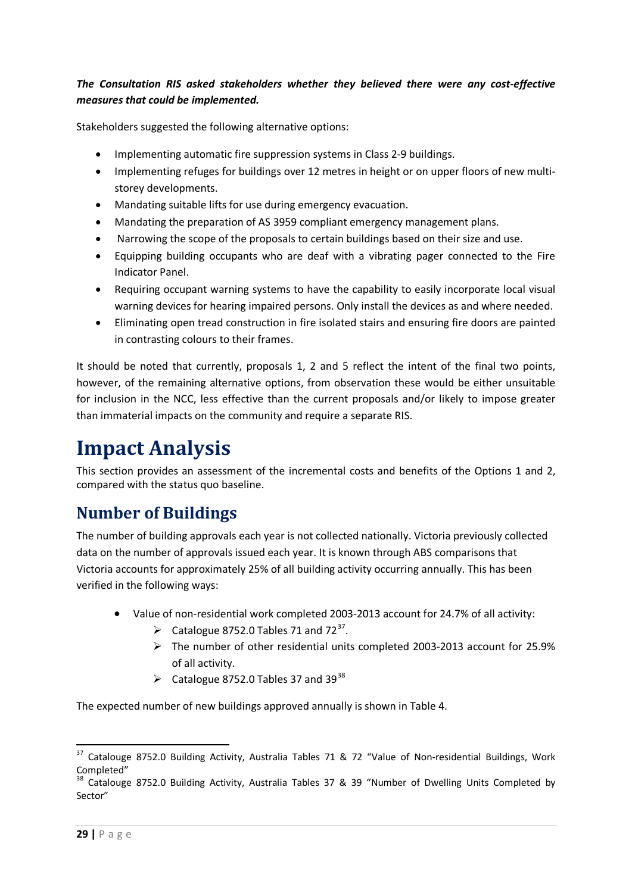***The Consultation RIS asked stakeholders whether they believed there were any cost-effective measures that could be implemented.***

Stakeholders suggested the following alternative options:

- Implementing automatic fire suppression systems in Class 2-9 buildings.
- Implementing refuges for buildings over 12 metres in height or on upper floors of new multi-storey developments.
- Mandating suitable lifts for use during emergency evacuation.
- Mandating the preparation of AS 3959 compliant emergency management plans.
- Narrowing the scope of the proposals to certain buildings based on their size and use.
- Equipping building occupants who are deaf with a vibrating pager connected to the Fire Indicator Panel.
- Requiring occupant warning systems to have the capability to easily incorporate local visual warning devices for hearing impaired persons. Only install the devices as and where needed.
- Eliminating open tread construction in fire isolated stairs and ensuring fire doors are painted in contrasting colours to their frames.

It should be noted that currently, proposals 1, 2 and 5 reflect the intent of the final two points, however, of the remaining alternative options, from observation these would be either unsuitable for inclusion in the NCC, less effective than the current proposals and/or likely to impose greater than immaterial impacts on the community and require a separate RIS.

# Impact Analysis

This section provides an assessment of the incremental costs and benefits of the Options 1 and 2, compared with the status quo baseline.

## Number of Buildings

The number of building approvals each year is not collected nationally. Victoria previously collected data on the number of approvals issued each year. It is known through ABS comparisons that Victoria accounts for approximately 25% of all building activity occurring annually. This has been verified in the following ways:

- Value of non-residential work completed 2003-2013 account for 24.7% of all activity:
  - Catalogue 8752.0 Tables 71 and 72[37].
  - The number of other residential units completed 2003-2013 account for 25.9% of all activity.
  - Catalogue 8752.0 Tables 37 and 39[38]

The expected number of new buildings approved annually is shown in Table 4.

---

[37] Catalouge 8752.0 Building Activity, Australia Tables 71 & 72 "Value of Non-residential Buildings, Work Completed"

[38] Catalouge 8752.0 Building Activity, Australia Tables 37 & 39 "Number of Dwelling Units Completed by Sector"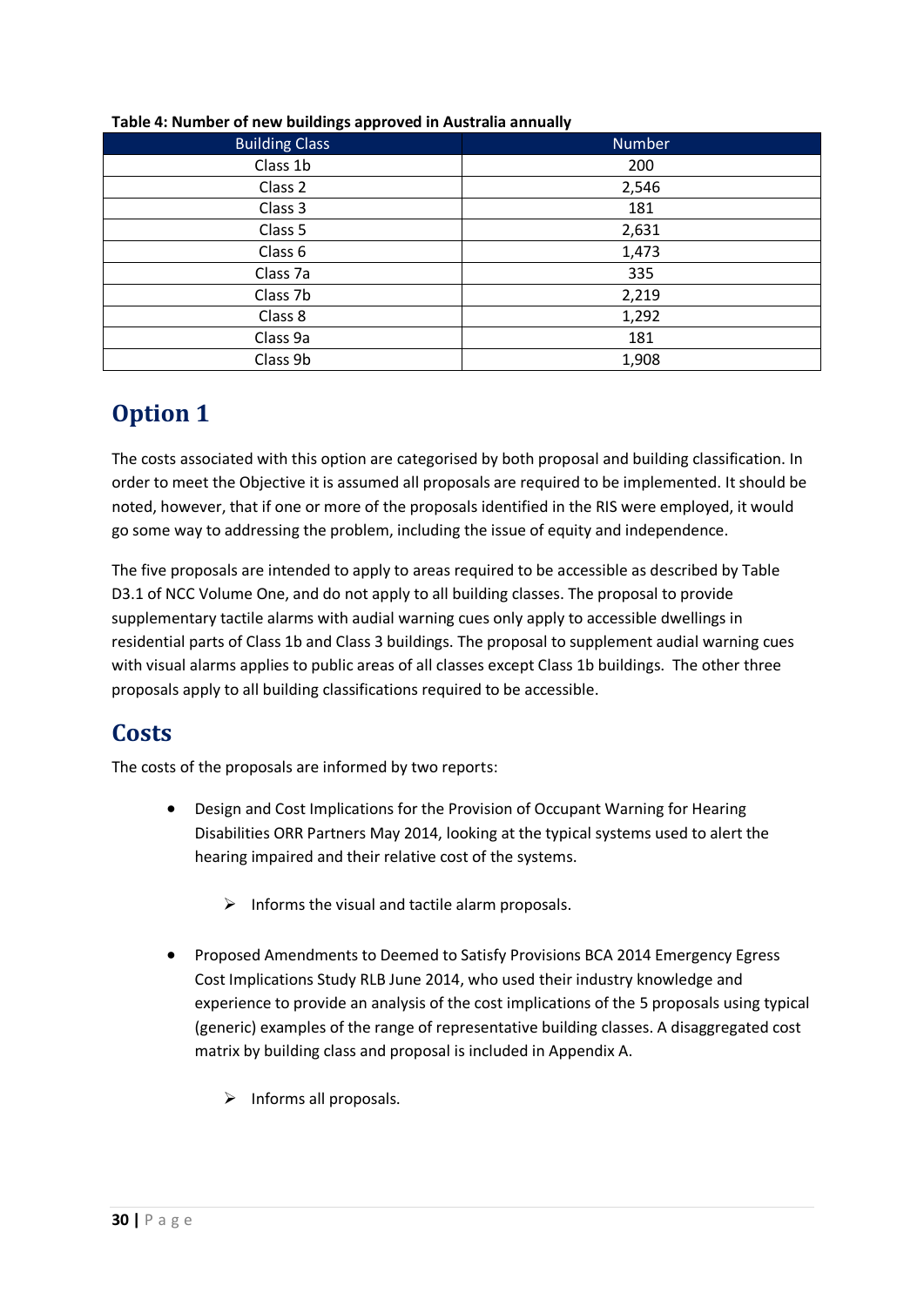**Table 4: Number of new buildings approved in Australia annually**

| Building Class | Number |
|---|---|
| Class 1b | 200 |
| Class 2 | 2,546 |
| Class 3 | 181 |
| Class 5 | 2,631 |
| Class 6 | 1,473 |
| Class 7a | 335 |
| Class 7b | 2,219 |
| Class 8 | 1,292 |
| Class 9a | 181 |
| Class 9b | 1,908 |

# Option 1

The costs associated with this option are categorised by both proposal and building classification. In order to meet the Objective it is assumed all proposals are required to be implemented. It should be noted, however, that if one or more of the proposals identified in the RIS were employed, it would go some way to addressing the problem, including the issue of equity and independence.

The five proposals are intended to apply to areas required to be accessible as described by Table D3.1 of NCC Volume One, and do not apply to all building classes. The proposal to provide supplementary tactile alarms with audial warning cues only apply to accessible dwellings in residential parts of Class 1b and Class 3 buildings. The proposal to supplement audial warning cues with visual alarms applies to public areas of all classes except Class 1b buildings. The other three proposals apply to all building classifications required to be accessible.

# Costs

The costs of the proposals are informed by two reports:

- Design and Cost Implications for the Provision of Occupant Warning for Hearing Disabilities ORR Partners May 2014, looking at the typical systems used to alert the hearing impaired and their relative cost of the systems.
  - Informs the visual and tactile alarm proposals.
- Proposed Amendments to Deemed to Satisfy Provisions BCA 2014 Emergency Egress Cost Implications Study RLB June 2014, who used their industry knowledge and experience to provide an analysis of the cost implications of the 5 proposals using typical (generic) examples of the range of representative building classes. A disaggregated cost matrix by building class and proposal is included in Appendix A.
  - Informs all proposals.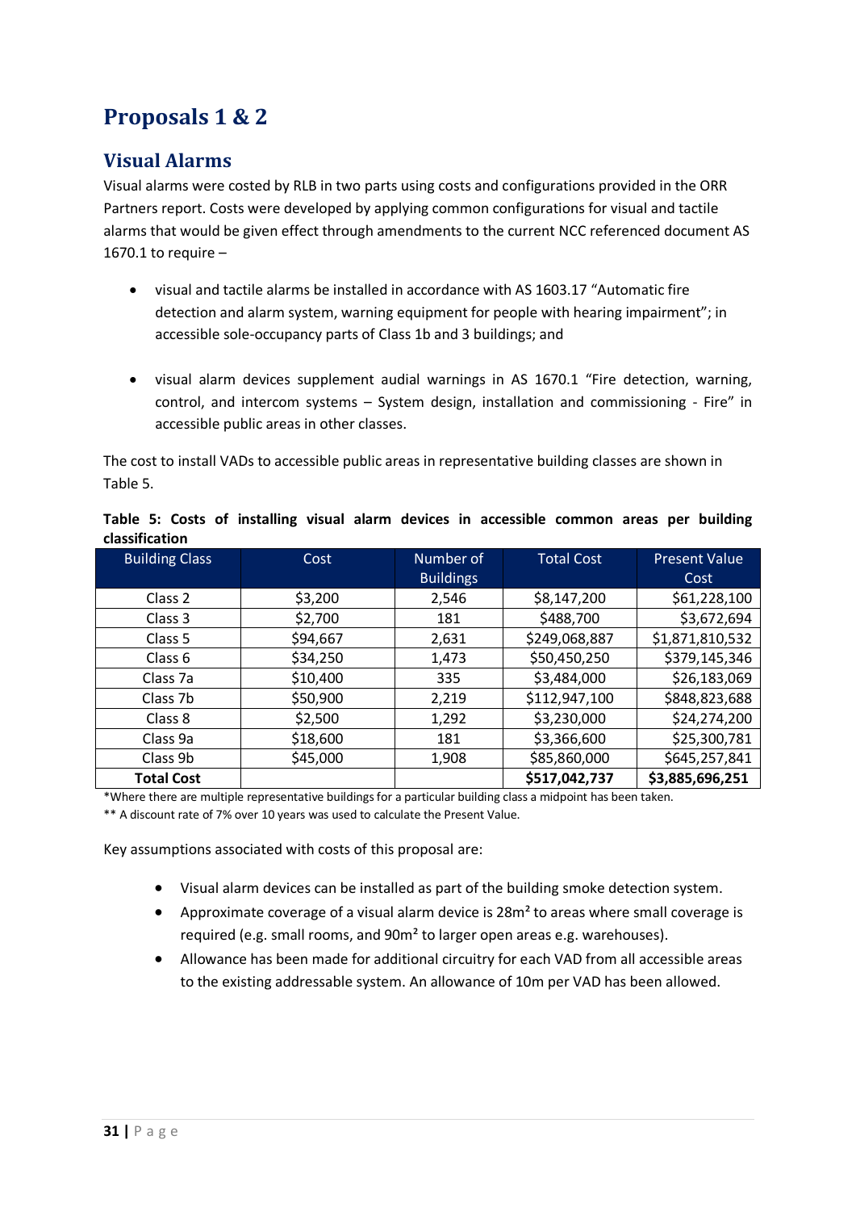# Proposals 1 & 2

## Visual Alarms

Visual alarms were costed by RLB in two parts using costs and configurations provided in the ORR Partners report. Costs were developed by applying common configurations for visual and tactile alarms that would be given effect through amendments to the current NCC referenced document AS 1670.1 to require –

- visual and tactile alarms be installed in accordance with AS 1603.17 "Automatic fire detection and alarm system, warning equipment for people with hearing impairment"; in accessible sole-occupancy parts of Class 1b and 3 buildings; and

- visual alarm devices supplement audial warnings in AS 1670.1 "Fire detection, warning, control, and intercom systems – System design, installation and commissioning - Fire" in accessible public areas in other classes.

The cost to install VADs to accessible public areas in representative building classes are shown in Table 5.

**Table 5: Costs of installing visual alarm devices in accessible common areas per building classification**

| Building Class | Cost | Number of Buildings | Total Cost | Present Value Cost |
|---|---|---|---|---|
| Class 2 | $3,200 | 2,546 | $8,147,200 | $61,228,100 |
| Class 3 | $2,700 | 181 | $488,700 | $3,672,694 |
| Class 5 | $94,667 | 2,631 | $249,068,887 | $1,871,810,532 |
| Class 6 | $34,250 | 1,473 | $50,450,250 | $379,145,346 |
| Class 7a | $10,400 | 335 | $3,484,000 | $26,183,069 |
| Class 7b | $50,900 | 2,219 | $112,947,100 | $848,823,688 |
| Class 8 | $2,500 | 1,292 | $3,230,000 | $24,274,200 |
| Class 9a | $18,600 | 181 | $3,366,600 | $25,300,781 |
| Class 9b | $45,000 | 1,908 | $85,860,000 | $645,257,841 |
| **Total Cost** | | | **$517,042,737** | **$3,885,696,251** |

*Where there are multiple representative buildings for a particular building class a midpoint has been taken.

** A discount rate of 7% over 10 years was used to calculate the Present Value.

Key assumptions associated with costs of this proposal are:

- Visual alarm devices can be installed as part of the building smoke detection system.
- Approximate coverage of a visual alarm device is 28m² to areas where small coverage is required (e.g. small rooms, and 90m² to larger open areas e.g. warehouses).
- Allowance has been made for additional circuitry for each VAD from all accessible areas to the existing addressable system. An allowance of 10m per VAD has been allowed.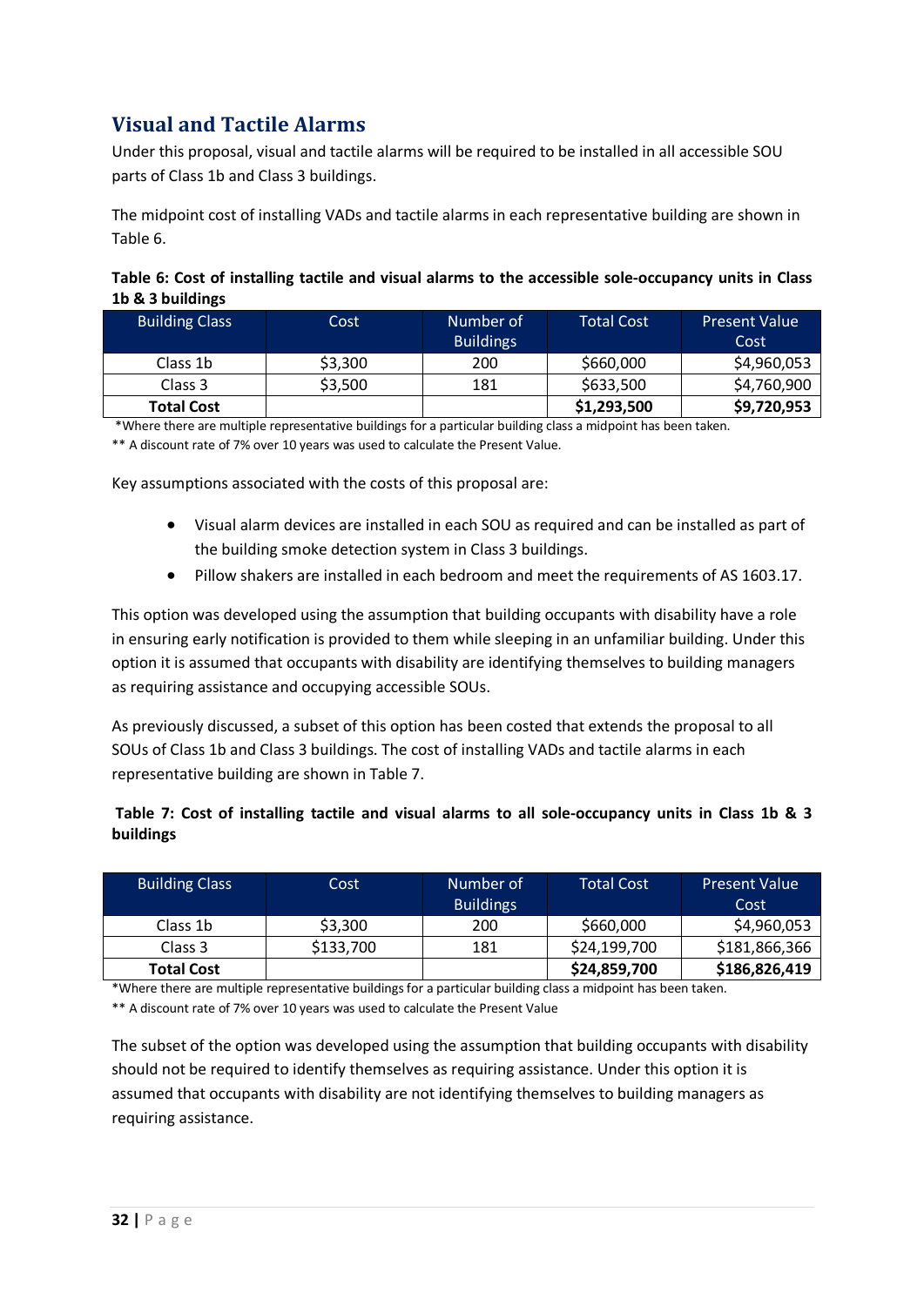## Visual and Tactile Alarms

Under this proposal, visual and tactile alarms will be required to be installed in all accessible SOU parts of Class 1b and Class 3 buildings.

The midpoint cost of installing VADs and tactile alarms in each representative building are shown in Table 6.

**Table 6: Cost of installing tactile and visual alarms to the accessible sole-occupancy units in Class 1b & 3 buildings**

| Building Class | Cost | Number of Buildings | Total Cost | Present Value Cost |
|---|---|---|---|---|
| Class 1b | $3,300 | 200 | $660,000 | $4,960,053 |
| Class 3 | $3,500 | 181 | $633,500 | $4,760,900 |
| **Total Cost** | | | **$1,293,500** | **$9,720,953** |

*Where there are multiple representative buildings for a particular building class a midpoint has been taken.

** A discount rate of 7% over 10 years was used to calculate the Present Value.

Key assumptions associated with the costs of this proposal are:

- Visual alarm devices are installed in each SOU as required and can be installed as part of the building smoke detection system in Class 3 buildings.
- Pillow shakers are installed in each bedroom and meet the requirements of AS 1603.17.

This option was developed using the assumption that building occupants with disability have a role in ensuring early notification is provided to them while sleeping in an unfamiliar building. Under this option it is assumed that occupants with disability are identifying themselves to building managers as requiring assistance and occupying accessible SOUs.

As previously discussed, a subset of this option has been costed that extends the proposal to all SOUs of Class 1b and Class 3 buildings. The cost of installing VADs and tactile alarms in each representative building are shown in Table 7.

**Table 7: Cost of installing tactile and visual alarms to all sole-occupancy units in Class 1b & 3 buildings**

| Building Class | Cost | Number of Buildings | Total Cost | Present Value Cost |
|---|---|---|---|---|
| Class 1b | $3,300 | 200 | $660,000 | $4,960,053 |
| Class 3 | $133,700 | 181 | $24,199,700 | $181,866,366 |
| **Total Cost** | | | **$24,859,700** | **$186,826,419** |

*Where there are multiple representative buildings for a particular building class a midpoint has been taken.

** A discount rate of 7% over 10 years was used to calculate the Present Value

The subset of the option was developed using the assumption that building occupants with disability should not be required to identify themselves as requiring assistance. Under this option it is assumed that occupants with disability are not identifying themselves to building managers as requiring assistance.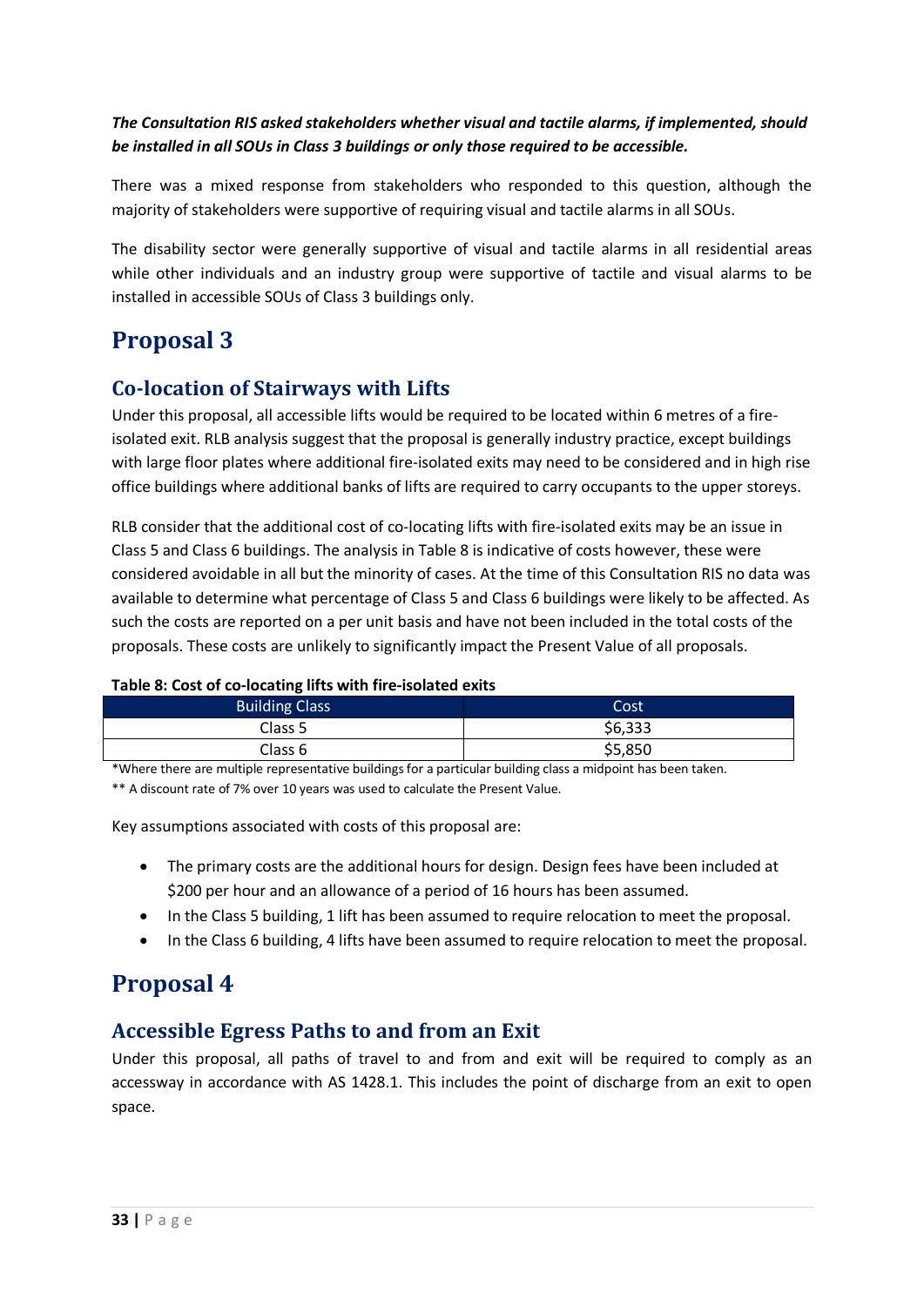***The Consultation RIS asked stakeholders whether visual and tactile alarms, if implemented, should be installed in all SOUs in Class 3 buildings or only those required to be accessible.***

There was a mixed response from stakeholders who responded to this question, although the majority of stakeholders were supportive of requiring visual and tactile alarms in all SOUs.

The disability sector were generally supportive of visual and tactile alarms in all residential areas while other individuals and an industry group were supportive of tactile and visual alarms to be installed in accessible SOUs of Class 3 buildings only.

# Proposal 3

## Co-location of Stairways with Lifts

Under this proposal, all accessible lifts would be required to be located within 6 metres of a fire-isolated exit. RLB analysis suggest that the proposal is generally industry practice, except buildings with large floor plates where additional fire-isolated exits may need to be considered and in high rise office buildings where additional banks of lifts are required to carry occupants to the upper storeys.

RLB consider that the additional cost of co-locating lifts with fire-isolated exits may be an issue in Class 5 and Class 6 buildings. The analysis in Table 8 is indicative of costs however, these were considered avoidable in all but the minority of cases. At the time of this Consultation RIS no data was available to determine what percentage of Class 5 and Class 6 buildings were likely to be affected. As such the costs are reported on a per unit basis and have not been included in the total costs of the proposals. These costs are unlikely to significantly impact the Present Value of all proposals.

**Table 8: Cost of co-locating lifts with fire-isolated exits**

| Building Class | Cost |
|---|---|
| Class 5 | $6,333 |
| Class 6 | $5,850 |

*Where there are multiple representative buildings for a particular building class a midpoint has been taken.

** A discount rate of 7% over 10 years was used to calculate the Present Value.

Key assumptions associated with costs of this proposal are:

- The primary costs are the additional hours for design. Design fees have been included at $200 per hour and an allowance of a period of 16 hours has been assumed.
- In the Class 5 building, 1 lift has been assumed to require relocation to meet the proposal.
- In the Class 6 building, 4 lifts have been assumed to require relocation to meet the proposal.

# Proposal 4

## Accessible Egress Paths to and from an Exit

Under this proposal, all paths of travel to and from and exit will be required to comply as an accessway in accordance with AS 1428.1. This includes the point of discharge from an exit to open space.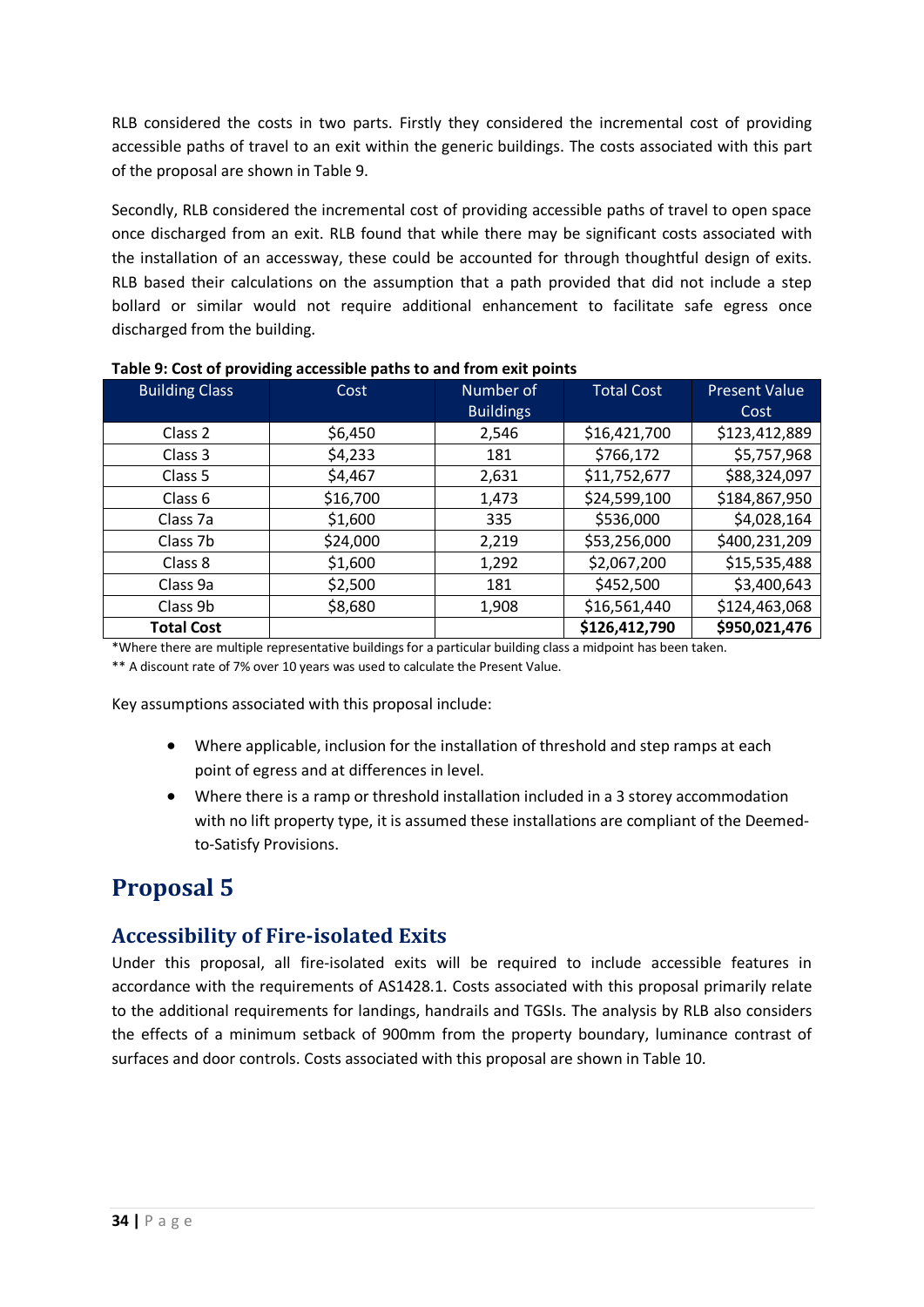RLB considered the costs in two parts. Firstly they considered the incremental cost of providing accessible paths of travel to an exit within the generic buildings. The costs associated with this part of the proposal are shown in Table 9.

Secondly, RLB considered the incremental cost of providing accessible paths of travel to open space once discharged from an exit. RLB found that while there may be significant costs associated with the installation of an accessway, these could be accounted for through thoughtful design of exits. RLB based their calculations on the assumption that a path provided that did not include a step bollard or similar would not require additional enhancement to facilitate safe egress once discharged from the building.

**Table 9: Cost of providing accessible paths to and from exit points**

| Building Class | Cost | Number of Buildings | Total Cost | Present Value Cost |
|---|---|---|---|---|
| Class 2 | $6,450 | 2,546 | $16,421,700 | $123,412,889 |
| Class 3 | $4,233 | 181 | $766,172 | $5,757,968 |
| Class 5 | $4,467 | 2,631 | $11,752,677 | $88,324,097 |
| Class 6 | $16,700 | 1,473 | $24,599,100 | $184,867,950 |
| Class 7a | $1,600 | 335 | $536,000 | $4,028,164 |
| Class 7b | $24,000 | 2,219 | $53,256,000 | $400,231,209 |
| Class 8 | $1,600 | 1,292 | $2,067,200 | $15,535,488 |
| Class 9a | $2,500 | 181 | $452,500 | $3,400,643 |
| Class 9b | $8,680 | 1,908 | $16,561,440 | $124,463,068 |
| **Total Cost** | | | **$126,412,790** | **$950,021,476** |

*Where there are multiple representative buildings for a particular building class a midpoint has been taken.

** A discount rate of 7% over 10 years was used to calculate the Present Value.

Key assumptions associated with this proposal include:

- Where applicable, inclusion for the installation of threshold and step ramps at each point of egress and at differences in level.
- Where there is a ramp or threshold installation included in a 3 storey accommodation with no lift property type, it is assumed these installations are compliant of the Deemed-to-Satisfy Provisions.

# Proposal 5

## Accessibility of Fire-isolated Exits

Under this proposal, all fire-isolated exits will be required to include accessible features in accordance with the requirements of AS1428.1. Costs associated with this proposal primarily relate to the additional requirements for landings, handrails and TGSIs. The analysis by RLB also considers the effects of a minimum setback of 900mm from the property boundary, luminance contrast of surfaces and door controls. Costs associated with this proposal are shown in Table 10.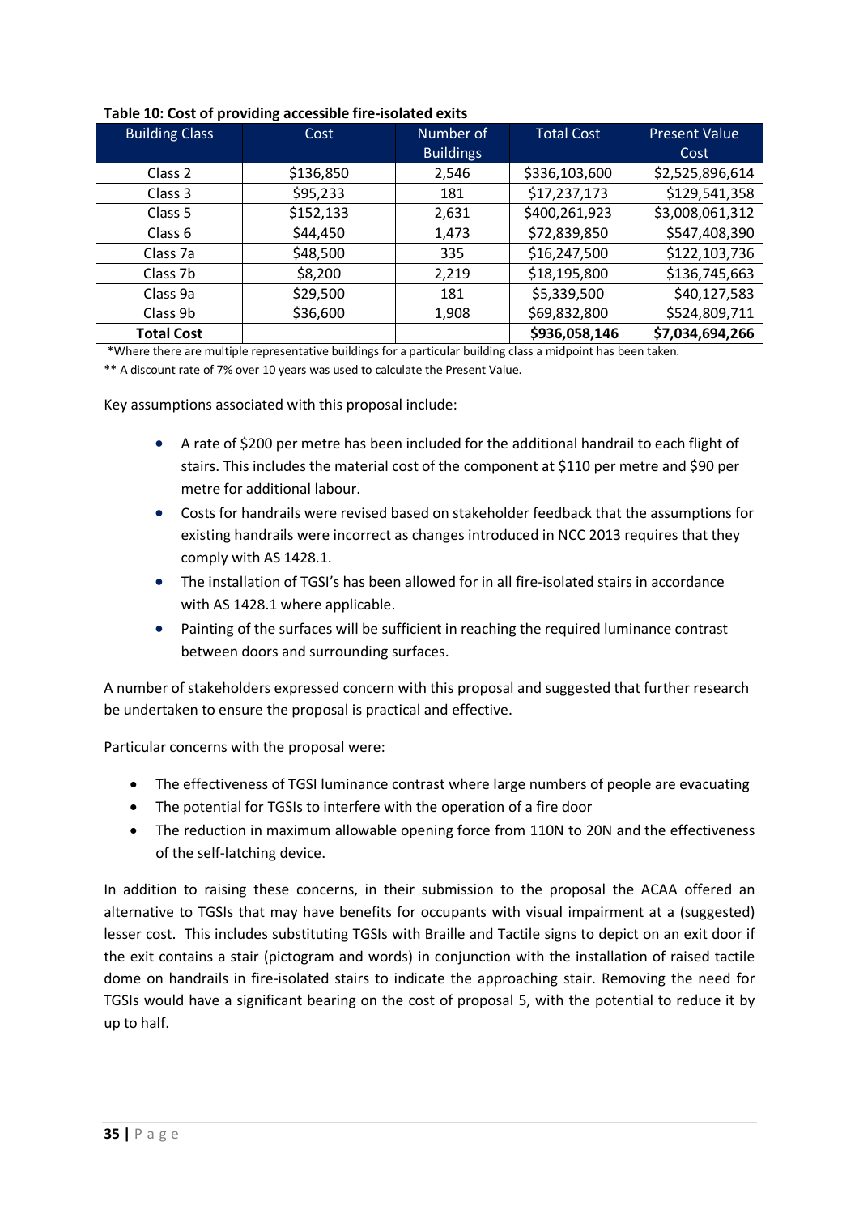**Table 10: Cost of providing accessible fire-isolated exits**

| Building Class | Cost | Number of Buildings | Total Cost | Present Value Cost |
|---|---|---|---|---|
| Class 2 | $136,850 | 2,546 | $336,103,600 | $2,525,896,614 |
| Class 3 | $95,233 | 181 | $17,237,173 | $129,541,358 |
| Class 5 | $152,133 | 2,631 | $400,261,923 | $3,008,061,312 |
| Class 6 | $44,450 | 1,473 | $72,839,850 | $547,408,390 |
| Class 7a | $48,500 | 335 | $16,247,500 | $122,103,736 |
| Class 7b | $8,200 | 2,219 | $18,195,800 | $136,745,663 |
| Class 9a | $29,500 | 181 | $5,339,500 | $40,127,583 |
| Class 9b | $36,600 | 1,908 | $69,832,800 | $524,809,711 |
| **Total Cost** | | | **$936,058,146** | **$7,034,694,266** |

*Where there are multiple representative buildings for a particular building class a midpoint has been taken.

** A discount rate of 7% over 10 years was used to calculate the Present Value.

Key assumptions associated with this proposal include:

- A rate of $200 per metre has been included for the additional handrail to each flight of stairs. This includes the material cost of the component at $110 per metre and $90 per metre for additional labour.
- Costs for handrails were revised based on stakeholder feedback that the assumptions for existing handrails were incorrect as changes introduced in NCC 2013 requires that they comply with AS 1428.1.
- The installation of TGSI's has been allowed for in all fire-isolated stairs in accordance with AS 1428.1 where applicable.
- Painting of the surfaces will be sufficient in reaching the required luminance contrast between doors and surrounding surfaces.

A number of stakeholders expressed concern with this proposal and suggested that further research be undertaken to ensure the proposal is practical and effective.

Particular concerns with the proposal were:

- The effectiveness of TGSI luminance contrast where large numbers of people are evacuating
- The potential for TGSIs to interfere with the operation of a fire door
- The reduction in maximum allowable opening force from 110N to 20N and the effectiveness of the self-latching device.

In addition to raising these concerns, in their submission to the proposal the ACAA offered an alternative to TGSIs that may have benefits for occupants with visual impairment at a (suggested) lesser cost. This includes substituting TGSIs with Braille and Tactile signs to depict on an exit door if the exit contains a stair (pictogram and words) in conjunction with the installation of raised tactile dome on handrails in fire-isolated stairs to indicate the approaching stair. Removing the need for TGSIs would have a significant bearing on the cost of proposal 5, with the potential to reduce it by up to half.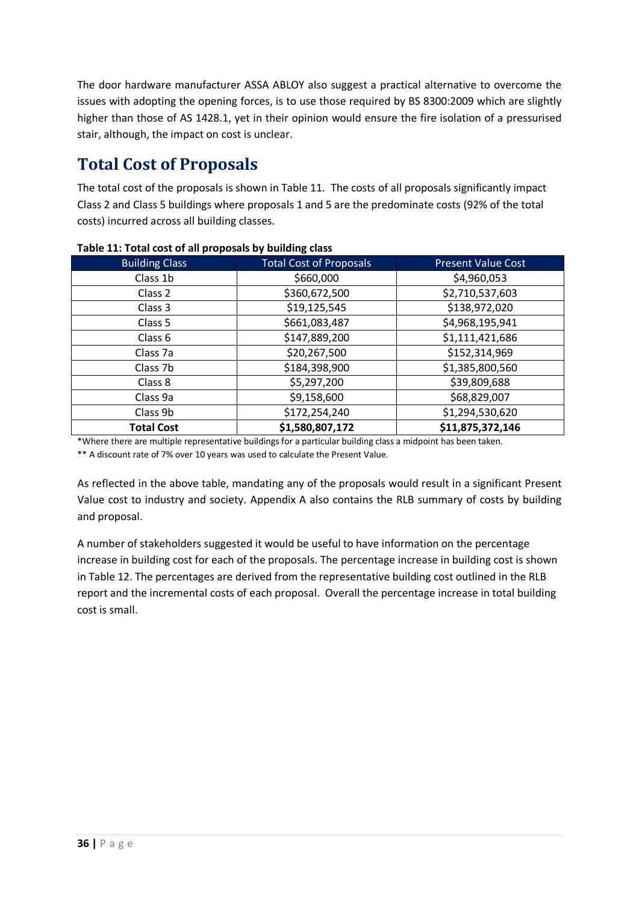The door hardware manufacturer ASSA ABLOY also suggest a practical alternative to overcome the issues with adopting the opening forces, is to use those required by BS 8300:2009 which are slightly higher than those of AS 1428.1, yet in their opinion would ensure the fire isolation of a pressurised stair, although, the impact on cost is unclear.

## Total Cost of Proposals

The total cost of the proposals is shown in Table 11. The costs of all proposals significantly impact Class 2 and Class 5 buildings where proposals 1 and 5 are the predominate costs (92% of the total costs) incurred across all building classes.

**Table 11: Total cost of all proposals by building class**

| Building Class | Total Cost of Proposals | Present Value Cost |
|---|---|---|
| Class 1b | $660,000 | $4,960,053 |
| Class 2 | $360,672,500 | $2,710,537,603 |
| Class 3 | $19,125,545 | $138,972,020 |
| Class 5 | $661,083,487 | $4,968,195,941 |
| Class 6 | $147,889,200 | $1,111,421,686 |
| Class 7a | $20,267,500 | $152,314,969 |
| Class 7b | $184,398,900 | $1,385,800,560 |
| Class 8 | $5,297,200 | $39,809,688 |
| Class 9a | $9,158,600 | $68,829,007 |
| Class 9b | $172,254,240 | $1,294,530,620 |
| **Total Cost** | **$1,580,807,172** | **$11,875,372,146** |

*Where there are multiple representative buildings for a particular building class a midpoint has been taken.

** A discount rate of 7% over 10 years was used to calculate the Present Value.

As reflected in the above table, mandating any of the proposals would result in a significant Present Value cost to industry and society. Appendix A also contains the RLB summary of costs by building and proposal.

A number of stakeholders suggested it would be useful to have information on the percentage increase in building cost for each of the proposals. The percentage increase in building cost is shown in Table 12. The percentages are derived from the representative building cost outlined in the RLB report and the incremental costs of each proposal. Overall the percentage increase in total building cost is small.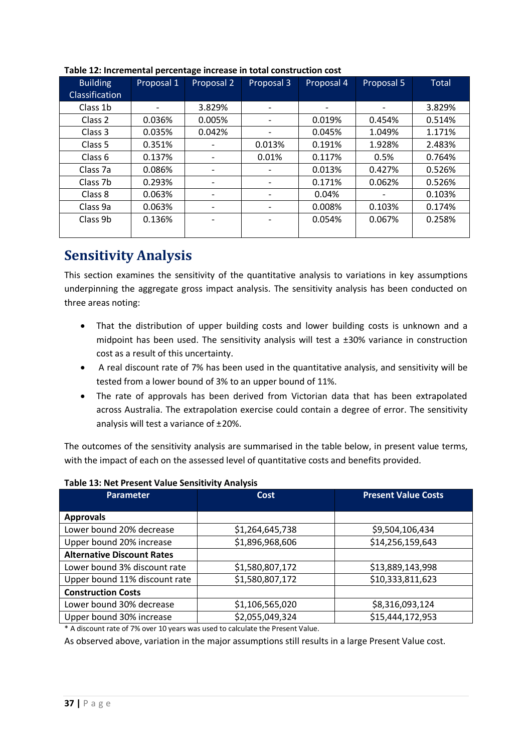**Table 12: Incremental percentage increase in total construction cost**

| Building Classification | Proposal 1 | Proposal 2 | Proposal 3 | Proposal 4 | Proposal 5 | Total |
|---|---|---|---|---|---|---|
| Class 1b | - | 3.829% | - | - | - | 3.829% |
| Class 2 | 0.036% | 0.005% | - | 0.019% | 0.454% | 0.514% |
| Class 3 | 0.035% | 0.042% | - | 0.045% | 1.049% | 1.171% |
| Class 5 | 0.351% | - | 0.013% | 0.191% | 1.928% | 2.483% |
| Class 6 | 0.137% | - | 0.01% | 0.117% | 0.5% | 0.764% |
| Class 7a | 0.086% | - | - | 0.013% | 0.427% | 0.526% |
| Class 7b | 0.293% | - | - | 0.171% | 0.062% | 0.526% |
| Class 8 | 0.063% | - | - | 0.04% | - | 0.103% |
| Class 9a | 0.063% | - | - | 0.008% | 0.103% | 0.174% |
| Class 9b | 0.136% | - | - | 0.054% | 0.067% | 0.258% |

## Sensitivity Analysis

This section examines the sensitivity of the quantitative analysis to variations in key assumptions underpinning the aggregate gross impact analysis. The sensitivity analysis has been conducted on three areas noting:

- That the distribution of upper building costs and lower building costs is unknown and a midpoint has been used. The sensitivity analysis will test a ±30% variance in construction cost as a result of this uncertainty.
- A real discount rate of 7% has been used in the quantitative analysis, and sensitivity will be tested from a lower bound of 3% to an upper bound of 11%.
- The rate of approvals has been derived from Victorian data that has been extrapolated across Australia. The extrapolation exercise could contain a degree of error. The sensitivity analysis will test a variance of ±20%.

The outcomes of the sensitivity analysis are summarised in the table below, in present value terms, with the impact of each on the assessed level of quantitative costs and benefits provided.

**Table 13: Net Present Value Sensitivity Analysis**

| Parameter | Cost | Present Value Costs |
|---|---|---|
| **Approvals** | | |
| Lower bound 20% decrease | $1,264,645,738 | $9,504,106,434 |
| Upper bound 20% increase | $1,896,968,606 | $14,256,159,643 |
| **Alternative Discount Rates** | | |
| Lower bound 3% discount rate | $1,580,807,172 | $13,889,143,998 |
| Upper bound 11% discount rate | $1,580,807,172 | $10,333,811,623 |
| **Construction Costs** | | |
| Lower bound 30% decrease | $1,106,565,020 | $8,316,093,124 |
| Upper bound 30% increase | $2,055,049,324 | $15,444,172,953 |

\* A discount rate of 7% over 10 years was used to calculate the Present Value.

As observed above, variation in the major assumptions still results in a large Present Value cost.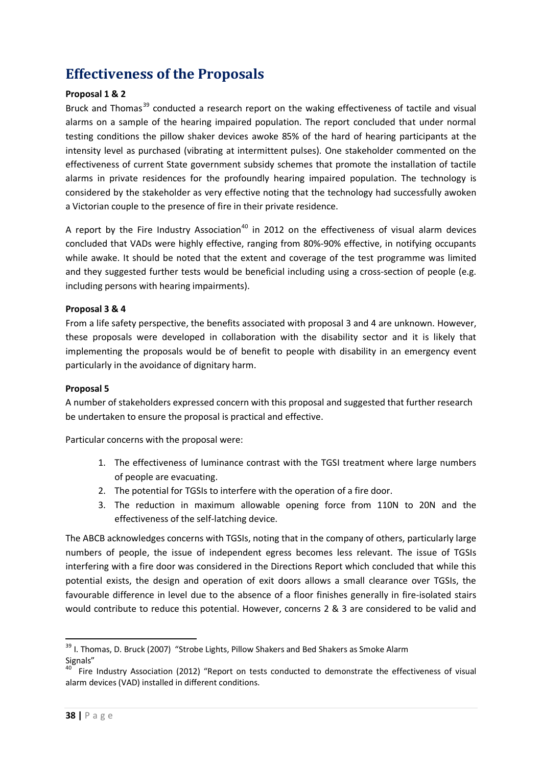# Effectiveness of the Proposals

**Proposal 1 & 2**

Bruck and Thomas[39] conducted a research report on the waking effectiveness of tactile and visual alarms on a sample of the hearing impaired population. The report concluded that under normal testing conditions the pillow shaker devices awoke 85% of the hard of hearing participants at the intensity level as purchased (vibrating at intermittent pulses). One stakeholder commented on the effectiveness of current State government subsidy schemes that promote the installation of tactile alarms in private residences for the profoundly hearing impaired population. The technology is considered by the stakeholder as very effective noting that the technology had successfully awoken a Victorian couple to the presence of fire in their private residence.

A report by the Fire Industry Association[40] in 2012 on the effectiveness of visual alarm devices concluded that VADs were highly effective, ranging from 80%-90% effective, in notifying occupants while awake. It should be noted that the extent and coverage of the test programme was limited and they suggested further tests would be beneficial including using a cross-section of people (e.g. including persons with hearing impairments).

**Proposal 3 & 4**

From a life safety perspective, the benefits associated with proposal 3 and 4 are unknown. However, these proposals were developed in collaboration with the disability sector and it is likely that implementing the proposals would be of benefit to people with disability in an emergency event particularly in the avoidance of dignitary harm.

**Proposal 5**

A number of stakeholders expressed concern with this proposal and suggested that further research be undertaken to ensure the proposal is practical and effective.

Particular concerns with the proposal were:

1. The effectiveness of luminance contrast with the TGSI treatment where large numbers of people are evacuating.
2. The potential for TGSIs to interfere with the operation of a fire door.
3. The reduction in maximum allowable opening force from 110N to 20N and the effectiveness of the self-latching device.

The ABCB acknowledges concerns with TGSIs, noting that in the company of others, particularly large numbers of people, the issue of independent egress becomes less relevant. The issue of TGSIs interfering with a fire door was considered in the Directions Report which concluded that while this potential exists, the design and operation of exit doors allows a small clearance over TGSIs, the favourable difference in level due to the absence of a floor finishes generally in fire-isolated stairs would contribute to reduce this potential. However, concerns 2 & 3 are considered to be valid and

---

[39] I. Thomas, D. Bruck (2007) "Strobe Lights, Pillow Shakers and Bed Shakers as Smoke Alarm Signals"

[40] Fire Industry Association (2012) "Report on tests conducted to demonstrate the effectiveness of visual alarm devices (VAD) installed in different conditions.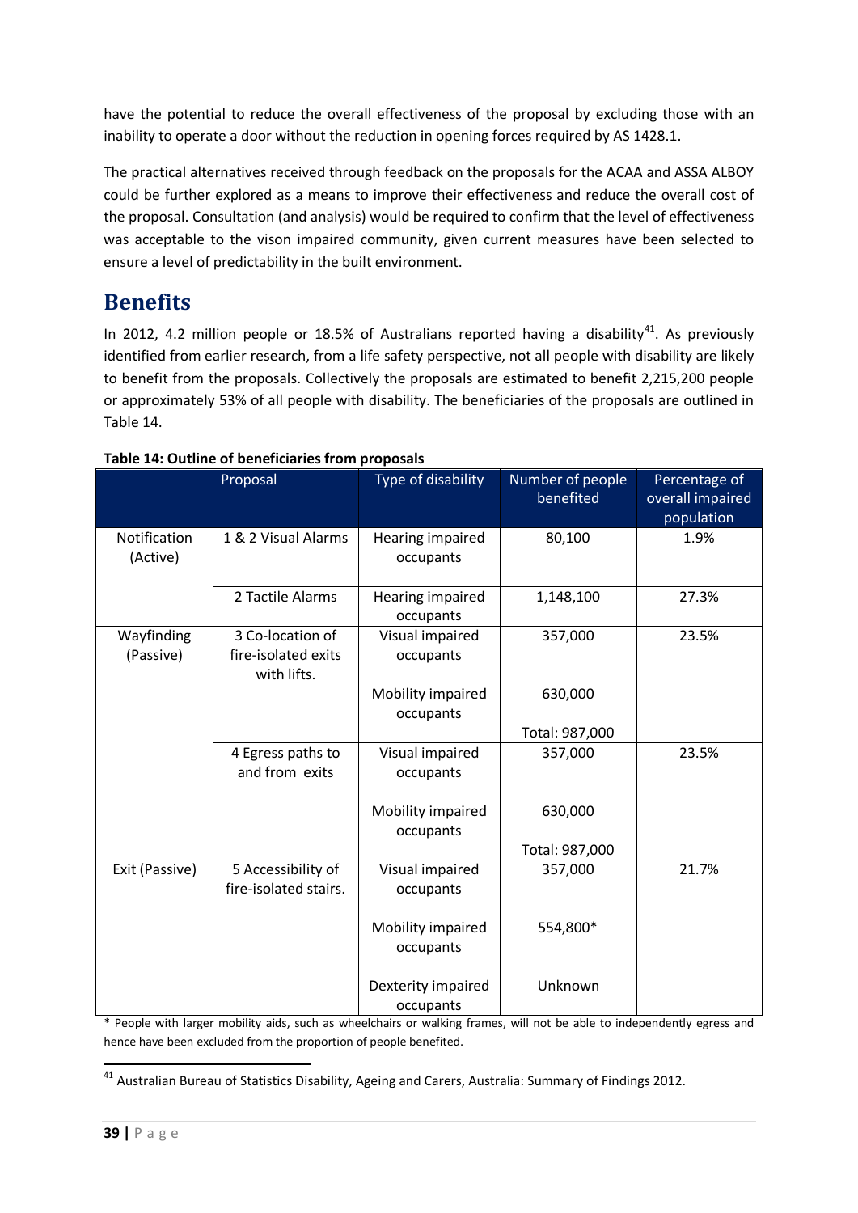have the potential to reduce the overall effectiveness of the proposal by excluding those with an inability to operate a door without the reduction in opening forces required by AS 1428.1.

The practical alternatives received through feedback on the proposals for the ACAA and ASSA ALBOY could be further explored as a means to improve their effectiveness and reduce the overall cost of the proposal. Consultation (and analysis) would be required to confirm that the level of effectiveness was acceptable to the vison impaired community, given current measures have been selected to ensure a level of predictability in the built environment.

# Benefits

In 2012, 4.2 million people or 18.5% of Australians reported having a disability[41]. As previously identified from earlier research, from a life safety perspective, not all people with disability are likely to benefit from the proposals. Collectively the proposals are estimated to benefit 2,215,200 people or approximately 53% of all people with disability. The beneficiaries of the proposals are outlined in Table 14.

**Table 14: Outline of beneficiaries from proposals**

| | Proposal | Type of disability | Number of people benefited | Percentage of overall impaired population |
|---|---|---|---|---|
| Notification (Active) | 1 & 2 Visual Alarms | Hearing impaired occupants | 80,100 | 1.9% |
| | 2 Tactile Alarms | Hearing impaired occupants | 1,148,100 | 27.3% |
| Wayfinding (Passive) | 3 Co-location of fire-isolated exits with lifts. | Visual impaired occupants<br>Mobility impaired occupants | 357,000<br>630,000<br>Total: 987,000 | 23.5% |
| | 4 Egress paths to and from exits | Visual impaired occupants<br>Mobility impaired occupants | 357,000<br>630,000<br>Total: 987,000 | 23.5% |
| Exit (Passive) | 5 Accessibility of fire-isolated stairs. | Visual impaired occupants<br>Mobility impaired occupants<br>Dexterity impaired occupants | 357,000<br>554,800*<br>Unknown | 21.7% |

* People with larger mobility aids, such as wheelchairs or walking frames, will not be able to independently egress and hence have been excluded from the proportion of people benefited.

[41] Australian Bureau of Statistics Disability, Ageing and Carers, Australia: Summary of Findings 2012.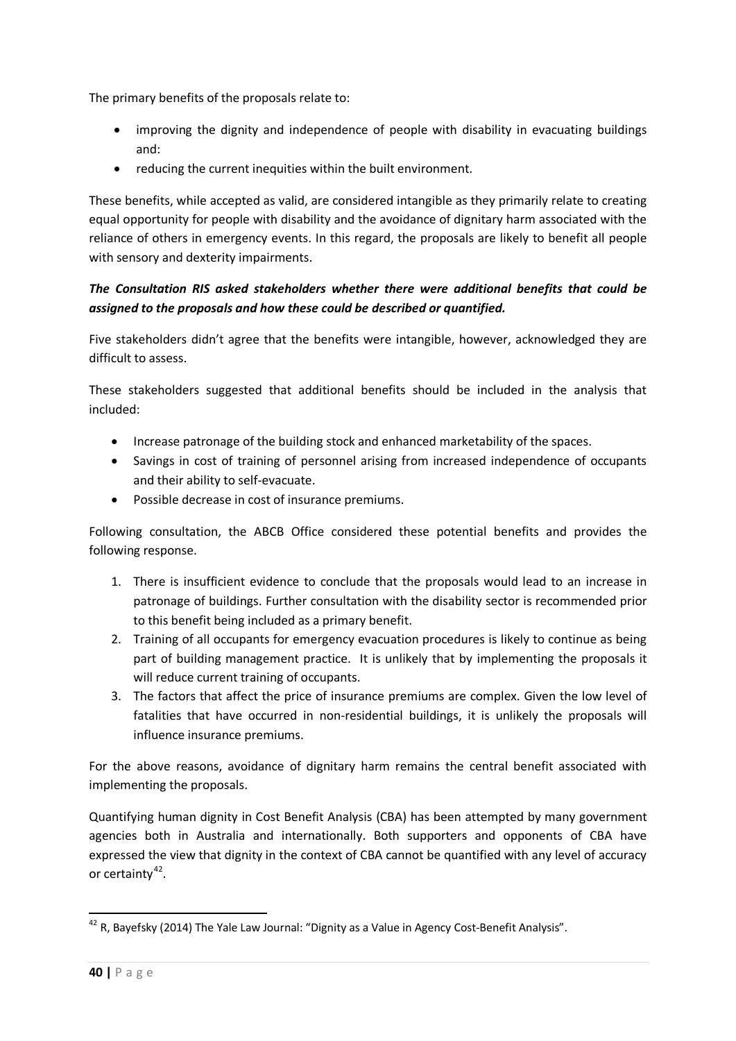The primary benefits of the proposals relate to:

- improving the dignity and independence of people with disability in evacuating buildings and:
- reducing the current inequities within the built environment.

These benefits, while accepted as valid, are considered intangible as they primarily relate to creating equal opportunity for people with disability and the avoidance of dignitary harm associated with the reliance of others in emergency events. In this regard, the proposals are likely to benefit all people with sensory and dexterity impairments.

***The Consultation RIS asked stakeholders whether there were additional benefits that could be assigned to the proposals and how these could be described or quantified.***

Five stakeholders didn't agree that the benefits were intangible, however, acknowledged they are difficult to assess.

These stakeholders suggested that additional benefits should be included in the analysis that included:

- Increase patronage of the building stock and enhanced marketability of the spaces.
- Savings in cost of training of personnel arising from increased independence of occupants and their ability to self-evacuate.
- Possible decrease in cost of insurance premiums.

Following consultation, the ABCB Office considered these potential benefits and provides the following response.

1. There is insufficient evidence to conclude that the proposals would lead to an increase in patronage of buildings. Further consultation with the disability sector is recommended prior to this benefit being included as a primary benefit.
2. Training of all occupants for emergency evacuation procedures is likely to continue as being part of building management practice. It is unlikely that by implementing the proposals it will reduce current training of occupants.
3. The factors that affect the price of insurance premiums are complex. Given the low level of fatalities that have occurred in non-residential buildings, it is unlikely the proposals will influence insurance premiums.

For the above reasons, avoidance of dignitary harm remains the central benefit associated with implementing the proposals.

Quantifying human dignity in Cost Benefit Analysis (CBA) has been attempted by many government agencies both in Australia and internationally. Both supporters and opponents of CBA have expressed the view that dignity in the context of CBA cannot be quantified with any level of accuracy or certainty[42].

[42] R, Bayefsky (2014) The Yale Law Journal: "Dignity as a Value in Agency Cost-Benefit Analysis".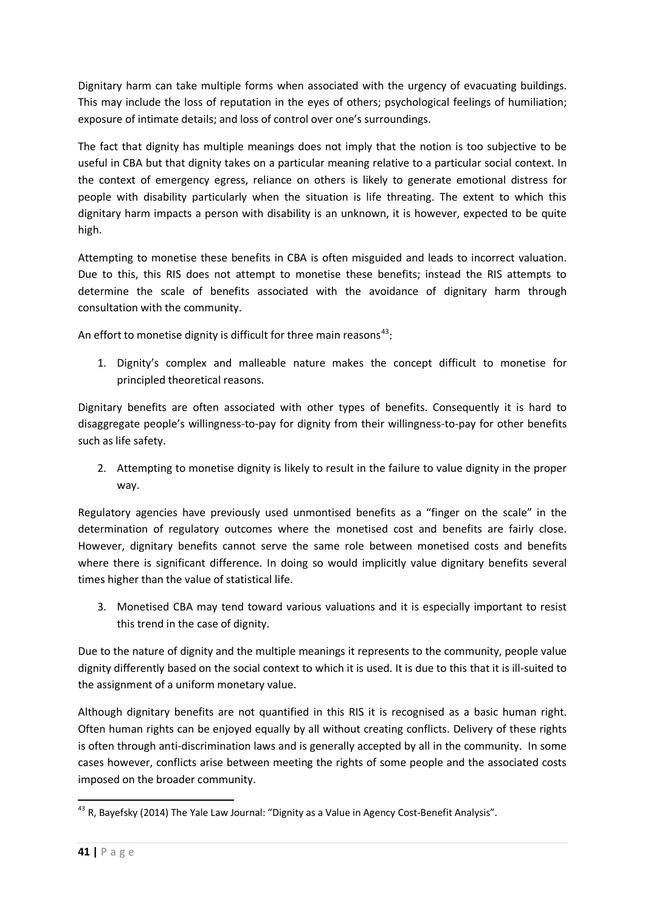Dignitary harm can take multiple forms when associated with the urgency of evacuating buildings. This may include the loss of reputation in the eyes of others; psychological feelings of humiliation; exposure of intimate details; and loss of control over one's surroundings.

The fact that dignity has multiple meanings does not imply that the notion is too subjective to be useful in CBA but that dignity takes on a particular meaning relative to a particular social context. In the context of emergency egress, reliance on others is likely to generate emotional distress for people with disability particularly when the situation is life threating. The extent to which this dignitary harm impacts a person with disability is an unknown, it is however, expected to be quite high.

Attempting to monetise these benefits in CBA is often misguided and leads to incorrect valuation. Due to this, this RIS does not attempt to monetise these benefits; instead the RIS attempts to determine the scale of benefits associated with the avoidance of dignitary harm through consultation with the community.

An effort to monetise dignity is difficult for three main reasons[43]:

1. Dignity's complex and malleable nature makes the concept difficult to monetise for principled theoretical reasons.

Dignitary benefits are often associated with other types of benefits. Consequently it is hard to disaggregate people's willingness-to-pay for dignity from their willingness-to-pay for other benefits such as life safety.

2. Attempting to monetise dignity is likely to result in the failure to value dignity in the proper way.

Regulatory agencies have previously used unmontised benefits as a "finger on the scale" in the determination of regulatory outcomes where the monetised cost and benefits are fairly close. However, dignitary benefits cannot serve the same role between monetised costs and benefits where there is significant difference. In doing so would implicitly value dignitary benefits several times higher than the value of statistical life.

3. Monetised CBA may tend toward various valuations and it is especially important to resist this trend in the case of dignity.

Due to the nature of dignity and the multiple meanings it represents to the community, people value dignity differently based on the social context to which it is used. It is due to this that it is ill-suited to the assignment of a uniform monetary value.

Although dignitary benefits are not quantified in this RIS it is recognised as a basic human right. Often human rights can be enjoyed equally by all without creating conflicts. Delivery of these rights is often through anti-discrimination laws and is generally accepted by all in the community. In some cases however, conflicts arise between meeting the rights of some people and the associated costs imposed on the broader community.

---

[43] R, Bayefsky (2014) The Yale Law Journal: "Dignity as a Value in Agency Cost-Benefit Analysis".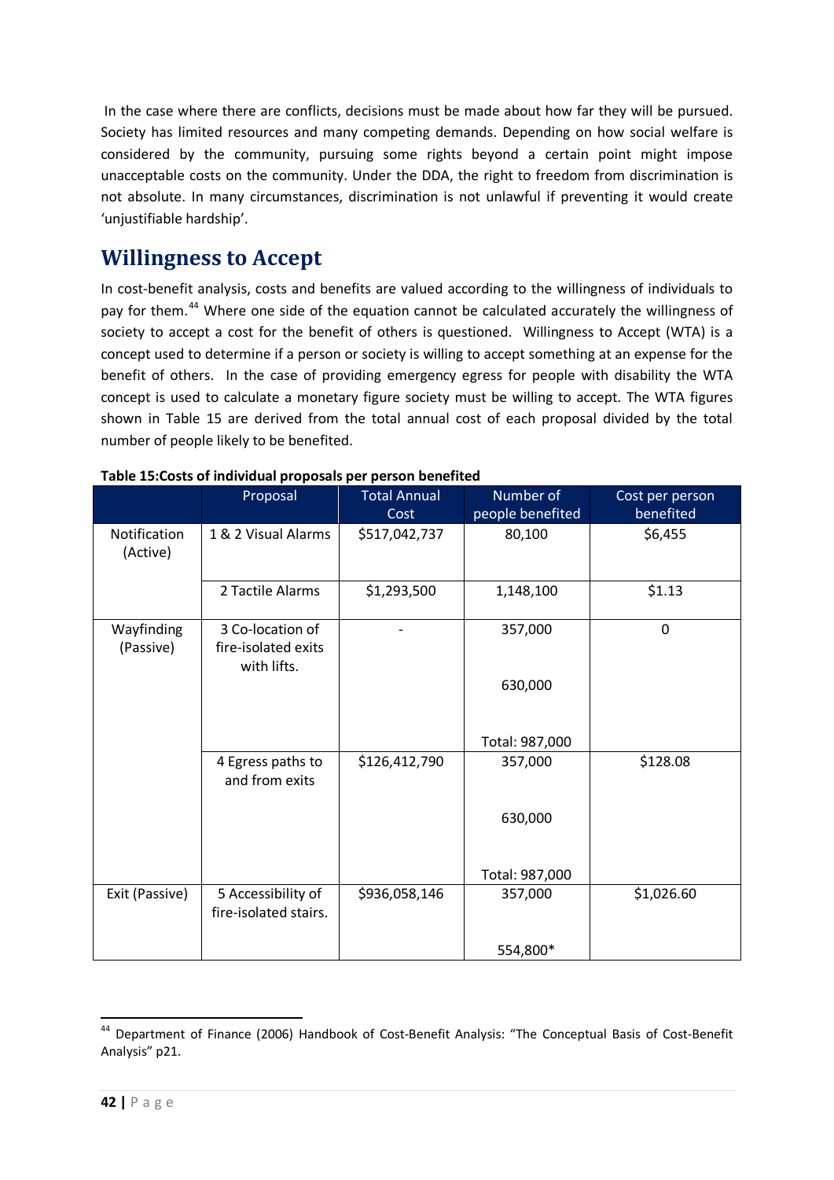In the case where there are conflicts, decisions must be made about how far they will be pursued. Society has limited resources and many competing demands. Depending on how social welfare is considered by the community, pursuing some rights beyond a certain point might impose unacceptable costs on the community. Under the DDA, the right to freedom from discrimination is not absolute. In many circumstances, discrimination is not unlawful if preventing it would create 'unjustifiable hardship'.

## Willingness to Accept

In cost-benefit analysis, costs and benefits are valued according to the willingness of individuals to pay for them.[44] Where one side of the equation cannot be calculated accurately the willingness of society to accept a cost for the benefit of others is questioned. Willingness to Accept (WTA) is a concept used to determine if a person or society is willing to accept something at an expense for the benefit of others. In the case of providing emergency egress for people with disability the WTA concept is used to calculate a monetary figure society must be willing to accept. The WTA figures shown in Table 15 are derived from the total annual cost of each proposal divided by the total number of people likely to be benefited.

**Table 15:Costs of individual proposals per person benefited**

| | Proposal | Total Annual Cost | Number of people benefited | Cost per person benefited |
|---|---|---|---|---|
| Notification (Active) | 1 & 2 Visual Alarms | $517,042,737 | 80,100 | $6,455 |
| | 2 Tactile Alarms | $1,293,500 | 1,148,100 | $1.13 |
| Wayfinding (Passive) | 3 Co-location of fire-isolated exits with lifts. | - | 357,000<br><br>630,000<br><br>Total: 987,000 | 0 |
| | 4 Egress paths to and from exits | $126,412,790 | 357,000<br><br>630,000<br><br>Total: 987,000 | $128.08 |
| Exit (Passive) | 5 Accessibility of fire-isolated stairs. | $936,058,146 | 357,000<br><br>554,800* | $1,026.60 |

[44] Department of Finance (2006) Handbook of Cost-Benefit Analysis: "The Conceptual Basis of Cost-Benefit Analysis" p21.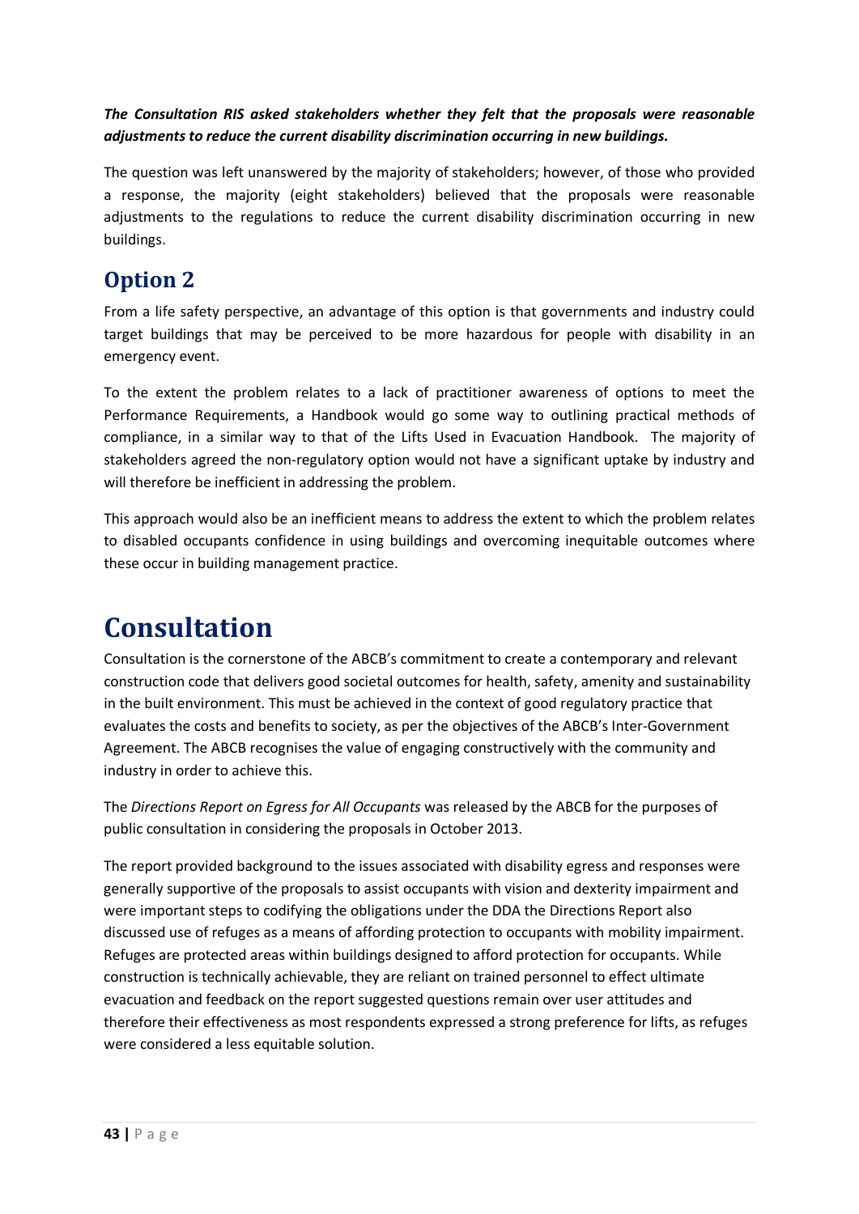***The Consultation RIS asked stakeholders whether they felt that the proposals were reasonable adjustments to reduce the current disability discrimination occurring in new buildings.***

The question was left unanswered by the majority of stakeholders; however, of those who provided a response, the majority (eight stakeholders) believed that the proposals were reasonable adjustments to the regulations to reduce the current disability discrimination occurring in new buildings.

## Option 2

From a life safety perspective, an advantage of this option is that governments and industry could target buildings that may be perceived to be more hazardous for people with disability in an emergency event.

To the extent the problem relates to a lack of practitioner awareness of options to meet the Performance Requirements, a Handbook would go some way to outlining practical methods of compliance, in a similar way to that of the Lifts Used in Evacuation Handbook. The majority of stakeholders agreed the non-regulatory option would not have a significant uptake by industry and will therefore be inefficient in addressing the problem.

This approach would also be an inefficient means to address the extent to which the problem relates to disabled occupants confidence in using buildings and overcoming inequitable outcomes where these occur in building management practice.

# Consultation

Consultation is the cornerstone of the ABCB's commitment to create a contemporary and relevant construction code that delivers good societal outcomes for health, safety, amenity and sustainability in the built environment. This must be achieved in the context of good regulatory practice that evaluates the costs and benefits to society, as per the objectives of the ABCB's Inter-Government Agreement. The ABCB recognises the value of engaging constructively with the community and industry in order to achieve this.

The *Directions Report on Egress for All Occupants* was released by the ABCB for the purposes of public consultation in considering the proposals in October 2013.

The report provided background to the issues associated with disability egress and responses were generally supportive of the proposals to assist occupants with vision and dexterity impairment and were important steps to codifying the obligations under the DDA the Directions Report also discussed use of refuges as a means of affording protection to occupants with mobility impairment. Refuges are protected areas within buildings designed to afford protection for occupants. While construction is technically achievable, they are reliant on trained personnel to effect ultimate evacuation and feedback on the report suggested questions remain over user attitudes and therefore their effectiveness as most respondents expressed a strong preference for lifts, as refuges were considered a less equitable solution.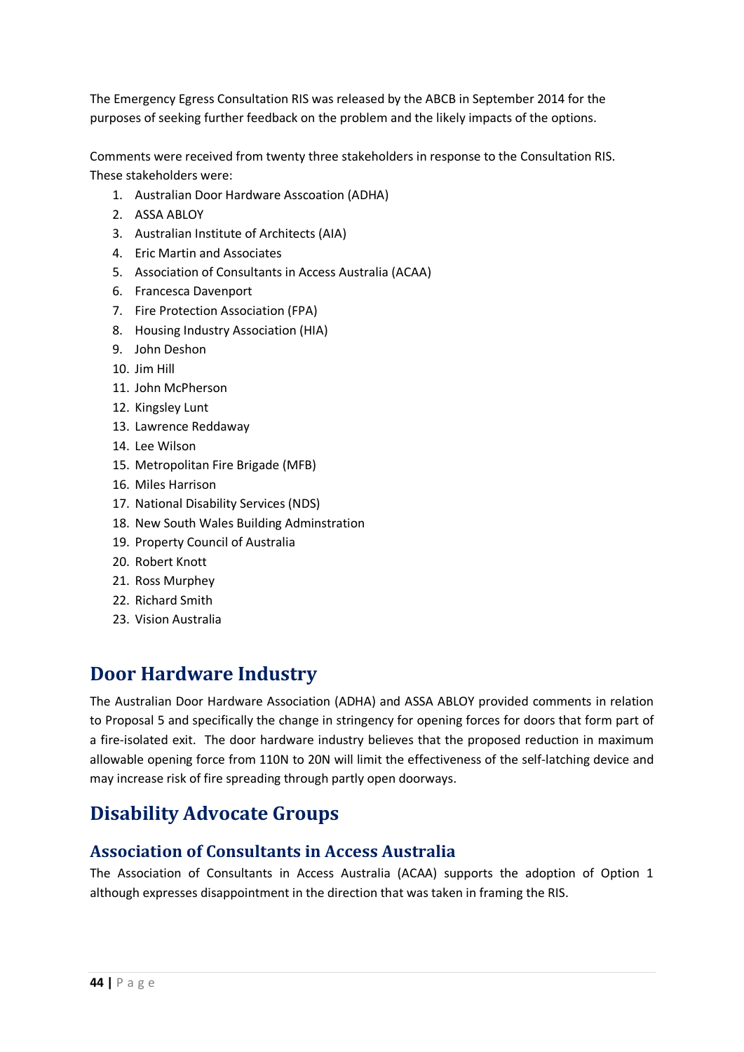The Emergency Egress Consultation RIS was released by the ABCB in September 2014 for the purposes of seeking further feedback on the problem and the likely impacts of the options.

Comments were received from twenty three stakeholders in response to the Consultation RIS. These stakeholders were:

1. Australian Door Hardware Asscoation (ADHA)
2. ASSA ABLOY
3. Australian Institute of Architects (AIA)
4. Eric Martin and Associates
5. Association of Consultants in Access Australia (ACAA)
6. Francesca Davenport
7. Fire Protection Association (FPA)
8. Housing Industry Association (HIA)
9. John Deshon
10. Jim Hill
11. John McPherson
12. Kingsley Lunt
13. Lawrence Reddaway
14. Lee Wilson
15. Metropolitan Fire Brigade (MFB)
16. Miles Harrison
17. National Disability Services (NDS)
18. New South Wales Building Adminstration
19. Property Council of Australia
20. Robert Knott
21. Ross Murphey
22. Richard Smith
23. Vision Australia

# Door Hardware Industry

The Australian Door Hardware Association (ADHA) and ASSA ABLOY provided comments in relation to Proposal 5 and specifically the change in stringency for opening forces for doors that form part of a fire-isolated exit. The door hardware industry believes that the proposed reduction in maximum allowable opening force from 110N to 20N will limit the effectiveness of the self-latching device and may increase risk of fire spreading through partly open doorways.

# Disability Advocate Groups

## Association of Consultants in Access Australia

The Association of Consultants in Access Australia (ACAA) supports the adoption of Option 1 although expresses disappointment in the direction that was taken in framing the RIS.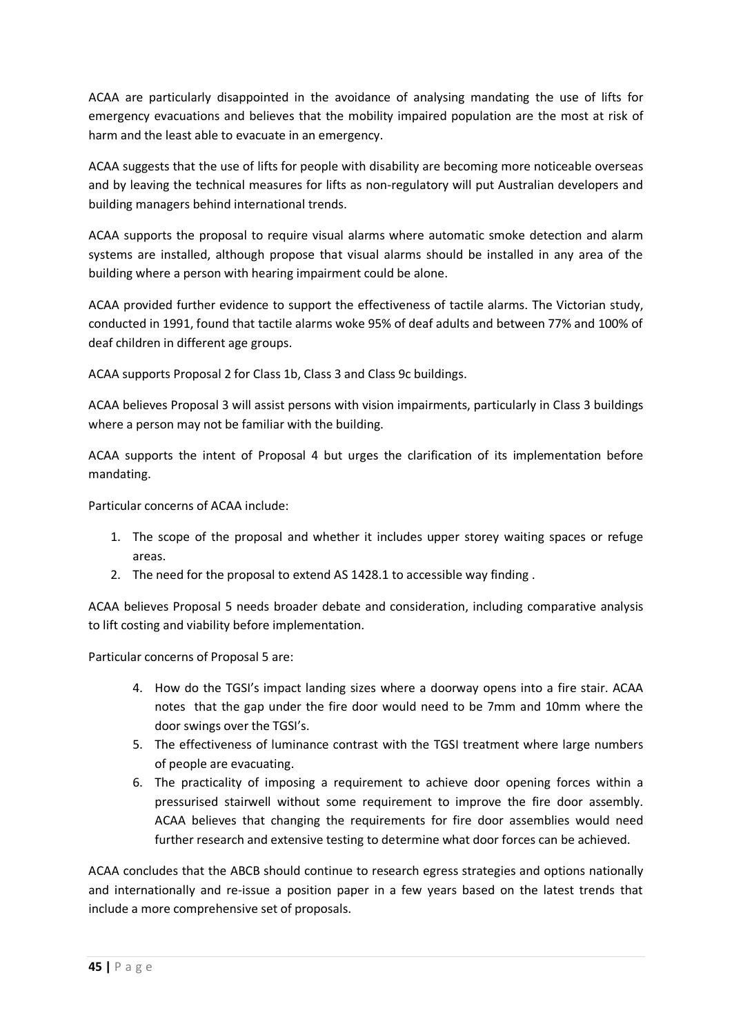ACAA are particularly disappointed in the avoidance of analysing mandating the use of lifts for emergency evacuations and believes that the mobility impaired population are the most at risk of harm and the least able to evacuate in an emergency.

ACAA suggests that the use of lifts for people with disability are becoming more noticeable overseas and by leaving the technical measures for lifts as non-regulatory will put Australian developers and building managers behind international trends.

ACAA supports the proposal to require visual alarms where automatic smoke detection and alarm systems are installed, although propose that visual alarms should be installed in any area of the building where a person with hearing impairment could be alone.

ACAA provided further evidence to support the effectiveness of tactile alarms. The Victorian study, conducted in 1991, found that tactile alarms woke 95% of deaf adults and between 77% and 100% of deaf children in different age groups.

ACAA supports Proposal 2 for Class 1b, Class 3 and Class 9c buildings.

ACAA believes Proposal 3 will assist persons with vision impairments, particularly in Class 3 buildings where a person may not be familiar with the building.

ACAA supports the intent of Proposal 4 but urges the clarification of its implementation before mandating.

Particular concerns of ACAA include:

1. The scope of the proposal and whether it includes upper storey waiting spaces or refuge areas.
2. The need for the proposal to extend AS 1428.1 to accessible way finding .

ACAA believes Proposal 5 needs broader debate and consideration, including comparative analysis to lift costing and viability before implementation.

Particular concerns of Proposal 5 are:

4. How do the TGSI's impact landing sizes where a doorway opens into a fire stair. ACAA notes that the gap under the fire door would need to be 7mm and 10mm where the door swings over the TGSI's.
5. The effectiveness of luminance contrast with the TGSI treatment where large numbers of people are evacuating.
6. The practicality of imposing a requirement to achieve door opening forces within a pressurised stairwell without some requirement to improve the fire door assembly. ACAA believes that changing the requirements for fire door assemblies would need further research and extensive testing to determine what door forces can be achieved.

ACAA concludes that the ABCB should continue to research egress strategies and options nationally and internationally and re-issue a position paper in a few years based on the latest trends that include a more comprehensive set of proposals.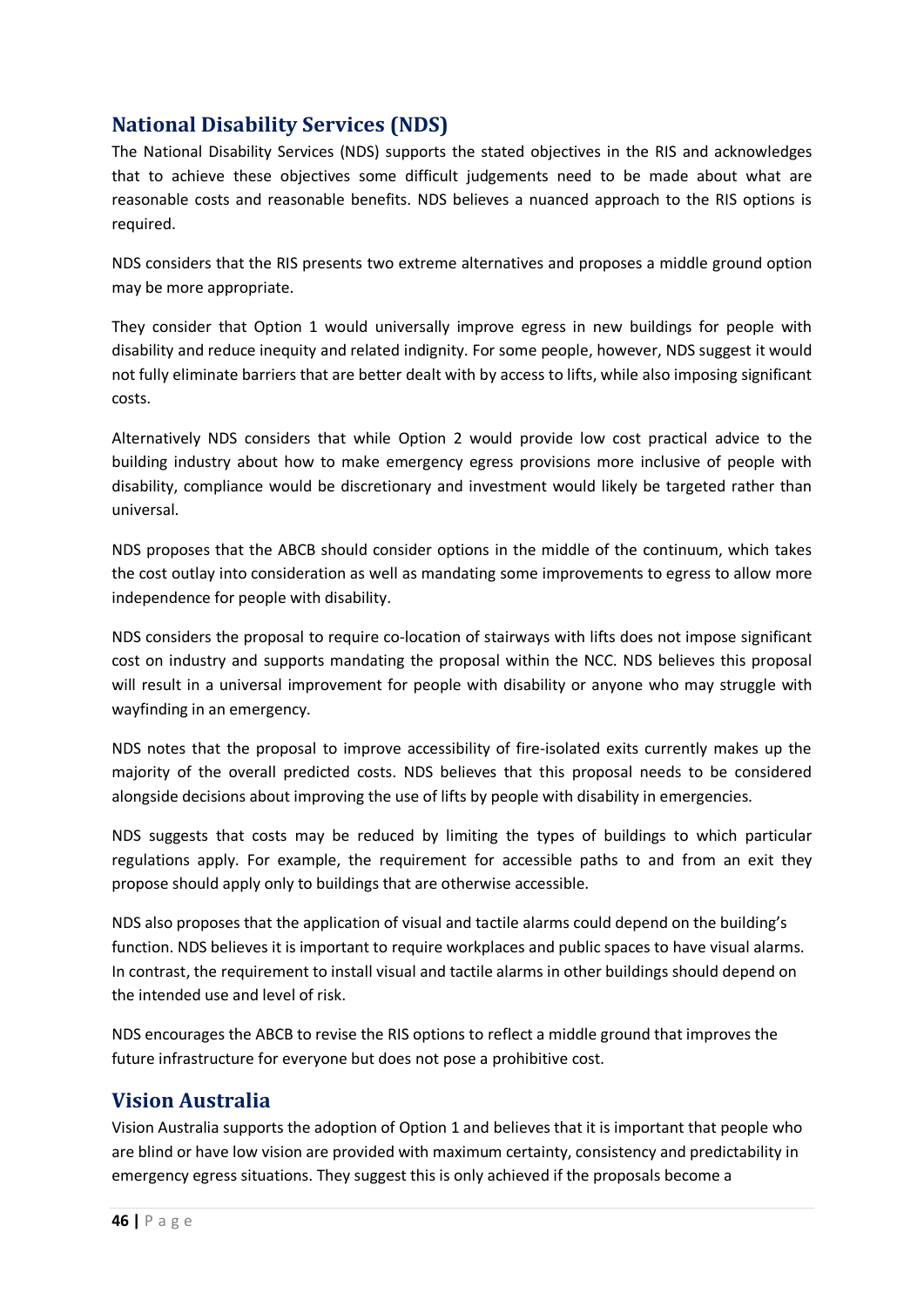## National Disability Services (NDS)

The National Disability Services (NDS) supports the stated objectives in the RIS and acknowledges that to achieve these objectives some difficult judgements need to be made about what are reasonable costs and reasonable benefits. NDS believes a nuanced approach to the RIS options is required.

NDS considers that the RIS presents two extreme alternatives and proposes a middle ground option may be more appropriate.

They consider that Option 1 would universally improve egress in new buildings for people with disability and reduce inequity and related indignity. For some people, however, NDS suggest it would not fully eliminate barriers that are better dealt with by access to lifts, while also imposing significant costs.

Alternatively NDS considers that while Option 2 would provide low cost practical advice to the building industry about how to make emergency egress provisions more inclusive of people with disability, compliance would be discretionary and investment would likely be targeted rather than universal.

NDS proposes that the ABCB should consider options in the middle of the continuum, which takes the cost outlay into consideration as well as mandating some improvements to egress to allow more independence for people with disability.

NDS considers the proposal to require co-location of stairways with lifts does not impose significant cost on industry and supports mandating the proposal within the NCC. NDS believes this proposal will result in a universal improvement for people with disability or anyone who may struggle with wayfinding in an emergency.

NDS notes that the proposal to improve accessibility of fire-isolated exits currently makes up the majority of the overall predicted costs. NDS believes that this proposal needs to be considered alongside decisions about improving the use of lifts by people with disability in emergencies.

NDS suggests that costs may be reduced by limiting the types of buildings to which particular regulations apply. For example, the requirement for accessible paths to and from an exit they propose should apply only to buildings that are otherwise accessible.

NDS also proposes that the application of visual and tactile alarms could depend on the building's function. NDS believes it is important to require workplaces and public spaces to have visual alarms. In contrast, the requirement to install visual and tactile alarms in other buildings should depend on the intended use and level of risk.

NDS encourages the ABCB to revise the RIS options to reflect a middle ground that improves the future infrastructure for everyone but does not pose a prohibitive cost.

## Vision Australia

Vision Australia supports the adoption of Option 1 and believes that it is important that people who are blind or have low vision are provided with maximum certainty, consistency and predictability in emergency egress situations. They suggest this is only achieved if the proposals become a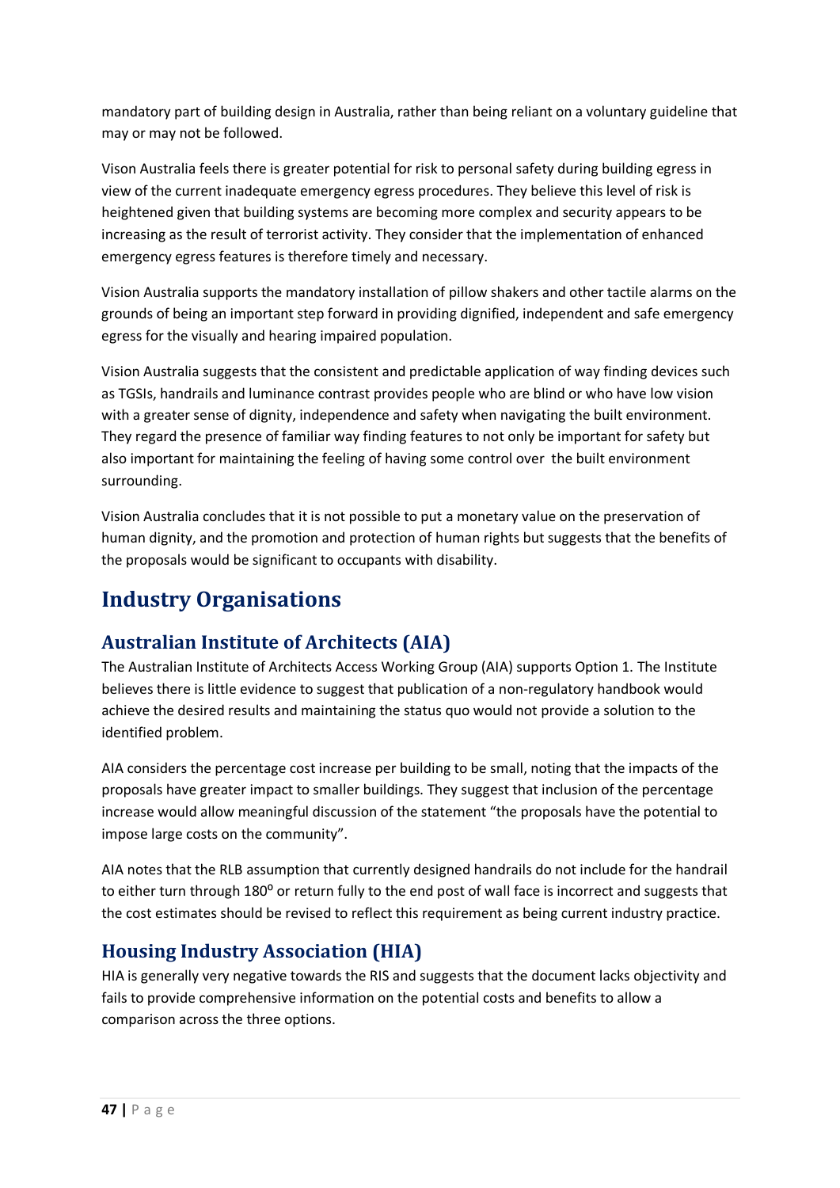mandatory part of building design in Australia, rather than being reliant on a voluntary guideline that may or may not be followed.

Vison Australia feels there is greater potential for risk to personal safety during building egress in view of the current inadequate emergency egress procedures. They believe this level of risk is heightened given that building systems are becoming more complex and security appears to be increasing as the result of terrorist activity. They consider that the implementation of enhanced emergency egress features is therefore timely and necessary.

Vision Australia supports the mandatory installation of pillow shakers and other tactile alarms on the grounds of being an important step forward in providing dignified, independent and safe emergency egress for the visually and hearing impaired population.

Vision Australia suggests that the consistent and predictable application of way finding devices such as TGSIs, handrails and luminance contrast provides people who are blind or who have low vision with a greater sense of dignity, independence and safety when navigating the built environment. They regard the presence of familiar way finding features to not only be important for safety but also important for maintaining the feeling of having some control over the built environment surrounding.

Vision Australia concludes that it is not possible to put a monetary value on the preservation of human dignity, and the promotion and protection of human rights but suggests that the benefits of the proposals would be significant to occupants with disability.

# Industry Organisations

## Australian Institute of Architects (AIA)

The Australian Institute of Architects Access Working Group (AIA) supports Option 1. The Institute believes there is little evidence to suggest that publication of a non-regulatory handbook would achieve the desired results and maintaining the status quo would not provide a solution to the identified problem.

AIA considers the percentage cost increase per building to be small, noting that the impacts of the proposals have greater impact to smaller buildings. They suggest that inclusion of the percentage increase would allow meaningful discussion of the statement "the proposals have the potential to impose large costs on the community".

AIA notes that the RLB assumption that currently designed handrails do not include for the handrail to either turn through 180° or return fully to the end post of wall face is incorrect and suggests that the cost estimates should be revised to reflect this requirement as being current industry practice.

## Housing Industry Association (HIA)

HIA is generally very negative towards the RIS and suggests that the document lacks objectivity and fails to provide comprehensive information on the potential costs and benefits to allow a comparison across the three options.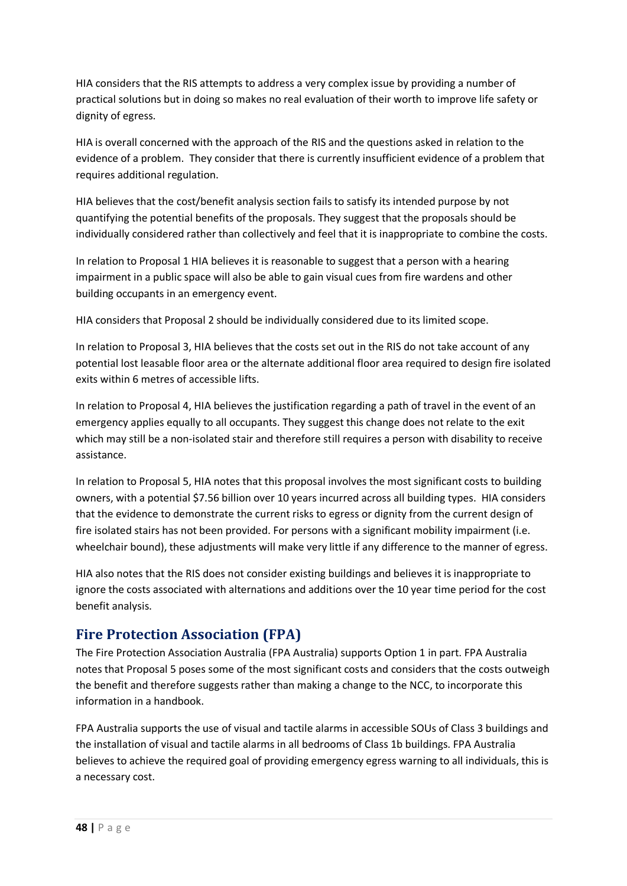HIA considers that the RIS attempts to address a very complex issue by providing a number of practical solutions but in doing so makes no real evaluation of their worth to improve life safety or dignity of egress.

HIA is overall concerned with the approach of the RIS and the questions asked in relation to the evidence of a problem. They consider that there is currently insufficient evidence of a problem that requires additional regulation.

HIA believes that the cost/benefit analysis section fails to satisfy its intended purpose by not quantifying the potential benefits of the proposals. They suggest that the proposals should be individually considered rather than collectively and feel that it is inappropriate to combine the costs.

In relation to Proposal 1 HIA believes it is reasonable to suggest that a person with a hearing impairment in a public space will also be able to gain visual cues from fire wardens and other building occupants in an emergency event.

HIA considers that Proposal 2 should be individually considered due to its limited scope.

In relation to Proposal 3, HIA believes that the costs set out in the RIS do not take account of any potential lost leasable floor area or the alternate additional floor area required to design fire isolated exits within 6 metres of accessible lifts.

In relation to Proposal 4, HIA believes the justification regarding a path of travel in the event of an emergency applies equally to all occupants. They suggest this change does not relate to the exit which may still be a non-isolated stair and therefore still requires a person with disability to receive assistance.

In relation to Proposal 5, HIA notes that this proposal involves the most significant costs to building owners, with a potential $7.56 billion over 10 years incurred across all building types. HIA considers that the evidence to demonstrate the current risks to egress or dignity from the current design of fire isolated stairs has not been provided. For persons with a significant mobility impairment (i.e. wheelchair bound), these adjustments will make very little if any difference to the manner of egress.

HIA also notes that the RIS does not consider existing buildings and believes it is inappropriate to ignore the costs associated with alternations and additions over the 10 year time period for the cost benefit analysis.

## Fire Protection Association (FPA)

The Fire Protection Association Australia (FPA Australia) supports Option 1 in part. FPA Australia notes that Proposal 5 poses some of the most significant costs and considers that the costs outweigh the benefit and therefore suggests rather than making a change to the NCC, to incorporate this information in a handbook.

FPA Australia supports the use of visual and tactile alarms in accessible SOUs of Class 3 buildings and the installation of visual and tactile alarms in all bedrooms of Class 1b buildings. FPA Australia believes to achieve the required goal of providing emergency egress warning to all individuals, this is a necessary cost.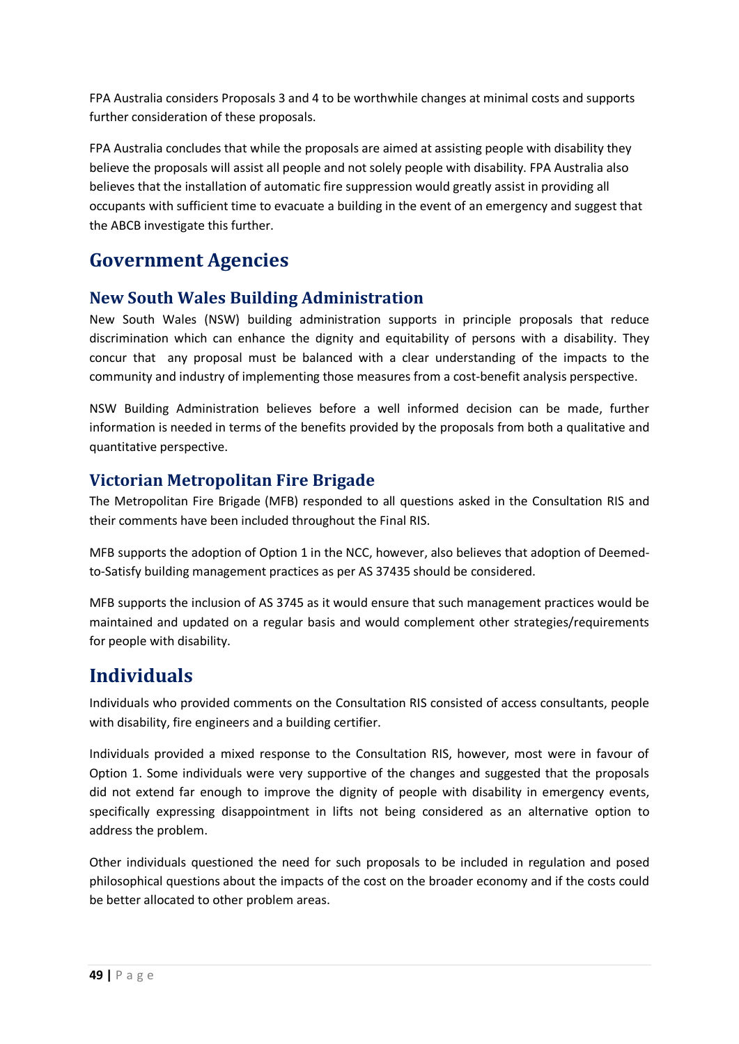FPA Australia considers Proposals 3 and 4 to be worthwhile changes at minimal costs and supports further consideration of these proposals.

FPA Australia concludes that while the proposals are aimed at assisting people with disability they believe the proposals will assist all people and not solely people with disability. FPA Australia also believes that the installation of automatic fire suppression would greatly assist in providing all occupants with sufficient time to evacuate a building in the event of an emergency and suggest that the ABCB investigate this further.

# Government Agencies

## New South Wales Building Administration

New South Wales (NSW) building administration supports in principle proposals that reduce discrimination which can enhance the dignity and equitability of persons with a disability. They concur that any proposal must be balanced with a clear understanding of the impacts to the community and industry of implementing those measures from a cost-benefit analysis perspective.

NSW Building Administration believes before a well informed decision can be made, further information is needed in terms of the benefits provided by the proposals from both a qualitative and quantitative perspective.

## Victorian Metropolitan Fire Brigade

The Metropolitan Fire Brigade (MFB) responded to all questions asked in the Consultation RIS and their comments have been included throughout the Final RIS.

MFB supports the adoption of Option 1 in the NCC, however, also believes that adoption of Deemed-to-Satisfy building management practices as per AS 37435 should be considered.

MFB supports the inclusion of AS 3745 as it would ensure that such management practices would be maintained and updated on a regular basis and would complement other strategies/requirements for people with disability.

# Individuals

Individuals who provided comments on the Consultation RIS consisted of access consultants, people with disability, fire engineers and a building certifier.

Individuals provided a mixed response to the Consultation RIS, however, most were in favour of Option 1. Some individuals were very supportive of the changes and suggested that the proposals did not extend far enough to improve the dignity of people with disability in emergency events, specifically expressing disappointment in lifts not being considered as an alternative option to address the problem.

Other individuals questioned the need for such proposals to be included in regulation and posed philosophical questions about the impacts of the cost on the broader economy and if the costs could be better allocated to other problem areas.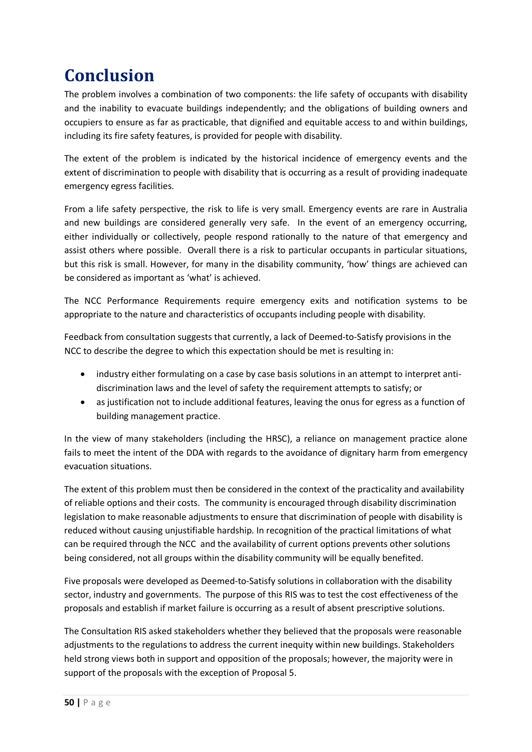# Conclusion

The problem involves a combination of two components: the life safety of occupants with disability and the inability to evacuate buildings independently; and the obligations of building owners and occupiers to ensure as far as practicable, that dignified and equitable access to and within buildings, including its fire safety features, is provided for people with disability.

The extent of the problem is indicated by the historical incidence of emergency events and the extent of discrimination to people with disability that is occurring as a result of providing inadequate emergency egress facilities.

From a life safety perspective, the risk to life is very small. Emergency events are rare in Australia and new buildings are considered generally very safe. In the event of an emergency occurring, either individually or collectively, people respond rationally to the nature of that emergency and assist others where possible. Overall there is a risk to particular occupants in particular situations, but this risk is small. However, for many in the disability community, 'how' things are achieved can be considered as important as 'what' is achieved.

The NCC Performance Requirements require emergency exits and notification systems to be appropriate to the nature and characteristics of occupants including people with disability.

Feedback from consultation suggests that currently, a lack of Deemed-to-Satisfy provisions in the NCC to describe the degree to which this expectation should be met is resulting in:

- industry either formulating on a case by case basis solutions in an attempt to interpret anti-discrimination laws and the level of safety the requirement attempts to satisfy; or
- as justification not to include additional features, leaving the onus for egress as a function of building management practice.

In the view of many stakeholders (including the HRSC), a reliance on management practice alone fails to meet the intent of the DDA with regards to the avoidance of dignitary harm from emergency evacuation situations.

The extent of this problem must then be considered in the context of the practicality and availability of reliable options and their costs. The community is encouraged through disability discrimination legislation to make reasonable adjustments to ensure that discrimination of people with disability is reduced without causing unjustifiable hardship. In recognition of the practical limitations of what can be required through the NCC and the availability of current options prevents other solutions being considered, not all groups within the disability community will be equally benefited.

Five proposals were developed as Deemed-to-Satisfy solutions in collaboration with the disability sector, industry and governments. The purpose of this RIS was to test the cost effectiveness of the proposals and establish if market failure is occurring as a result of absent prescriptive solutions.

The Consultation RIS asked stakeholders whether they believed that the proposals were reasonable adjustments to the regulations to address the current inequity within new buildings. Stakeholders held strong views both in support and opposition of the proposals; however, the majority were in support of the proposals with the exception of Proposal 5.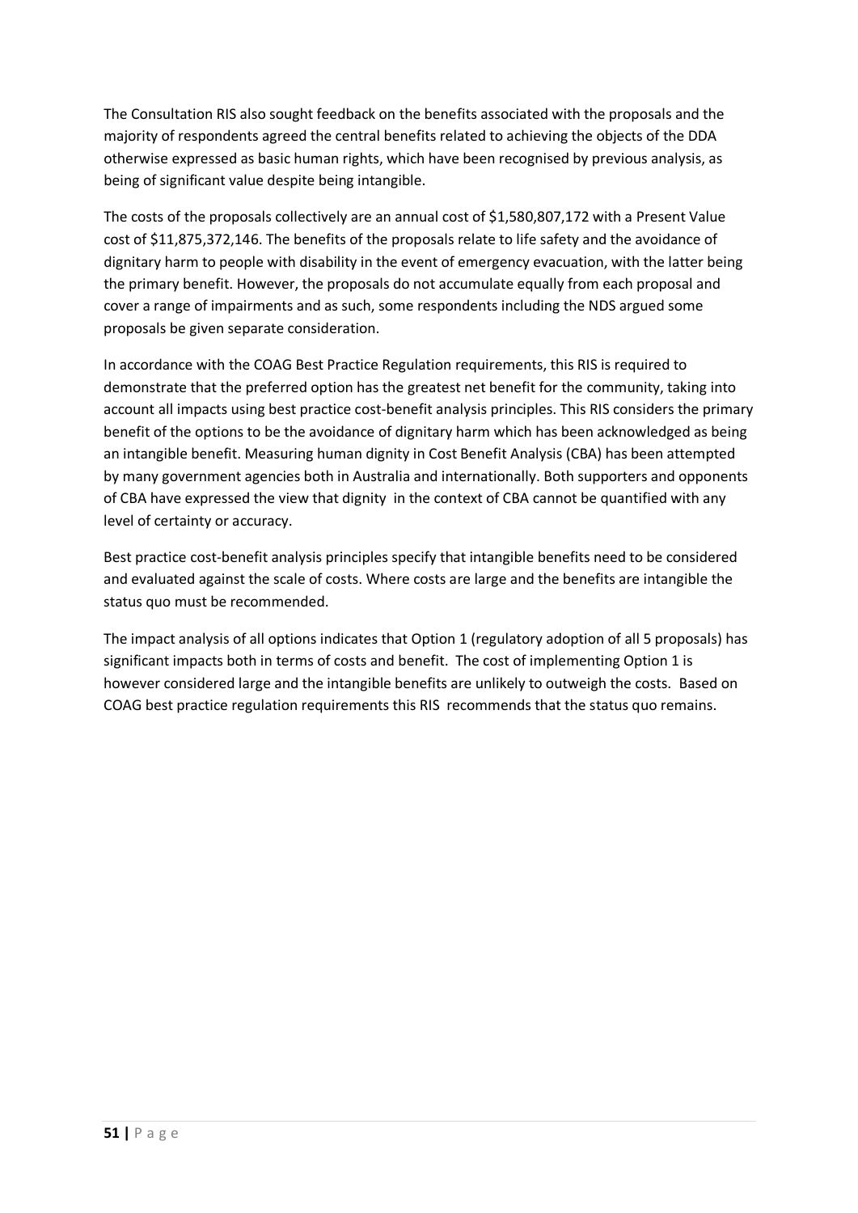The Consultation RIS also sought feedback on the benefits associated with the proposals and the majority of respondents agreed the central benefits related to achieving the objects of the DDA otherwise expressed as basic human rights, which have been recognised by previous analysis, as being of significant value despite being intangible.

The costs of the proposals collectively are an annual cost of $1,580,807,172 with a Present Value cost of $11,875,372,146. The benefits of the proposals relate to life safety and the avoidance of dignitary harm to people with disability in the event of emergency evacuation, with the latter being the primary benefit. However, the proposals do not accumulate equally from each proposal and cover a range of impairments and as such, some respondents including the NDS argued some proposals be given separate consideration.

In accordance with the COAG Best Practice Regulation requirements, this RIS is required to demonstrate that the preferred option has the greatest net benefit for the community, taking into account all impacts using best practice cost-benefit analysis principles. This RIS considers the primary benefit of the options to be the avoidance of dignitary harm which has been acknowledged as being an intangible benefit. Measuring human dignity in Cost Benefit Analysis (CBA) has been attempted by many government agencies both in Australia and internationally. Both supporters and opponents of CBA have expressed the view that dignity in the context of CBA cannot be quantified with any level of certainty or accuracy.

Best practice cost-benefit analysis principles specify that intangible benefits need to be considered and evaluated against the scale of costs. Where costs are large and the benefits are intangible the status quo must be recommended.

The impact analysis of all options indicates that Option 1 (regulatory adoption of all 5 proposals) has significant impacts both in terms of costs and benefit. The cost of implementing Option 1 is however considered large and the intangible benefits are unlikely to outweigh the costs. Based on COAG best practice regulation requirements this RIS recommends that the status quo remains.